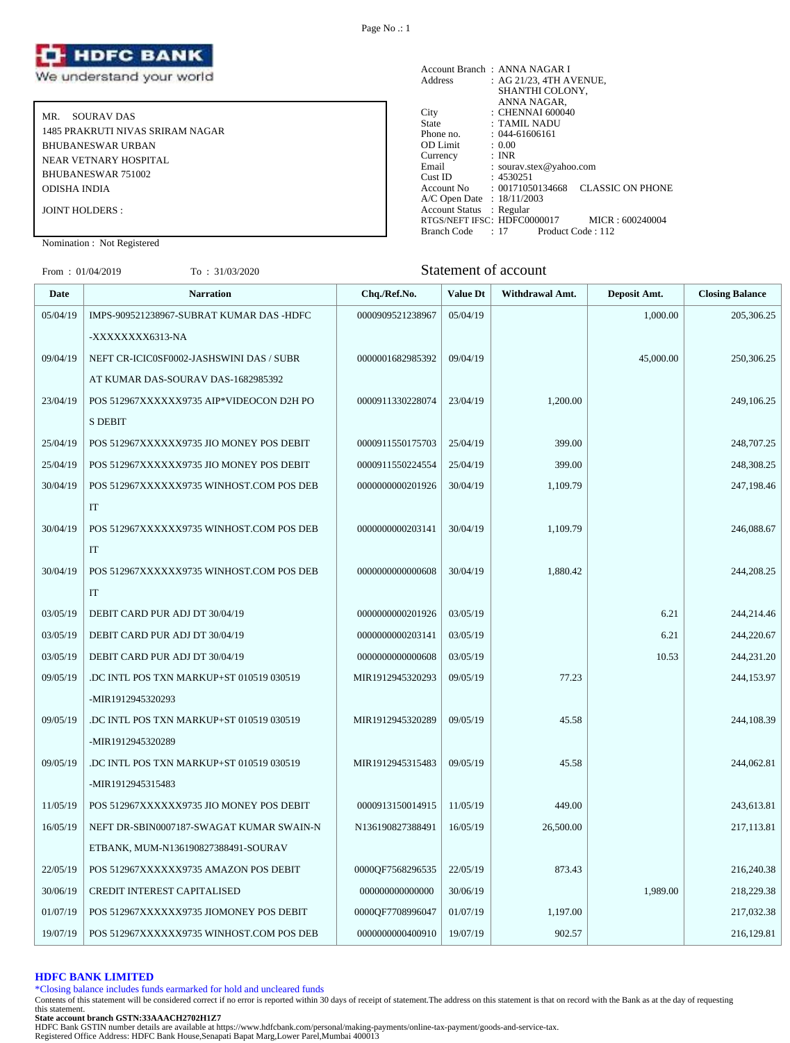# HDFC BANK
We understand your world

MR. SOURAV DAS
1485 PRAKRUTI NIVAS SRIRAM NAGAR
BHUBANESWAR URBAN
NEAR VETNARY HOSPITAL
BHUBANESWAR 751002
ODISHA INDIA

JOINT HOLDERS :

Nomination : Not Registered

Account Branch : ANNA NAGAR I
Address : AG 21/23, 4TH AVENUE, SHANTHI COLONY, ANNA NAGAR,
City : CHENNAI 600040
State : TAMIL NADU
Phone no. : 044-61606161
OD Limit : 0.00
Currency : INR
Email : sourav.stex@yahoo.com
Cust ID : 4530251
Account No : 00171050134668 CLASSIC ON PHONE
A/C Open Date : 18/11/2003
Account Status : Regular
RTGS/NEFT IFSC: HDFC0000017 MICR : 600240004
Branch Code : 17 Product Code : 112

From : 01/04/2019 To : 31/03/2020

## Statement of account

| Date | Narration | Chq./Ref.No. | Value Dt | Withdrawal Amt. | Deposit Amt. | Closing Balance |
|---|---|---|---|---|---|---|
| 05/04/19 | IMPS-909521238967-SUBRAT KUMAR DAS -HDFC -XXXXXXXX6313-NA | 0000909521238967 | 05/04/19 | | 1,000.00 | 205,306.25 |
| 09/04/19 | NEFT CR-ICIC0SF0002-JASHSWINI DAS / SUBR AT KUMAR DAS-SOURAV DAS-1682985392 | 0000001682985392 | 09/04/19 | | 45,000.00 | 250,306.25 |
| 23/04/19 | POS 512967XXXXXX9735 AIP*VIDEOCON D2H PO S DEBIT | 0000911330228074 | 23/04/19 | 1,200.00 | | 249,106.25 |
| 25/04/19 | POS 512967XXXXXX9735 JIO MONEY POS DEBIT | 0000911550175703 | 25/04/19 | 399.00 | | 248,707.25 |
| 25/04/19 | POS 512967XXXXXX9735 JIO MONEY POS DEBIT | 0000911550224554 | 25/04/19 | 399.00 | | 248,308.25 |
| 30/04/19 | POS 512967XXXXXX9735 WINHOST.COM POS DEB IT | 0000000000201926 | 30/04/19 | 1,109.79 | | 247,198.46 |
| 30/04/19 | POS 512967XXXXXX9735 WINHOST.COM POS DEB IT | 0000000000203141 | 30/04/19 | 1,109.79 | | 246,088.67 |
| 30/04/19 | POS 512967XXXXXX9735 WINHOST.COM POS DEB IT | 0000000000000608 | 30/04/19 | 1,880.42 | | 244,208.25 |
| 03/05/19 | DEBIT CARD PUR ADJ DT 30/04/19 | 0000000000201926 | 03/05/19 | | 6.21 | 244,214.46 |
| 03/05/19 | DEBIT CARD PUR ADJ DT 30/04/19 | 0000000000203141 | 03/05/19 | | 6.21 | 244,220.67 |
| 03/05/19 | DEBIT CARD PUR ADJ DT 30/04/19 | 0000000000000608 | 03/05/19 | | 10.53 | 244,231.20 |
| 09/05/19 | .DC INTL POS TXN MARKUP+ST 010519 030519 -MIR1912945320293 | MIR1912945320293 | 09/05/19 | 77.23 | | 244,153.97 |
| 09/05/19 | .DC INTL POS TXN MARKUP+ST 010519 030519 -MIR1912945320289 | MIR1912945320289 | 09/05/19 | 45.58 | | 244,108.39 |
| 09/05/19 | .DC INTL POS TXN MARKUP+ST 010519 030519 -MIR1912945315483 | MIR1912945315483 | 09/05/19 | 45.58 | | 244,062.81 |
| 11/05/19 | POS 512967XXXXXX9735 JIO MONEY POS DEBIT | 0000913150014915 | 11/05/19 | 449.00 | | 243,613.81 |
| 16/05/19 | NEFT DR-SBIN0007187-SWAGAT KUMAR SWAIN-N ETBANK, MUM-N136190827388491-SOURAV | N136190827388491 | 16/05/19 | 26,500.00 | | 217,113.81 |
| 22/05/19 | POS 512967XXXXXX9735 AMAZON POS DEBIT | 0000QF7568296535 | 22/05/19 | 873.43 | | 216,240.38 |
| 30/06/19 | CREDIT INTEREST CAPITALISED | 000000000000000 | 30/06/19 | | 1,989.00 | 218,229.38 |
| 01/07/19 | POS 512967XXXXXX9735 JIOMONEY POS DEBIT | 0000QF7708996047 | 01/07/19 | 1,197.00 | | 217,032.38 |
| 19/07/19 | POS 512967XXXXXX9735 WINHOST.COM POS DEB | 0000000000400910 | 19/07/19 | 902.57 | | 216,129.81 |

**HDFC BANK LIMITED**

*Closing balance includes funds earmarked for hold and uncleared funds

Contents of this statement will be considered correct if no error is reported within 30 days of receipt of statement.The address on this statement is that on record with the Bank as at the day of requesting this statement.

**State account branch GSTN:33AAACH2702H1Z7**

HDFC Bank GSTIN number details are available at https://www.hdfcbank.com/personal/making-payments/online-tax-payment/goods-and-service-tax.

Registered Office Address: HDFC Bank House,Senapati Bapat Marg,Lower Parel,Mumbai 400013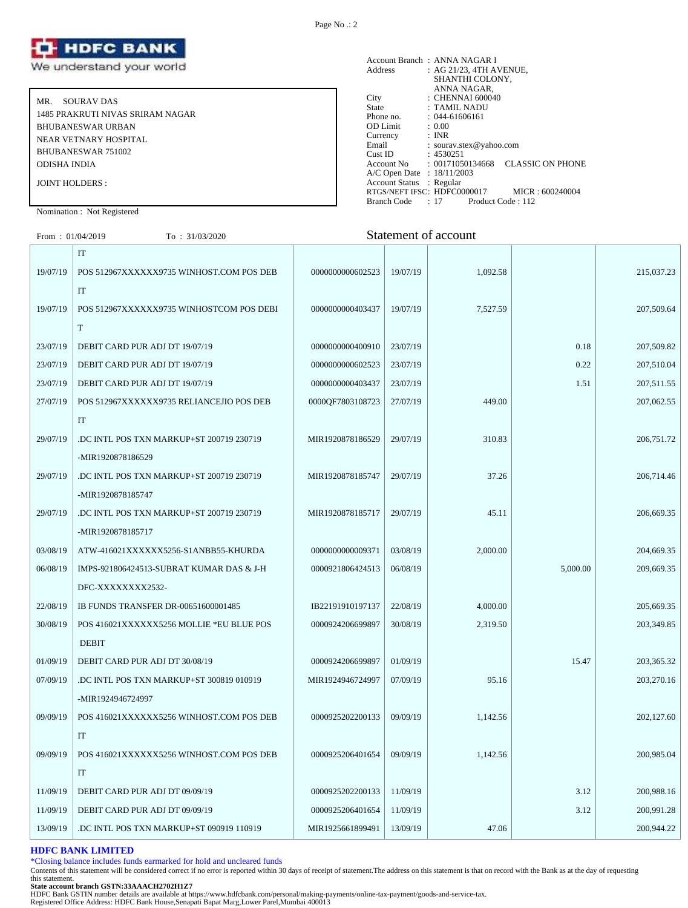**HDFC BANK**
We understand your world

MR. SOURAV DAS
1485 PRAKRUTI NIVAS SRIRAM NAGAR
BHUBANESWAR URBAN
NEAR VETNARY HOSPITAL
BHUBANESWAR 751002
ODISHA INDIA

JOINT HOLDERS :

Nomination : Not Registered

Account Branch : ANNA NAGAR I
Address : AG 21/23, 4TH AVENUE, SHANTHI COLONY, ANNA NAGAR,
City : CHENNAI 600040
State : TAMIL NADU
Phone no. : 044-61606161
OD Limit : 0.00
Currency : INR
Email : sourav.stex@yahoo.com
Cust ID : 4530251
Account No : 00171050134668 CLASSIC ON PHONE
A/C Open Date : 18/11/2003
Account Status : Regular
RTGS/NEFT IFSC: HDFC0000017 MICR : 600240004
Branch Code : 17 Product Code : 112

From : 01/04/2019 To : 31/03/2020

## Statement of account

| | | | | | | |
|---|---|---|---|---|---|---|
| | IT | | | | | |
| 19/07/19 | POS 512967XXXXXX9735 WINHOST.COM POS DEBIT | 0000000000602523 | 19/07/19 | 1,092.58 | | 215,037.23 |
| 19/07/19 | POS 512967XXXXXX9735 WINHOSTCOM POS DEBIT | 0000000000403437 | 19/07/19 | 7,527.59 | | 207,509.64 |
| 23/07/19 | DEBIT CARD PUR ADJ DT 19/07/19 | 0000000000400910 | 23/07/19 | | 0.18 | 207,509.82 |
| 23/07/19 | DEBIT CARD PUR ADJ DT 19/07/19 | 0000000000602523 | 23/07/19 | | 0.22 | 207,510.04 |
| 23/07/19 | DEBIT CARD PUR ADJ DT 19/07/19 | 0000000000403437 | 23/07/19 | | 1.51 | 207,511.55 |
| 27/07/19 | POS 512967XXXXXX9735 RELIANCEJIO POS DEBIT | 0000QF7803108723 | 27/07/19 | 449.00 | | 207,062.55 |
| 29/07/19 | .DC INTL POS TXN MARKUP+ST 200719 230719 -MIR1920878186529 | MIR1920878186529 | 29/07/19 | 310.83 | | 206,751.72 |
| 29/07/19 | .DC INTL POS TXN MARKUP+ST 200719 230719 -MIR1920878185747 | MIR1920878185747 | 29/07/19 | 37.26 | | 206,714.46 |
| 29/07/19 | .DC INTL POS TXN MARKUP+ST 200719 230719 -MIR1920878185717 | MIR1920878185717 | 29/07/19 | 45.11 | | 206,669.35 |
| 03/08/19 | ATW-416021XXXXXX5256-S1ANBB55-KHURDA | 0000000000009371 | 03/08/19 | 2,000.00 | | 204,669.35 |
| 06/08/19 | IMPS-921806424513-SUBRAT KUMAR DAS & J-HDFC-XXXXXXXX2532- | 0000921806424513 | 06/08/19 | | 5,000.00 | 209,669.35 |
| 22/08/19 | IB FUNDS TRANSFER DR-00651600001485 | IB22191910197137 | 22/08/19 | 4,000.00 | | 205,669.35 |
| 30/08/19 | POS 416021XXXXXX5256 MOLLIE *EU BLUE POS DEBIT | 0000924206699897 | 30/08/19 | 2,319.50 | | 203,349.85 |
| 01/09/19 | DEBIT CARD PUR ADJ DT 30/08/19 | 0000924206699897 | 01/09/19 | | 15.47 | 203,365.32 |
| 07/09/19 | .DC INTL POS TXN MARKUP+ST 300819 010919 -MIR1924946724997 | MIR1924946724997 | 07/09/19 | 95.16 | | 203,270.16 |
| 09/09/19 | POS 416021XXXXXX5256 WINHOST.COM POS DEBIT | 0000925202200133 | 09/09/19 | 1,142.56 | | 202,127.60 |
| 09/09/19 | POS 416021XXXXXX5256 WINHOST.COM POS DEBIT | 0000925206401654 | 09/09/19 | 1,142.56 | | 200,985.04 |
| 11/09/19 | DEBIT CARD PUR ADJ DT 09/09/19 | 0000925202200133 | 11/09/19 | | 3.12 | 200,988.16 |
| 11/09/19 | DEBIT CARD PUR ADJ DT 09/09/19 | 0000925206401654 | 11/09/19 | | 3.12 | 200,991.28 |
| 13/09/19 | .DC INTL POS TXN MARKUP+ST 090919 110919 | MIR1925661899491 | 13/09/19 | 47.06 | | 200,944.22 |

**HDFC BANK LIMITED**

*Closing balance includes funds earmarked for hold and uncleared funds

Contents of this statement will be considered correct if no error is reported within 30 days of receipt of statement.The address on this statement is that on record with the Bank as at the day of requesting this statement.

**State account branch GSTN:33AAACH2702H1Z7**

HDFC Bank GSTIN number details are available at https://www.hdfcbank.com/personal/making-payments/online-tax-payment/goods-and-service-tax.

Registered Office Address: HDFC Bank House,Senapati Bapat Marg,Lower Parel,Mumbai 400013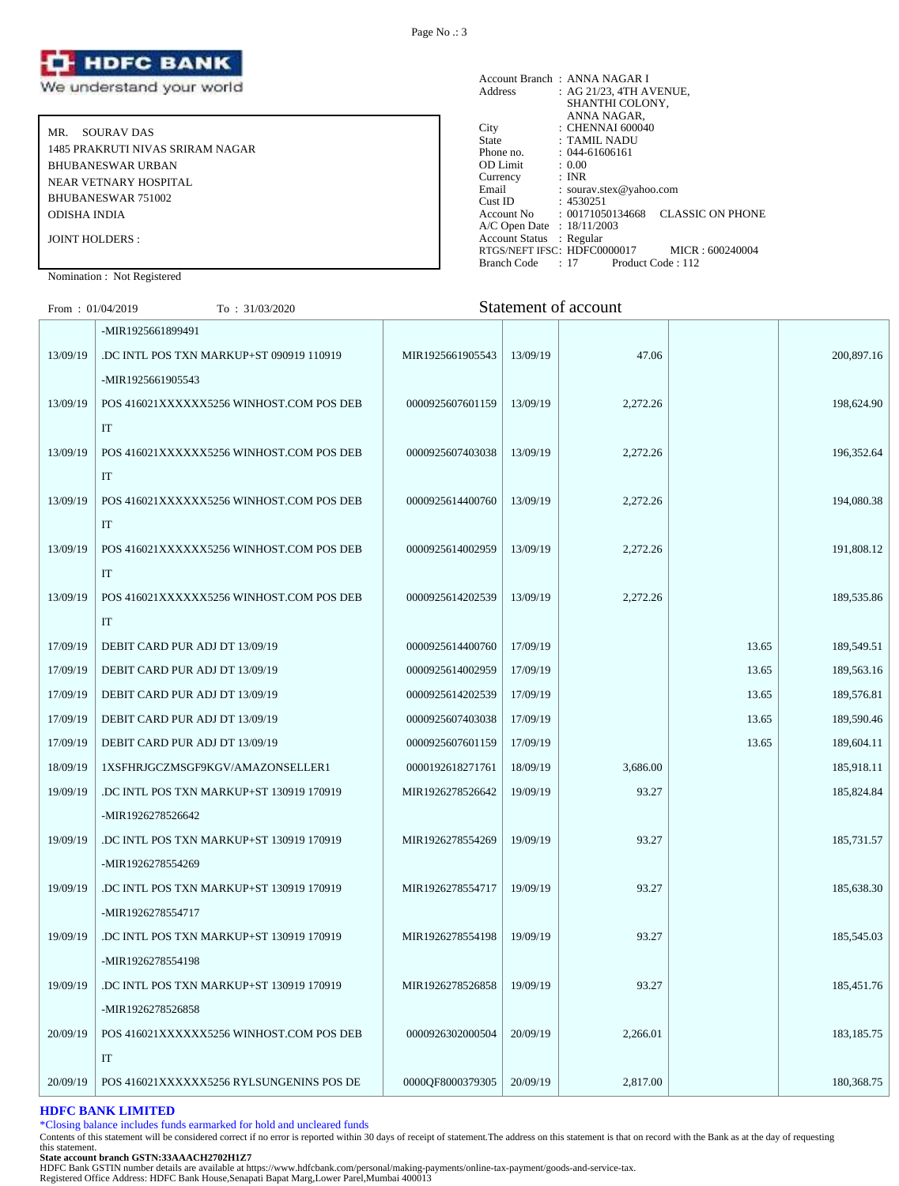**HDFC BANK**
We understand your world

MR. SOURAV DAS
1485 PRAKRUTI NIVAS SRIRAM NAGAR
BHUBANESWAR URBAN
NEAR VETNARY HOSPITAL
BHUBANESWAR 751002
ODISHA INDIA

JOINT HOLDERS :

Nomination : Not Registered

Account Branch : ANNA NAGAR I
Address : AG 21/23, 4TH AVENUE, SHANTHI COLONY, ANNA NAGAR,
City : CHENNAI 600040
State : TAMIL NADU
Phone no. : 044-61606161
OD Limit : 0.00
Currency : INR
Email : sourav.stex@yahoo.com
Cust ID : 4530251
Account No : 00171050134668 CLASSIC ON PHONE
A/C Open Date : 18/11/2003
Account Status : Regular
RTGS/NEFT IFSC: HDFC0000017 MICR : 600240004
Branch Code : 17 Product Code : 112

From : 01/04/2019 To : 31/03/2020

## Statement of account

| | | | | | | |
|---|---|---|---|---|---|---|
| | -MIR1925661899491 | | | | | |
| 13/09/19 | .DC INTL POS TXN MARKUP+ST 090919 110919 -MIR1925661905543 | MIR1925661905543 | 13/09/19 | 47.06 | | 200,897.16 |
| 13/09/19 | POS 416021XXXXXX5256 WINHOST.COM POS DEBIT | 0000925607601159 | 13/09/19 | 2,272.26 | | 198,624.90 |
| 13/09/19 | POS 416021XXXXXX5256 WINHOST.COM POS DEBIT | 0000925607403038 | 13/09/19 | 2,272.26 | | 196,352.64 |
| 13/09/19 | POS 416021XXXXXX5256 WINHOST.COM POS DEBIT | 0000925614400760 | 13/09/19 | 2,272.26 | | 194,080.38 |
| 13/09/19 | POS 416021XXXXXX5256 WINHOST.COM POS DEBIT | 0000925614002959 | 13/09/19 | 2,272.26 | | 191,808.12 |
| 13/09/19 | POS 416021XXXXXX5256 WINHOST.COM POS DEBIT | 0000925614202539 | 13/09/19 | 2,272.26 | | 189,535.86 |
| 17/09/19 | DEBIT CARD PUR ADJ DT 13/09/19 | 0000925614400760 | 17/09/19 | | 13.65 | 189,549.51 |
| 17/09/19 | DEBIT CARD PUR ADJ DT 13/09/19 | 0000925614002959 | 17/09/19 | | 13.65 | 189,563.16 |
| 17/09/19 | DEBIT CARD PUR ADJ DT 13/09/19 | 0000925614202539 | 17/09/19 | | 13.65 | 189,576.81 |
| 17/09/19 | DEBIT CARD PUR ADJ DT 13/09/19 | 0000925607403038 | 17/09/19 | | 13.65 | 189,590.46 |
| 17/09/19 | DEBIT CARD PUR ADJ DT 13/09/19 | 0000925607601159 | 17/09/19 | | 13.65 | 189,604.11 |
| 18/09/19 | 1XSFHRJGCZMSGF9KGV/AMAZONSELLER1 | 0000192618271761 | 18/09/19 | 3,686.00 | | 185,918.11 |
| 19/09/19 | .DC INTL POS TXN MARKUP+ST 130919 170919 -MIR1926278526642 | MIR1926278526642 | 19/09/19 | 93.27 | | 185,824.84 |
| 19/09/19 | .DC INTL POS TXN MARKUP+ST 130919 170919 -MIR1926278554269 | MIR1926278554269 | 19/09/19 | 93.27 | | 185,731.57 |
| 19/09/19 | .DC INTL POS TXN MARKUP+ST 130919 170919 -MIR1926278554717 | MIR1926278554717 | 19/09/19 | 93.27 | | 185,638.30 |
| 19/09/19 | .DC INTL POS TXN MARKUP+ST 130919 170919 -MIR1926278554198 | MIR1926278554198 | 19/09/19 | 93.27 | | 185,545.03 |
| 19/09/19 | .DC INTL POS TXN MARKUP+ST 130919 170919 -MIR1926278526858 | MIR1926278526858 | 19/09/19 | 93.27 | | 185,451.76 |
| 20/09/19 | POS 416021XXXXXX5256 WINHOST.COM POS DEBIT | 0000926302000504 | 20/09/19 | 2,266.01 | | 183,185.75 |
| 20/09/19 | POS 416021XXXXXX5256 RYLSUNGENINS POS DE | 0000QF8000379305 | 20/09/19 | 2,817.00 | | 180,368.75 |

**HDFC BANK LIMITED**

*Closing balance includes funds earmarked for hold and uncleared funds

Contents of this statement will be considered correct if no error is reported within 30 days of receipt of statement.The address on this statement is that on record with the Bank as at the day of requesting this statement.

**State account branch GSTN:33AAACH2702H1Z7**

HDFC Bank GSTIN number details are available at https://www.hdfcbank.com/personal/making-payments/online-tax-payment/goods-and-service-tax.

Registered Office Address: HDFC Bank House,Senapati Bapat Marg,Lower Parel,Mumbai 400013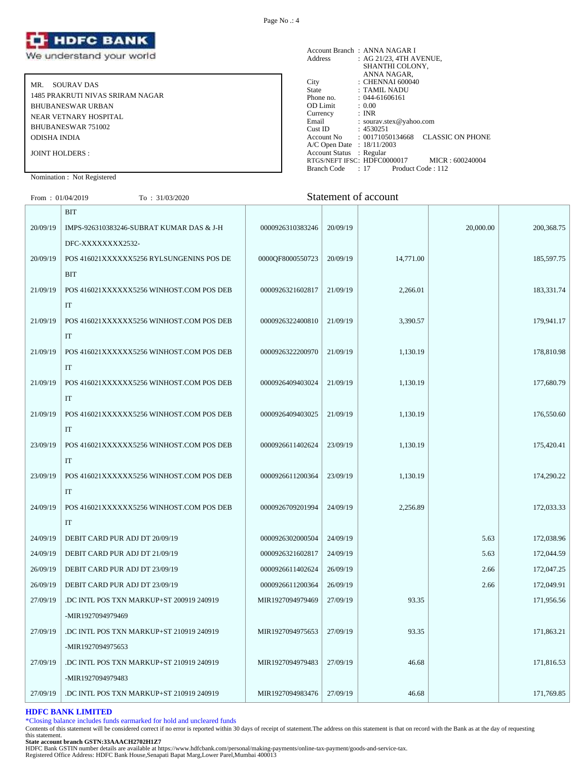**HDFC BANK**
We understand your world

MR. SOURAV DAS
1485 PRAKRUTI NIVAS SRIRAM NAGAR
BHUBANESWAR URBAN
NEAR VETNARY HOSPITAL
BHUBANESWAR 751002
ODISHA INDIA

JOINT HOLDERS :

Nomination : Not Registered

Account Branch : ANNA NAGAR I
Address : AG 21/23, 4TH AVENUE, SHANTHI COLONY, ANNA NAGAR,
City : CHENNAI 600040
State : TAMIL NADU
Phone no. : 044-61606161
OD Limit : 0.00
Currency : INR
Email : sourav.stex@yahoo.com
Cust ID : 4530251
Account No : 00171050134668 CLASSIC ON PHONE
A/C Open Date : 18/11/2003
Account Status : Regular
RTGS/NEFT IFSC: HDFC0000017 MICR : 600240004
Branch Code : 17 Product Code : 112

From : 01/04/2019 To : 31/03/2020

## Statement of account

| | | | | | | |
|---|---|---|---|---|---|---|
| | BIT | | | | | |
| 20/09/19 | IMPS-926310383246-SUBRAT KUMAR DAS & J-HDFC-XXXXXXXX2532- | 0000926310383246 | 20/09/19 | | 20,000.00 | 200,368.75 |
| 20/09/19 | POS 416021XXXXXX5256 RYLSUNGENINS POS DEBIT | 0000QF8000550723 | 20/09/19 | 14,771.00 | | 185,597.75 |
| 21/09/19 | POS 416021XXXXXX5256 WINHOST.COM POS DEBIT | 0000926321602817 | 21/09/19 | 2,266.01 | | 183,331.74 |
| 21/09/19 | POS 416021XXXXXX5256 WINHOST.COM POS DEBIT | 0000926322400810 | 21/09/19 | 3,390.57 | | 179,941.17 |
| 21/09/19 | POS 416021XXXXXX5256 WINHOST.COM POS DEBIT | 0000926322200970 | 21/09/19 | 1,130.19 | | 178,810.98 |
| 21/09/19 | POS 416021XXXXXX5256 WINHOST.COM POS DEBIT | 0000926409403024 | 21/09/19 | 1,130.19 | | 177,680.79 |
| 21/09/19 | POS 416021XXXXXX5256 WINHOST.COM POS DEBIT | 0000926409403025 | 21/09/19 | 1,130.19 | | 176,550.60 |
| 23/09/19 | POS 416021XXXXXX5256 WINHOST.COM POS DEBIT | 0000926611402624 | 23/09/19 | 1,130.19 | | 175,420.41 |
| 23/09/19 | POS 416021XXXXXX5256 WINHOST.COM POS DEBIT | 0000926611200364 | 23/09/19 | 1,130.19 | | 174,290.22 |
| 24/09/19 | POS 416021XXXXXX5256 WINHOST.COM POS DEBIT | 0000926709201994 | 24/09/19 | 2,256.89 | | 172,033.33 |
| 24/09/19 | DEBIT CARD PUR ADJ DT 20/09/19 | 0000926302000504 | 24/09/19 | | 5.63 | 172,038.96 |
| 24/09/19 | DEBIT CARD PUR ADJ DT 21/09/19 | 0000926321602817 | 24/09/19 | | 5.63 | 172,044.59 |
| 26/09/19 | DEBIT CARD PUR ADJ DT 23/09/19 | 0000926611402624 | 26/09/19 | | 2.66 | 172,047.25 |
| 26/09/19 | DEBIT CARD PUR ADJ DT 23/09/19 | 0000926611200364 | 26/09/19 | | 2.66 | 172,049.91 |
| 27/09/19 | .DC INTL POS TXN MARKUP+ST 200919 240919 -MIR1927094979469 | MIR1927094979469 | 27/09/19 | 93.35 | | 171,956.56 |
| 27/09/19 | .DC INTL POS TXN MARKUP+ST 210919 240919 -MIR1927094975653 | MIR1927094975653 | 27/09/19 | 93.35 | | 171,863.21 |
| 27/09/19 | .DC INTL POS TXN MARKUP+ST 210919 240919 -MIR1927094979483 | MIR1927094979483 | 27/09/19 | 46.68 | | 171,816.53 |
| 27/09/19 | .DC INTL POS TXN MARKUP+ST 210919 240919 | MIR1927094983476 | 27/09/19 | 46.68 | | 171,769.85 |

**HDFC BANK LIMITED**
*Closing balance includes funds earmarked for hold and uncleared funds
Contents of this statement will be considered correct if no error is reported within 30 days of receipt of statement.The address on this statement is that on record with the Bank as at the day of requesting this statement.
**State account branch GSTN:33AAACH2702H1Z7**
HDFC Bank GSTIN number details are available at https://www.hdfcbank.com/personal/making-payments/online-tax-payment/goods-and-service-tax.
Registered Office Address: HDFC Bank House,Senapati Bapat Marg,Lower Parel,Mumbai 400013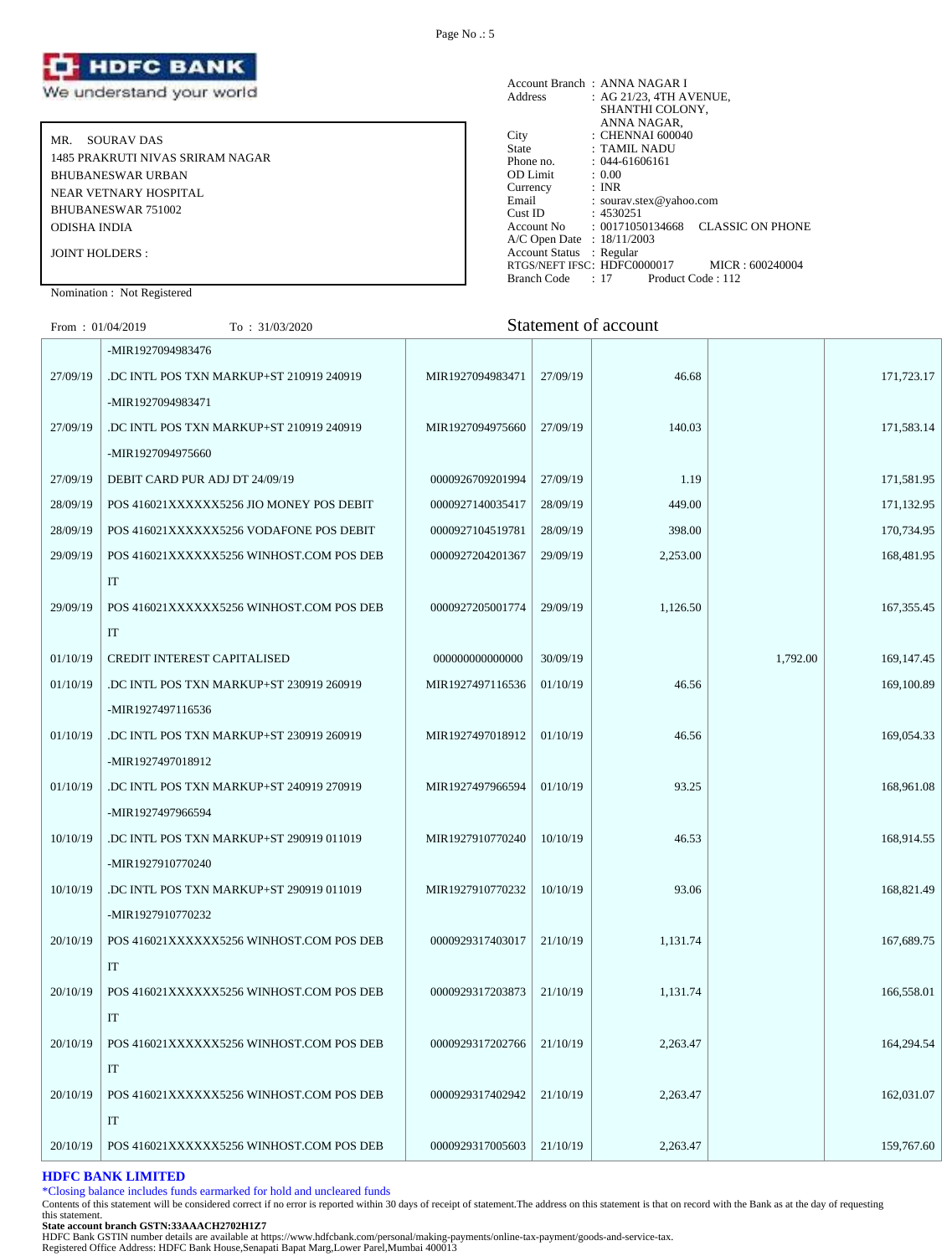**HDFC BANK**
We understand your world

MR. SOURAV DAS
1485 PRAKRUTI NIVAS SRIRAM NAGAR
BHUBANESWAR URBAN
NEAR VETNARY HOSPITAL
BHUBANESWAR 751002
ODISHA INDIA

JOINT HOLDERS :

Nomination : Not Registered

Account Branch : ANNA NAGAR I
Address : AG 21/23, 4TH AVENUE, SHANTHI COLONY, ANNA NAGAR,
City : CHENNAI 600040
State : TAMIL NADU
Phone no. : 044-61606161
OD Limit : 0.00
Currency : INR
Email : sourav.stex@yahoo.com
Cust ID : 4530251
Account No : 00171050134668 CLASSIC ON PHONE
A/C Open Date : 18/11/2003
Account Status : Regular
RTGS/NEFT IFSC: HDFC0000017 MICR : 600240004
Branch Code : 17 Product Code : 112

From : 01/04/2019 To : 31/03/2020

## Statement of account

| Date | Narration | Chq./Ref.No. | Value Dt | Withdrawal Amt. | Deposit Amt. | Closing Balance |
|---|---|---|---|---|---|---|
| | -MIR1927094983476 | | | | | |
| 27/09/19 | .DC INTL POS TXN MARKUP+ST 210919 240919 -MIR1927094983471 | MIR1927094983471 | 27/09/19 | 46.68 | | 171,723.17 |
| 27/09/19 | .DC INTL POS TXN MARKUP+ST 210919 240919 -MIR1927094975660 | MIR1927094975660 | 27/09/19 | 140.03 | | 171,583.14 |
| 27/09/19 | DEBIT CARD PUR ADJ DT 24/09/19 | 0000926709201994 | 27/09/19 | 1.19 | | 171,581.95 |
| 28/09/19 | POS 416021XXXXXX5256 JIO MONEY POS DEBIT | 0000927140035417 | 28/09/19 | 449.00 | | 171,132.95 |
| 28/09/19 | POS 416021XXXXXX5256 VODAFONE POS DEBIT | 0000927104519781 | 28/09/19 | 398.00 | | 170,734.95 |
| 29/09/19 | POS 416021XXXXXX5256 WINHOST.COM POS DEB IT | 0000927204201367 | 29/09/19 | 2,253.00 | | 168,481.95 |
| 29/09/19 | POS 416021XXXXXX5256 WINHOST.COM POS DEB IT | 0000927205001774 | 29/09/19 | 1,126.50 | | 167,355.45 |
| 01/10/19 | CREDIT INTEREST CAPITALISED | 000000000000000 | 30/09/19 | | 1,792.00 | 169,147.45 |
| 01/10/19 | .DC INTL POS TXN MARKUP+ST 230919 260919 -MIR1927497116536 | MIR1927497116536 | 01/10/19 | 46.56 | | 169,100.89 |
| 01/10/19 | .DC INTL POS TXN MARKUP+ST 230919 260919 -MIR1927497018912 | MIR1927497018912 | 01/10/19 | 46.56 | | 169,054.33 |
| 01/10/19 | .DC INTL POS TXN MARKUP+ST 240919 270919 -MIR1927497966594 | MIR1927497966594 | 01/10/19 | 93.25 | | 168,961.08 |
| 10/10/19 | .DC INTL POS TXN MARKUP+ST 290919 011019 -MIR1927910770240 | MIR1927910770240 | 10/10/19 | 46.53 | | 168,914.55 |
| 10/10/19 | .DC INTL POS TXN MARKUP+ST 290919 011019 -MIR1927910770232 | MIR1927910770232 | 10/10/19 | 93.06 | | 168,821.49 |
| 20/10/19 | POS 416021XXXXXX5256 WINHOST.COM POS DEB IT | 0000929317403017 | 21/10/19 | 1,131.74 | | 167,689.75 |
| 20/10/19 | POS 416021XXXXXX5256 WINHOST.COM POS DEB IT | 0000929317203873 | 21/10/19 | 1,131.74 | | 166,558.01 |
| 20/10/19 | POS 416021XXXXXX5256 WINHOST.COM POS DEB IT | 0000929317202766 | 21/10/19 | 2,263.47 | | 164,294.54 |
| 20/10/19 | POS 416021XXXXXX5256 WINHOST.COM POS DEB IT | 0000929317402942 | 21/10/19 | 2,263.47 | | 162,031.07 |
| 20/10/19 | POS 416021XXXXXX5256 WINHOST.COM POS DEB | 0000929317005603 | 21/10/19 | 2,263.47 | | 159,767.60 |

**HDFC BANK LIMITED**

*Closing balance includes funds earmarked for hold and uncleared funds

Contents of this statement will be considered correct if no error is reported within 30 days of receipt of statement.The address on this statement is that on record with the Bank as at the day of requesting this statement.

**State account branch GSTN:33AAACH2702H1Z7**

HDFC Bank GSTIN number details are available at https://www.hdfcbank.com/personal/making-payments/online-tax-payment/goods-and-service-tax.

Registered Office Address: HDFC Bank House,Senapati Bapat Marg,Lower Parel,Mumbai 400013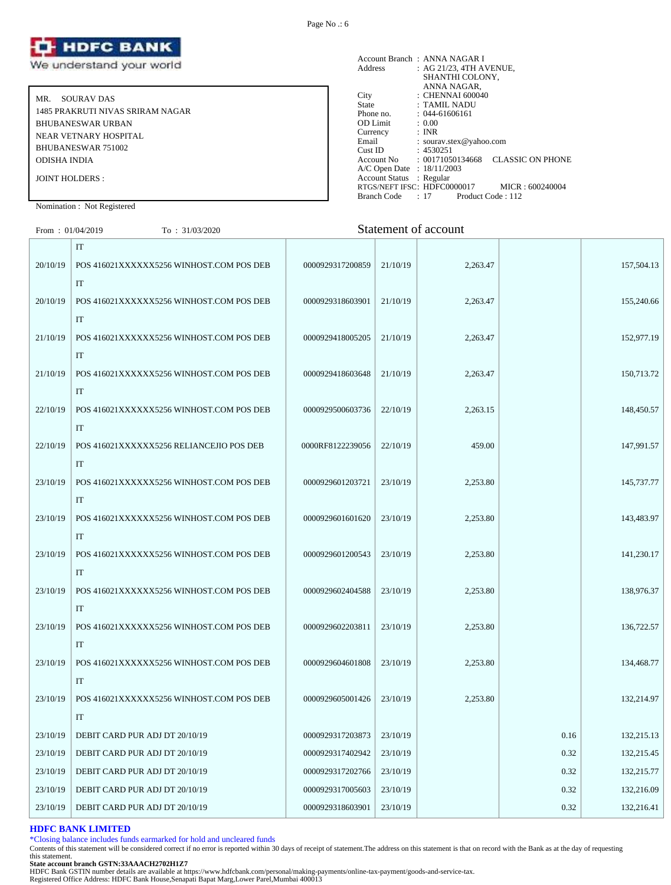![HDFC BANK — We understand your world]

| | |
|---|---|
| MR. SOURAV DAS | Account Branch : ANNA NAGAR I |
| 1485 PRAKRUTI NIVAS SRIRAM NAGAR | Address : AG 21/23, 4TH AVENUE, SHANTHI COLONY, ANNA NAGAR, |
| BHUBANESWAR URBAN | City : CHENNAI 600040 |
| NEAR VETNARY HOSPITAL | State : TAMIL NADU |
| BHUBANESWAR 751002 | Phone no. : 044-61606161 |
| ODISHA INDIA | OD Limit : 0.00 |
| JOINT HOLDERS : | Currency : INR |
| | Email : sourav.stex@yahoo.com |
| | Cust ID : 4530251 |
| | Account No : 00171050134668 CLASSIC ON PHONE |
| | A/C Open Date : 18/11/2003 |
| | Account Status : Regular |
| | RTGS/NEFT IFSC: HDFC0000017 MICR : 600240004 |
| | Branch Code : 17 Product Code : 112 |

Nomination : Not Registered

From : 01/04/2019 To : 31/03/2020

## Statement of account

| | | | | | | |
|---|---|---|---|---|---|---|
| | IT | | | | | |
| 20/10/19 | POS 416021XXXXXX5256 WINHOST.COM POS DEBIT | 0000929317200859 | 21/10/19 | 2,263.47 | | 157,504.13 |
| 20/10/19 | POS 416021XXXXXX5256 WINHOST.COM POS DEBIT | 0000929318603901 | 21/10/19 | 2,263.47 | | 155,240.66 |
| 21/10/19 | POS 416021XXXXXX5256 WINHOST.COM POS DEBIT | 0000929418005205 | 21/10/19 | 2,263.47 | | 152,977.19 |
| 21/10/19 | POS 416021XXXXXX5256 WINHOST.COM POS DEBIT | 0000929418603648 | 21/10/19 | 2,263.47 | | 150,713.72 |
| 22/10/19 | POS 416021XXXXXX5256 WINHOST.COM POS DEBIT | 0000929500603736 | 22/10/19 | 2,263.15 | | 148,450.57 |
| 22/10/19 | POS 416021XXXXXX5256 RELIANCEJIO POS DEBIT | 0000RF8122239056 | 22/10/19 | 459.00 | | 147,991.57 |
| 23/10/19 | POS 416021XXXXXX5256 WINHOST.COM POS DEBIT | 0000929601203721 | 23/10/19 | 2,253.80 | | 145,737.77 |
| 23/10/19 | POS 416021XXXXXX5256 WINHOST.COM POS DEBIT | 0000929601601620 | 23/10/19 | 2,253.80 | | 143,483.97 |
| 23/10/19 | POS 416021XXXXXX5256 WINHOST.COM POS DEBIT | 0000929601200543 | 23/10/19 | 2,253.80 | | 141,230.17 |
| 23/10/19 | POS 416021XXXXXX5256 WINHOST.COM POS DEBIT | 0000929602404588 | 23/10/19 | 2,253.80 | | 138,976.37 |
| 23/10/19 | POS 416021XXXXXX5256 WINHOST.COM POS DEBIT | 0000929602203811 | 23/10/19 | 2,253.80 | | 136,722.57 |
| 23/10/19 | POS 416021XXXXXX5256 WINHOST.COM POS DEBIT | 0000929604601808 | 23/10/19 | 2,253.80 | | 134,468.77 |
| 23/10/19 | POS 416021XXXXXX5256 WINHOST.COM POS DEBIT | 0000929605001426 | 23/10/19 | 2,253.80 | | 132,214.97 |
| 23/10/19 | DEBIT CARD PUR ADJ DT 20/10/19 | 0000929317203873 | 23/10/19 | | 0.16 | 132,215.13 |
| 23/10/19 | DEBIT CARD PUR ADJ DT 20/10/19 | 0000929317402942 | 23/10/19 | | 0.32 | 132,215.45 |
| 23/10/19 | DEBIT CARD PUR ADJ DT 20/10/19 | 0000929317202766 | 23/10/19 | | 0.32 | 132,215.77 |
| 23/10/19 | DEBIT CARD PUR ADJ DT 20/10/19 | 0000929317005603 | 23/10/19 | | 0.32 | 132,216.09 |
| 23/10/19 | DEBIT CARD PUR ADJ DT 20/10/19 | 0000929318603901 | 23/10/19 | | 0.32 | 132,216.41 |

**HDFC BANK LIMITED**

*Closing balance includes funds earmarked for hold and uncleared funds

Contents of this statement will be considered correct if no error is reported within 30 days of receipt of statement.The address on this statement is that on record with the Bank as at the day of requesting this statement.

**State account branch GSTN:33AAACH2702H1Z7**

HDFC Bank GSTIN number details are available at https://www.hdfcbank.com/personal/making-payments/online-tax-payment/goods-and-service-tax.

Registered Office Address: HDFC Bank House,Senapati Bapat Marg,Lower Parel,Mumbai 400013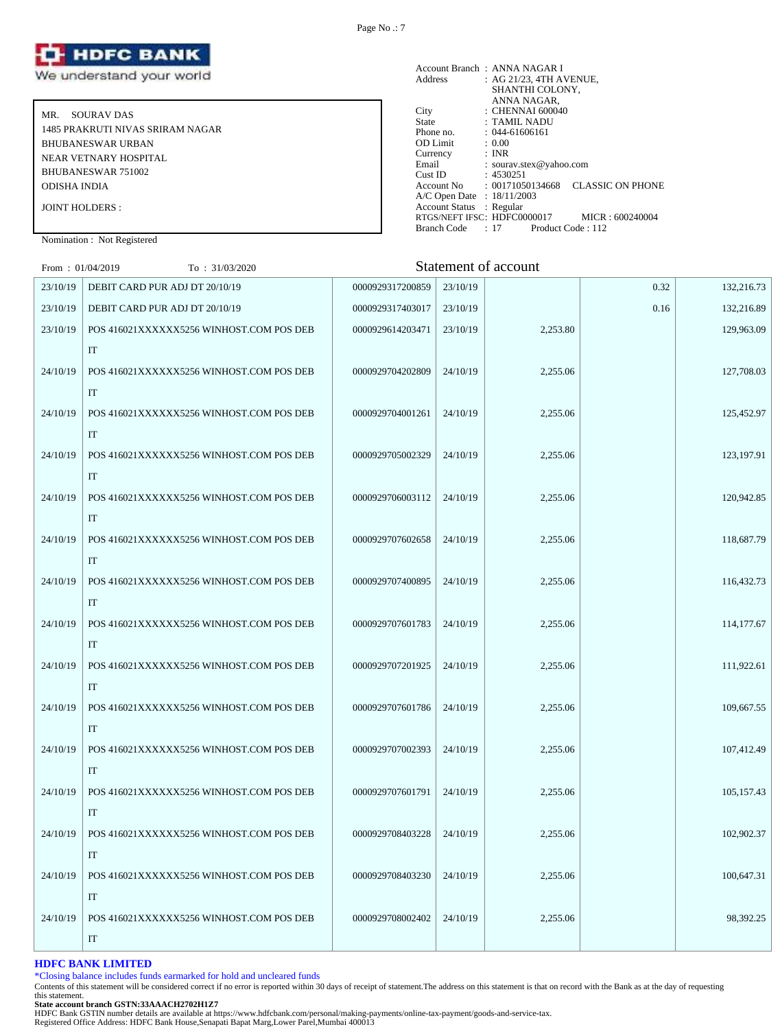**HDFC BANK**
We understand your world

MR. SOURAV DAS
1485 PRAKRUTI NIVAS SRIRAM NAGAR
BHUBANESWAR URBAN
NEAR VETNARY HOSPITAL
BHUBANESWAR 751002
ODISHA INDIA

JOINT HOLDERS :

Nomination : Not Registered

Account Branch : ANNA NAGAR I
Address : AG 21/23, 4TH AVENUE, SHANTHI COLONY, ANNA NAGAR,
City : CHENNAI 600040
State : TAMIL NADU
Phone no. : 044-61606161
OD Limit : 0.00
Currency : INR
Email : sourav.stex@yahoo.com
Cust ID : 4530251
Account No : 00171050134668 CLASSIC ON PHONE
A/C Open Date : 18/11/2003
Account Status : Regular
RTGS/NEFT IFSC: HDFC0000017 MICR : 600240004
Branch Code : 17 Product Code : 112

From : 01/04/2019 To : 31/03/2020

## Statement of account

| | | | | | | |
|---|---|---|---|---|---|---|
| 23/10/19 | DEBIT CARD PUR ADJ DT 20/10/19 | 0000929317200859 | 23/10/19 | | 0.32 | 132,216.73 |
| 23/10/19 | DEBIT CARD PUR ADJ DT 20/10/19 | 0000929317403017 | 23/10/19 | | 0.16 | 132,216.89 |
| 23/10/19 | POS 416021XXXXXX5256 WINHOST.COM POS DEB IT | 0000929614203471 | 23/10/19 | 2,253.80 | | 129,963.09 |
| 24/10/19 | POS 416021XXXXXX5256 WINHOST.COM POS DEB IT | 0000929704202809 | 24/10/19 | 2,255.06 | | 127,708.03 |
| 24/10/19 | POS 416021XXXXXX5256 WINHOST.COM POS DEB IT | 0000929704001261 | 24/10/19 | 2,255.06 | | 125,452.97 |
| 24/10/19 | POS 416021XXXXXX5256 WINHOST.COM POS DEB IT | 0000929705002329 | 24/10/19 | 2,255.06 | | 123,197.91 |
| 24/10/19 | POS 416021XXXXXX5256 WINHOST.COM POS DEB IT | 0000929706003112 | 24/10/19 | 2,255.06 | | 120,942.85 |
| 24/10/19 | POS 416021XXXXXX5256 WINHOST.COM POS DEB IT | 0000929707602658 | 24/10/19 | 2,255.06 | | 118,687.79 |
| 24/10/19 | POS 416021XXXXXX5256 WINHOST.COM POS DEB IT | 0000929707400895 | 24/10/19 | 2,255.06 | | 116,432.73 |
| 24/10/19 | POS 416021XXXXXX5256 WINHOST.COM POS DEB IT | 0000929707601783 | 24/10/19 | 2,255.06 | | 114,177.67 |
| 24/10/19 | POS 416021XXXXXX5256 WINHOST.COM POS DEB IT | 0000929707201925 | 24/10/19 | 2,255.06 | | 111,922.61 |
| 24/10/19 | POS 416021XXXXXX5256 WINHOST.COM POS DEB IT | 0000929707601786 | 24/10/19 | 2,255.06 | | 109,667.55 |
| 24/10/19 | POS 416021XXXXXX5256 WINHOST.COM POS DEB IT | 0000929707002393 | 24/10/19 | 2,255.06 | | 107,412.49 |
| 24/10/19 | POS 416021XXXXXX5256 WINHOST.COM POS DEB IT | 0000929707601791 | 24/10/19 | 2,255.06 | | 105,157.43 |
| 24/10/19 | POS 416021XXXXXX5256 WINHOST.COM POS DEB IT | 0000929708403228 | 24/10/19 | 2,255.06 | | 102,902.37 |
| 24/10/19 | POS 416021XXXXXX5256 WINHOST.COM POS DEB IT | 0000929708403230 | 24/10/19 | 2,255.06 | | 100,647.31 |
| 24/10/19 | POS 416021XXXXXX5256 WINHOST.COM POS DEB IT | 0000929708002402 | 24/10/19 | 2,255.06 | | 98,392.25 |

**HDFC BANK LIMITED**

*Closing balance includes funds earmarked for hold and uncleared funds

Contents of this statement will be considered correct if no error is reported within 30 days of receipt of statement.The address on this statement is that on record with the Bank as at the day of requesting this statement.

**State account branch GSTN:33AAACH2702H1Z7**

HDFC Bank GSTIN number details are available at https://www.hdfcbank.com/personal/making-payments/online-tax-payment/goods-and-service-tax.

Registered Office Address: HDFC Bank House,Senapati Bapat Marg,Lower Parel,Mumbai 400013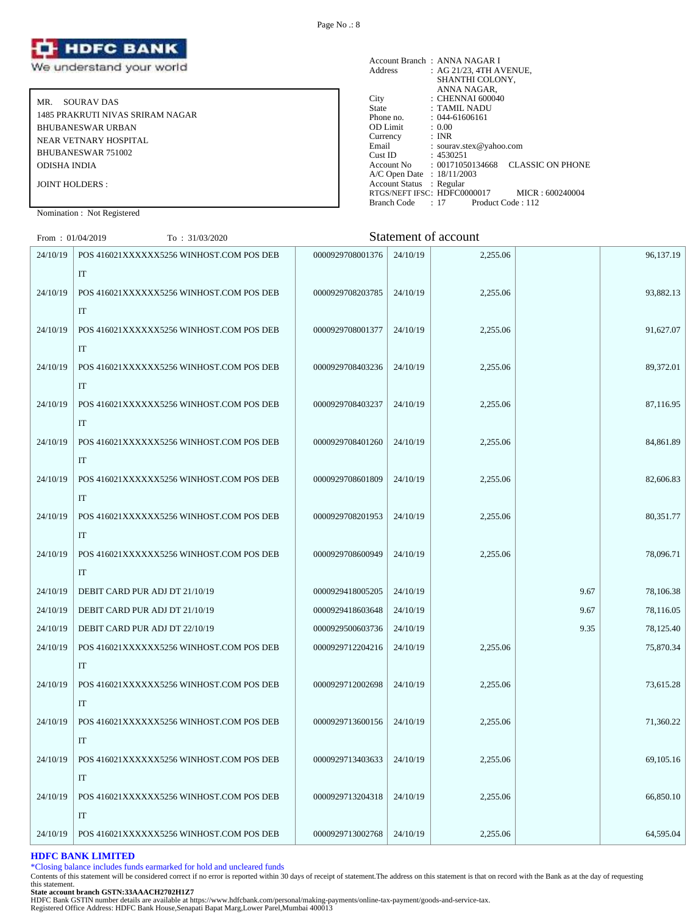# HDFC BANK
We understand your world

MR. SOURAV DAS
1485 PRAKRUTI NIVAS SRIRAM NAGAR
BHUBANESWAR URBAN
NEAR VETNARY HOSPITAL
BHUBANESWAR 751002
ODISHA INDIA

JOINT HOLDERS :

Nomination : Not Registered

Account Branch : ANNA NAGAR I
Address : AG 21/23, 4TH AVENUE, SHANTHI COLONY, ANNA NAGAR,
City : CHENNAI 600040
State : TAMIL NADU
Phone no. : 044-61606161
OD Limit : 0.00
Currency : INR
Email : sourav.stex@yahoo.com
Cust ID : 4530251
Account No : 00171050134668 CLASSIC ON PHONE
A/C Open Date : 18/11/2003
Account Status : Regular
RTGS/NEFT IFSC: HDFC0000017 MICR : 600240004
Branch Code : 17 Product Code : 112

From : 01/04/2019 To : 31/03/2020

## Statement of account

| Date | Narration | Chq./Ref.No. | Value Dt | Withdrawal Amt. | Deposit Amt. | Closing Balance |
|---|---|---|---|---|---|---|
| 24/10/19 | POS 416021XXXXXX5256 WINHOST.COM POS DEBIT | 0000929708001376 | 24/10/19 | 2,255.06 | | 96,137.19 |
| 24/10/19 | POS 416021XXXXXX5256 WINHOST.COM POS DEBIT | 0000929708203785 | 24/10/19 | 2,255.06 | | 93,882.13 |
| 24/10/19 | POS 416021XXXXXX5256 WINHOST.COM POS DEBIT | 0000929708001377 | 24/10/19 | 2,255.06 | | 91,627.07 |
| 24/10/19 | POS 416021XXXXXX5256 WINHOST.COM POS DEBIT | 0000929708403236 | 24/10/19 | 2,255.06 | | 89,372.01 |
| 24/10/19 | POS 416021XXXXXX5256 WINHOST.COM POS DEBIT | 0000929708403237 | 24/10/19 | 2,255.06 | | 87,116.95 |
| 24/10/19 | POS 416021XXXXXX5256 WINHOST.COM POS DEBIT | 0000929708401260 | 24/10/19 | 2,255.06 | | 84,861.89 |
| 24/10/19 | POS 416021XXXXXX5256 WINHOST.COM POS DEBIT | 0000929708601809 | 24/10/19 | 2,255.06 | | 82,606.83 |
| 24/10/19 | POS 416021XXXXXX5256 WINHOST.COM POS DEBIT | 0000929708201953 | 24/10/19 | 2,255.06 | | 80,351.77 |
| 24/10/19 | POS 416021XXXXXX5256 WINHOST.COM POS DEBIT | 0000929708600949 | 24/10/19 | 2,255.06 | | 78,096.71 |
| 24/10/19 | DEBIT CARD PUR ADJ DT 21/10/19 | 0000929418005205 | 24/10/19 | | 9.67 | 78,106.38 |
| 24/10/19 | DEBIT CARD PUR ADJ DT 21/10/19 | 0000929418603648 | 24/10/19 | | 9.67 | 78,116.05 |
| 24/10/19 | DEBIT CARD PUR ADJ DT 22/10/19 | 0000929500603736 | 24/10/19 | | 9.35 | 78,125.40 |
| 24/10/19 | POS 416021XXXXXX5256 WINHOST.COM POS DEBIT | 0000929712204216 | 24/10/19 | 2,255.06 | | 75,870.34 |
| 24/10/19 | POS 416021XXXXXX5256 WINHOST.COM POS DEBIT | 0000929712002698 | 24/10/19 | 2,255.06 | | 73,615.28 |
| 24/10/19 | POS 416021XXXXXX5256 WINHOST.COM POS DEBIT | 0000929713600156 | 24/10/19 | 2,255.06 | | 71,360.22 |
| 24/10/19 | POS 416021XXXXXX5256 WINHOST.COM POS DEBIT | 0000929713403633 | 24/10/19 | 2,255.06 | | 69,105.16 |
| 24/10/19 | POS 416021XXXXXX5256 WINHOST.COM POS DEBIT | 0000929713204318 | 24/10/19 | 2,255.06 | | 66,850.10 |
| 24/10/19 | POS 416021XXXXXX5256 WINHOST.COM POS DEB | 0000929713002768 | 24/10/19 | 2,255.06 | | 64,595.04 |

**HDFC BANK LIMITED**

*Closing balance includes funds earmarked for hold and uncleared funds

Contents of this statement will be considered correct if no error is reported within 30 days of receipt of statement.The address on this statement is that on record with the Bank as at the day of requesting this statement.

**State account branch GSTN:33AAACH2702H1Z7**

HDFC Bank GSTIN number details are available at https://www.hdfcbank.com/personal/making-payments/online-tax-payment/goods-and-service-tax.

Registered Office Address: HDFC Bank House,Senapati Bapat Marg,Lower Parel,Mumbai 400013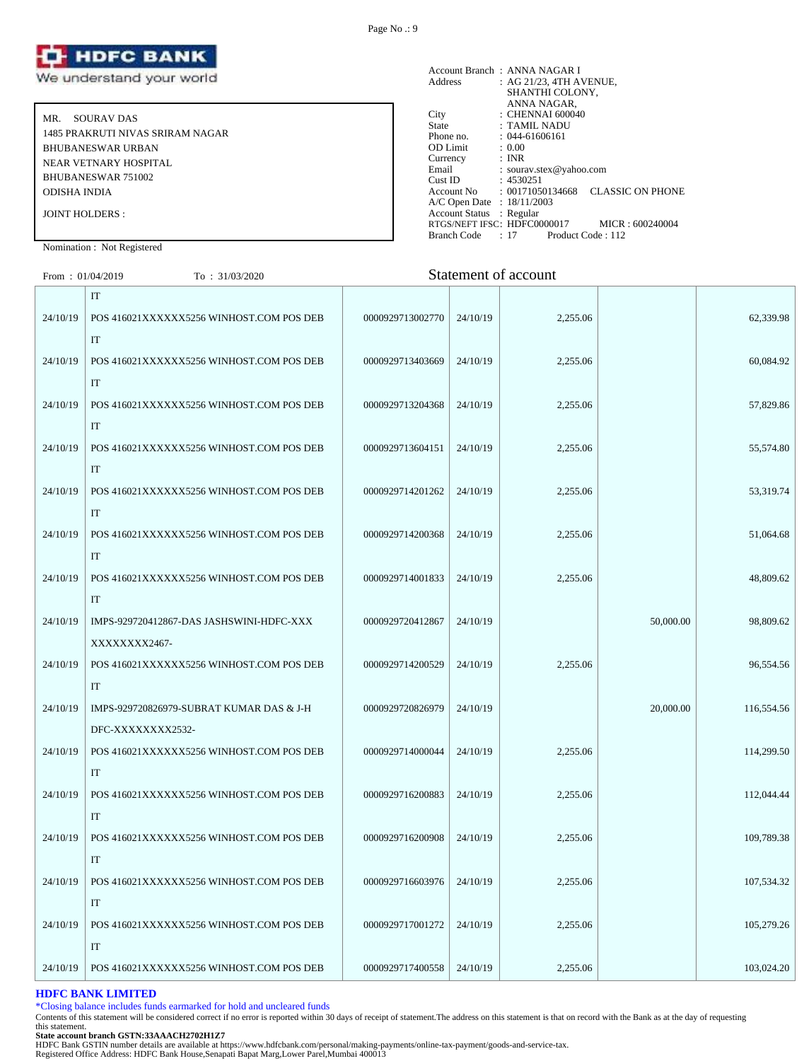**HDFC BANK**
We understand your world

MR. SOUROV DAS
1485 PRAKRUTI NIVAS SRIRAM NAGAR
BHUBANESWAR URBAN
NEAR VETNARY HOSPITAL
BHUBANESWAR 751002
ODISHA INDIA

JOINT HOLDERS :

Nomination : Not Registered

Account Branch : ANNA NAGAR I
Address : AG 21/23, 4TH AVENUE, SHANTHI COLONY, ANNA NAGAR,
City : CHENNAI 600040
State : TAMIL NADU
Phone no. : 044-61606161
OD Limit : 0.00
Currency : INR
Email : sourav.stex@yahoo.com
Cust ID : 4530251
Account No : 00171050134668 CLASSIC ON PHONE
A/C Open Date : 18/11/2003
Account Status : Regular
RTGS/NEFT IFSC: HDFC0000017 MICR : 600240004
Branch Code : 17 Product Code : 112

From : 01/04/2019 To : 31/03/2020

## Statement of account

| Date | Narration | Chq./Ref.No. | Value Dt | Withdrawal Amt. | Deposit Amt. | Closing Balance |
|---|---|---|---|---|---|---|
| | IT | | | | | |
| 24/10/19 | POS 416021XXXXXX5256 WINHOST.COM POS DEBIT | 0000929713002770 | 24/10/19 | 2,255.06 | | 62,339.98 |
| 24/10/19 | POS 416021XXXXXX5256 WINHOST.COM POS DEBIT | 0000929713403669 | 24/10/19 | 2,255.06 | | 60,084.92 |
| 24/10/19 | POS 416021XXXXXX5256 WINHOST.COM POS DEBIT | 0000929713204368 | 24/10/19 | 2,255.06 | | 57,829.86 |
| 24/10/19 | POS 416021XXXXXX5256 WINHOST.COM POS DEBIT | 0000929713604151 | 24/10/19 | 2,255.06 | | 55,574.80 |
| 24/10/19 | POS 416021XXXXXX5256 WINHOST.COM POS DEBIT | 0000929714201262 | 24/10/19 | 2,255.06 | | 53,319.74 |
| 24/10/19 | POS 416021XXXXXX5256 WINHOST.COM POS DEBIT | 0000929714200368 | 24/10/19 | 2,255.06 | | 51,064.68 |
| 24/10/19 | POS 416021XXXXXX5256 WINHOST.COM POS DEBIT | 0000929714001833 | 24/10/19 | 2,255.06 | | 48,809.62 |
| 24/10/19 | IMPS-929720412867-DAS JASHSWINI-HDFC-XXXXXXXXXX2467- | 0000929720412867 | 24/10/19 | | 50,000.00 | 98,809.62 |
| 24/10/19 | POS 416021XXXXXX5256 WINHOST.COM POS DEBIT | 0000929714200529 | 24/10/19 | 2,255.06 | | 96,554.56 |
| 24/10/19 | IMPS-929720826979-SUBRAT KUMAR DAS & J-HDFC-XXXXXXXXX2532- | 0000929720826979 | 24/10/19 | | 20,000.00 | 116,554.56 |
| 24/10/19 | POS 416021XXXXXX5256 WINHOST.COM POS DEBIT | 0000929714000044 | 24/10/19 | 2,255.06 | | 114,299.50 |
| 24/10/19 | POS 416021XXXXXX5256 WINHOST.COM POS DEBIT | 0000929716200883 | 24/10/19 | 2,255.06 | | 112,044.44 |
| 24/10/19 | POS 416021XXXXXX5256 WINHOST.COM POS DEBIT | 0000929716200908 | 24/10/19 | 2,255.06 | | 109,789.38 |
| 24/10/19 | POS 416021XXXXXX5256 WINHOST.COM POS DEBIT | 0000929716603976 | 24/10/19 | 2,255.06 | | 107,534.32 |
| 24/10/19 | POS 416021XXXXXX5256 WINHOST.COM POS DEBIT | 0000929717001272 | 24/10/19 | 2,255.06 | | 105,279.26 |
| 24/10/19 | POS 416021XXXXXX5256 WINHOST.COM POS DEB | 0000929717400558 | 24/10/19 | 2,255.06 | | 103,024.20 |

**HDFC BANK LIMITED**
*Closing balance includes funds earmarked for hold and uncleared funds
Contents of this statement will be considered correct if no error is reported within 30 days of receipt of statement.The address on this statement is that on record with the Bank as at the day of requesting this statement.
**State account branch GSTN:33AAACH2702H1Z7**
HDFC Bank GSTIN number details are available at https://www.hdfcbank.com/personal/making-payments/online-tax-payment/goods-and-service-tax.
Registered Office Address: HDFC Bank House,Senapati Bapat Marg,Lower Parel,Mumbai 400013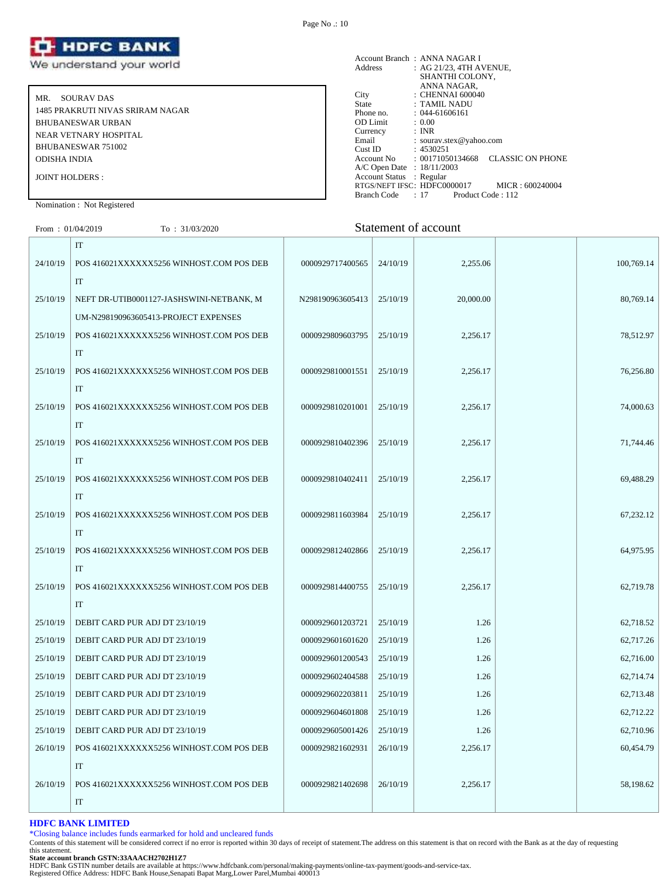MR. SOURAV DAS
1485 PRAKRUTI NIVAS SRIRAM NAGAR
BHUBANESWAR URBAN
NEAR VETNARY HOSPITAL
BHUBANESWAR 751002
ODISHA INDIA

JOINT HOLDERS :

Nomination : Not Registered

Account Branch : ANNA NAGAR I
Address : AG 21/23, 4TH AVENUE, SHANTHI COLONY, ANNA NAGAR,
City : CHENNAI 600040
State : TAMIL NADU
Phone no. : 044-61606161
OD Limit : 0.00
Currency : INR
Email : sourav.stex@yahoo.com
Cust ID : 4530251
Account No : 00171050134668 CLASSIC ON PHONE
A/C Open Date : 18/11/2003
Account Status : Regular
RTGS/NEFT IFSC: HDFC0000017 MICR : 600240004
Branch Code : 17 Product Code : 112

From : 01/04/2019 To : 31/03/2020

## Statement of account

| Date | Narration | Chq./Ref.No. | Value Dt | Withdrawal Amt. | Deposit Amt. | Closing Balance |
|---|---|---|---|---|---|---|
| | IT | | | | | |
| 24/10/19 | POS 416021XXXXXX5256 WINHOST.COM POS DEBIT | 0000929717400565 | 24/10/19 | 2,255.06 | | 100,769.14 |
| 25/10/19 | NEFT DR-UTIB0001127-JASHSWINI-NETBANK, MUM-N298190963605413-PROJECT EXPENSES | N298190963605413 | 25/10/19 | 20,000.00 | | 80,769.14 |
| 25/10/19 | POS 416021XXXXXX5256 WINHOST.COM POS DEBIT | 0000929809603795 | 25/10/19 | 2,256.17 | | 78,512.97 |
| 25/10/19 | POS 416021XXXXXX5256 WINHOST.COM POS DEBIT | 0000929810001551 | 25/10/19 | 2,256.17 | | 76,256.80 |
| 25/10/19 | POS 416021XXXXXX5256 WINHOST.COM POS DEBIT | 0000929810201001 | 25/10/19 | 2,256.17 | | 74,000.63 |
| 25/10/19 | POS 416021XXXXXX5256 WINHOST.COM POS DEBIT | 0000929810402396 | 25/10/19 | 2,256.17 | | 71,744.46 |
| 25/10/19 | POS 416021XXXXXX5256 WINHOST.COM POS DEBIT | 0000929810402411 | 25/10/19 | 2,256.17 | | 69,488.29 |
| 25/10/19 | POS 416021XXXXXX5256 WINHOST.COM POS DEBIT | 0000929811603984 | 25/10/19 | 2,256.17 | | 67,232.12 |
| 25/10/19 | POS 416021XXXXXX5256 WINHOST.COM POS DEBIT | 0000929812402866 | 25/10/19 | 2,256.17 | | 64,975.95 |
| 25/10/19 | POS 416021XXXXXX5256 WINHOST.COM POS DEBIT | 0000929814400755 | 25/10/19 | 2,256.17 | | 62,719.78 |
| 25/10/19 | DEBIT CARD PUR ADJ DT 23/10/19 | 0000929601203721 | 25/10/19 | 1.26 | | 62,718.52 |
| 25/10/19 | DEBIT CARD PUR ADJ DT 23/10/19 | 0000929601601620 | 25/10/19 | 1.26 | | 62,717.26 |
| 25/10/19 | DEBIT CARD PUR ADJ DT 23/10/19 | 0000929601200543 | 25/10/19 | 1.26 | | 62,716.00 |
| 25/10/19 | DEBIT CARD PUR ADJ DT 23/10/19 | 0000929602404588 | 25/10/19 | 1.26 | | 62,714.74 |
| 25/10/19 | DEBIT CARD PUR ADJ DT 23/10/19 | 0000929602203811 | 25/10/19 | 1.26 | | 62,713.48 |
| 25/10/19 | DEBIT CARD PUR ADJ DT 23/10/19 | 0000929604601808 | 25/10/19 | 1.26 | | 62,712.22 |
| 25/10/19 | DEBIT CARD PUR ADJ DT 23/10/19 | 0000929605001426 | 25/10/19 | 1.26 | | 62,710.96 |
| 26/10/19 | POS 416021XXXXXX5256 WINHOST.COM POS DEBIT | 0000929821602931 | 26/10/19 | 2,256.17 | | 60,454.79 |
| 26/10/19 | POS 416021XXXXXX5256 WINHOST.COM POS DEBIT | 0000929821402698 | 26/10/19 | 2,256.17 | | 58,198.62 |

**HDFC BANK LIMITED**

*Closing balance includes funds earmarked for hold and uncleared funds

Contents of this statement will be considered correct if no error is reported within 30 days of receipt of statement.The address on this statement is that on record with the Bank as at the day of requesting this statement.

**State account branch GSTN:33AAACH2702H1Z7**

HDFC Bank GSTIN number details are available at https://www.hdfcbank.com/personal/making-payments/online-tax-payment/goods-and-service-tax.

Registered Office Address: HDFC Bank House,Senapati Bapat Marg,Lower Parel,Mumbai 400013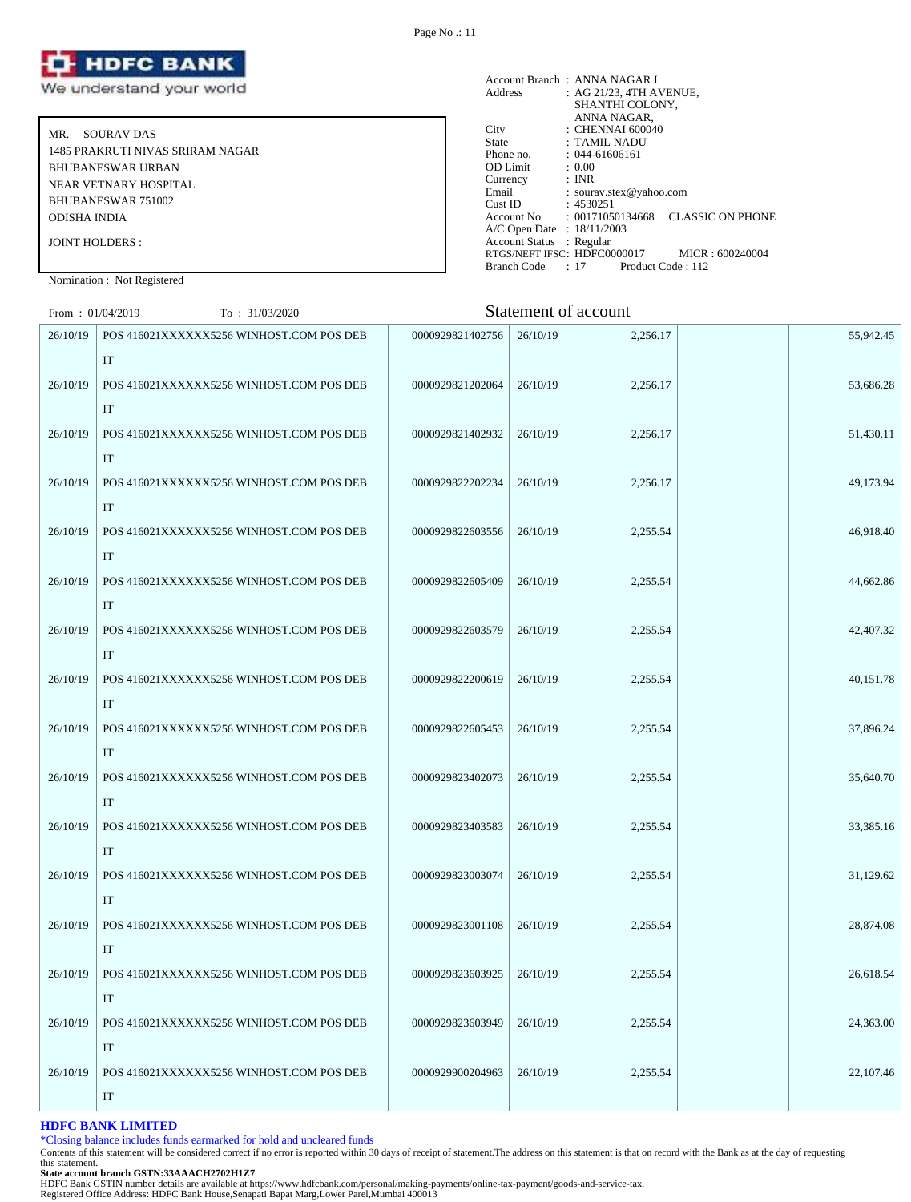**HDFC BANK**
We understand your world

MR. SOURAV DAS
1485 PRAKRUTI NIVAS SRIRAM NAGAR
BHUBANESWAR URBAN
NEAR VETNARY HOSPITAL
BHUBANESWAR 751002
ODISHA INDIA

JOINT HOLDERS :

Nomination : Not Registered

Account Branch : ANNA NAGAR I
Address : AG 21/23, 4TH AVENUE, SHANTHI COLONY, ANNA NAGAR,
City : CHENNAI 600040
State : TAMIL NADU
Phone no. : 044-61606161
OD Limit : 0.00
Currency : INR
Email : sourav.stex@yahoo.com
Cust ID : 4530251
Account No : 00171050134668 CLASSIC ON PHONE
A/C Open Date : 18/11/2003
Account Status : Regular
RTGS/NEFT IFSC: HDFC0000017 MICR : 600240004
Branch Code : 17 Product Code : 112

From : 01/04/2019 To : 31/03/2020

## Statement of account

| Date | Narration | Chq./Ref.No. | Value Dt | Withdrawal Amt. | Deposit Amt. | Closing Balance |
|---|---|---|---|---|---|---|
| 26/10/19 | POS 416021XXXXXX5256 WINHOST.COM POS DEBIT | 0000929821402756 | 26/10/19 | 2,256.17 | | 55,942.45 |
| 26/10/19 | POS 416021XXXXXX5256 WINHOST.COM POS DEBIT | 0000929821202064 | 26/10/19 | 2,256.17 | | 53,686.28 |
| 26/10/19 | POS 416021XXXXXX5256 WINHOST.COM POS DEBIT | 0000929821402932 | 26/10/19 | 2,256.17 | | 51,430.11 |
| 26/10/19 | POS 416021XXXXXX5256 WINHOST.COM POS DEBIT | 0000929822202234 | 26/10/19 | 2,256.17 | | 49,173.94 |
| 26/10/19 | POS 416021XXXXXX5256 WINHOST.COM POS DEBIT | 0000929822603556 | 26/10/19 | 2,255.54 | | 46,918.40 |
| 26/10/19 | POS 416021XXXXXX5256 WINHOST.COM POS DEBIT | 0000929822605409 | 26/10/19 | 2,255.54 | | 44,662.86 |
| 26/10/19 | POS 416021XXXXXX5256 WINHOST.COM POS DEBIT | 0000929822603579 | 26/10/19 | 2,255.54 | | 42,407.32 |
| 26/10/19 | POS 416021XXXXXX5256 WINHOST.COM POS DEBIT | 0000929822200619 | 26/10/19 | 2,255.54 | | 40,151.78 |
| 26/10/19 | POS 416021XXXXXX5256 WINHOST.COM POS DEBIT | 0000929822605453 | 26/10/19 | 2,255.54 | | 37,896.24 |
| 26/10/19 | POS 416021XXXXXX5256 WINHOST.COM POS DEBIT | 0000929823402073 | 26/10/19 | 2,255.54 | | 35,640.70 |
| 26/10/19 | POS 416021XXXXXX5256 WINHOST.COM POS DEBIT | 0000929823403583 | 26/10/19 | 2,255.54 | | 33,385.16 |
| 26/10/19 | POS 416021XXXXXX5256 WINHOST.COM POS DEBIT | 0000929823003074 | 26/10/19 | 2,255.54 | | 31,129.62 |
| 26/10/19 | POS 416021XXXXXX5256 WINHOST.COM POS DEBIT | 0000929823001108 | 26/10/19 | 2,255.54 | | 28,874.08 |
| 26/10/19 | POS 416021XXXXXX5256 WINHOST.COM POS DEBIT | 0000929823603925 | 26/10/19 | 2,255.54 | | 26,618.54 |
| 26/10/19 | POS 416021XXXXXX5256 WINHOST.COM POS DEBIT | 0000929823603949 | 26/10/19 | 2,255.54 | | 24,363.00 |
| 26/10/19 | POS 416021XXXXXX5256 WINHOST.COM POS DEBIT | 0000929900204963 | 26/10/19 | 2,255.54 | | 22,107.46 |

**HDFC BANK LIMITED**

*Closing balance includes funds earmarked for hold and uncleared funds

Contents of this statement will be considered correct if no error is reported within 30 days of receipt of statement.The address on this statement is that on record with the Bank as at the day of requesting this statement.

**State account branch GSTN:33AAACH2702H1Z7**

HDFC Bank GSTIN number details are available at https://www.hdfcbank.com/personal/making-payments/online-tax-payment/goods-and-service-tax.

Registered Office Address: HDFC Bank House,Senapati Bapat Marg,Lower Parel,Mumbai 400013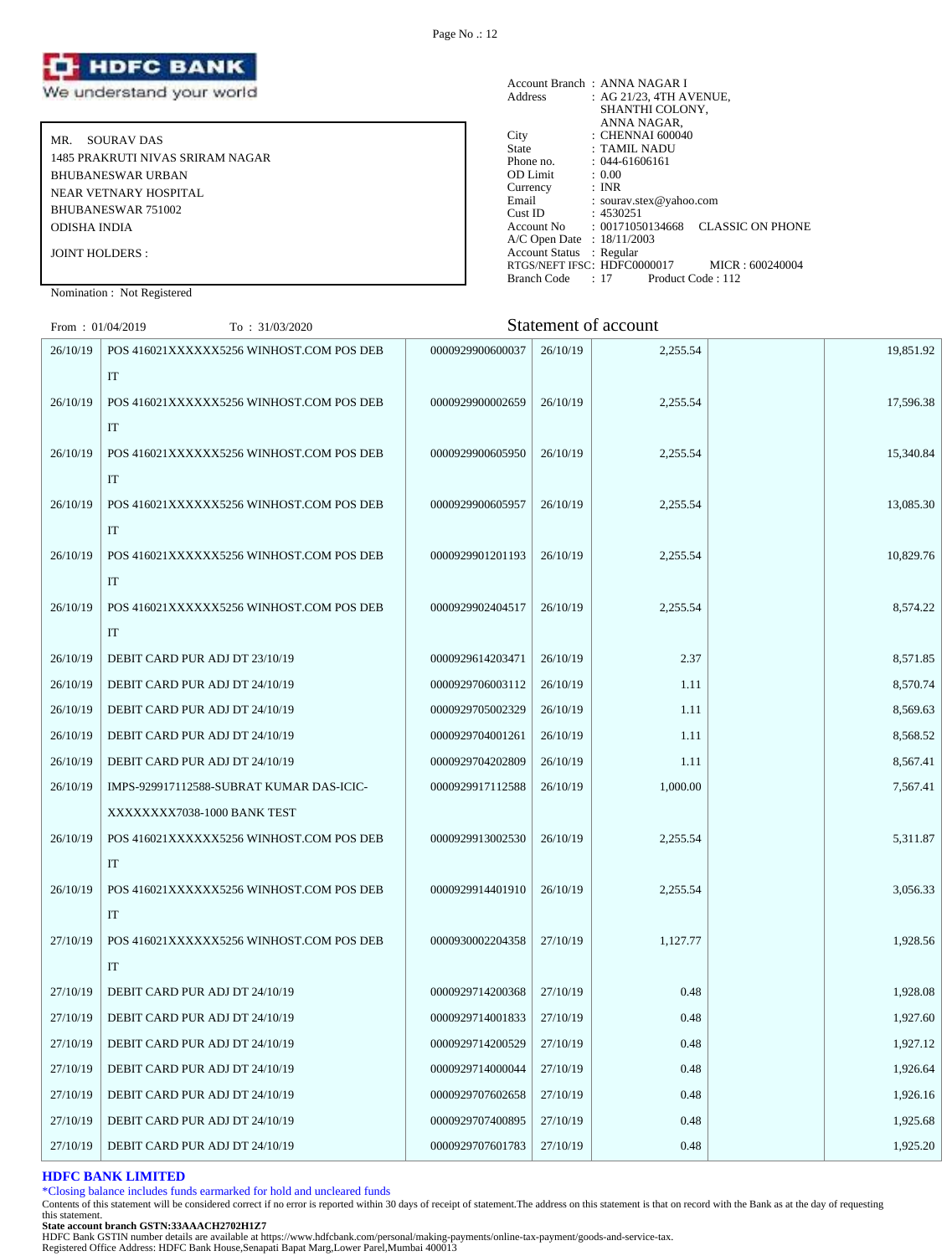# HDFC BANK
We understand your world

MR. SOURAV DAS
1485 PRAKRUTI NIVAS SRIRAM NAGAR
BHUBANESWAR URBAN
NEAR VETNARY HOSPITAL
BHUBANESWAR 751002
ODISHA INDIA

JOINT HOLDERS :

Nomination : Not Registered

Account Branch : ANNA NAGAR I
Address : AG 21/23, 4TH AVENUE, SHANTHI COLONY, ANNA NAGAR,
City : CHENNAI 600040
State : TAMIL NADU
Phone no. : 044-61606161
OD Limit : 0.00
Currency : INR
Email : sourav.stex@yahoo.com
Cust ID : 4530251
Account No : 00171050134668 CLASSIC ON PHONE
A/C Open Date : 18/11/2003
Account Status : Regular
RTGS/NEFT IFSC: HDFC0000017 MICR : 600240004
Branch Code : 17 Product Code : 112

From : 01/04/2019 To : 31/03/2020

## Statement of account

| Date | Narration | Chq./Ref.No. | Value Dt | Withdrawal Amt. | Deposit Amt. | Closing Balance |
|---|---|---|---|---|---|---|
| 26/10/19 | POS 416021XXXXXX5256 WINHOST.COM POS DEBIT | 0000929900600037 | 26/10/19 | 2,255.54 | | 19,851.92 |
| 26/10/19 | POS 416021XXXXXX5256 WINHOST.COM POS DEBIT | 0000929900002659 | 26/10/19 | 2,255.54 | | 17,596.38 |
| 26/10/19 | POS 416021XXXXXX5256 WINHOST.COM POS DEBIT | 0000929900605950 | 26/10/19 | 2,255.54 | | 15,340.84 |
| 26/10/19 | POS 416021XXXXXX5256 WINHOST.COM POS DEBIT | 0000929900605957 | 26/10/19 | 2,255.54 | | 13,085.30 |
| 26/10/19 | POS 416021XXXXXX5256 WINHOST.COM POS DEBIT | 0000929901201193 | 26/10/19 | 2,255.54 | | 10,829.76 |
| 26/10/19 | POS 416021XXXXXX5256 WINHOST.COM POS DEBIT | 0000929902404517 | 26/10/19 | 2,255.54 | | 8,574.22 |
| 26/10/19 | DEBIT CARD PUR ADJ DT 23/10/19 | 0000929614203471 | 26/10/19 | 2.37 | | 8,571.85 |
| 26/10/19 | DEBIT CARD PUR ADJ DT 24/10/19 | 0000929706003112 | 26/10/19 | 1.11 | | 8,570.74 |
| 26/10/19 | DEBIT CARD PUR ADJ DT 24/10/19 | 0000929705002329 | 26/10/19 | 1.11 | | 8,569.63 |
| 26/10/19 | DEBIT CARD PUR ADJ DT 24/10/19 | 0000929704001261 | 26/10/19 | 1.11 | | 8,568.52 |
| 26/10/19 | DEBIT CARD PUR ADJ DT 24/10/19 | 0000929704202809 | 26/10/19 | 1.11 | | 8,567.41 |
| 26/10/19 | IMPS-929917112588-SUBRAT KUMAR DAS-ICIC-XXXXXXXX7038-1000 BANK TEST | 0000929917112588 | 26/10/19 | 1,000.00 | | 7,567.41 |
| 26/10/19 | POS 416021XXXXXX5256 WINHOST.COM POS DEBIT | 0000929913002530 | 26/10/19 | 2,255.54 | | 5,311.87 |
| 26/10/19 | POS 416021XXXXXX5256 WINHOST.COM POS DEBIT | 0000929914401910 | 26/10/19 | 2,255.54 | | 3,056.33 |
| 27/10/19 | POS 416021XXXXXX5256 WINHOST.COM POS DEBIT | 0000930002204358 | 27/10/19 | 1,127.77 | | 1,928.56 |
| 27/10/19 | DEBIT CARD PUR ADJ DT 24/10/19 | 0000929714200368 | 27/10/19 | 0.48 | | 1,928.08 |
| 27/10/19 | DEBIT CARD PUR ADJ DT 24/10/19 | 0000929714001833 | 27/10/19 | 0.48 | | 1,927.60 |
| 27/10/19 | DEBIT CARD PUR ADJ DT 24/10/19 | 0000929714200529 | 27/10/19 | 0.48 | | 1,927.12 |
| 27/10/19 | DEBIT CARD PUR ADJ DT 24/10/19 | 0000929714000044 | 27/10/19 | 0.48 | | 1,926.64 |
| 27/10/19 | DEBIT CARD PUR ADJ DT 24/10/19 | 0000929707602658 | 27/10/19 | 0.48 | | 1,926.16 |
| 27/10/19 | DEBIT CARD PUR ADJ DT 24/10/19 | 0000929707400895 | 27/10/19 | 0.48 | | 1,925.68 |
| 27/10/19 | DEBIT CARD PUR ADJ DT 24/10/19 | 0000929707601783 | 27/10/19 | 0.48 | | 1,925.20 |

**HDFC BANK LIMITED**

*Closing balance includes funds earmarked for hold and uncleared funds

Contents of this statement will be considered correct if no error is reported within 30 days of receipt of statement.The address on this statement is that on record with the Bank as at the day of requesting this statement.

**State account branch GSTN:33AAACH2702H1Z7**

HDFC Bank GSTIN number details are available at https://www.hdfcbank.com/personal/making-payments/online-tax-payment/goods-and-service-tax.

Registered Office Address: HDFC Bank House,Senapati Bapat Marg,Lower Parel,Mumbai 400013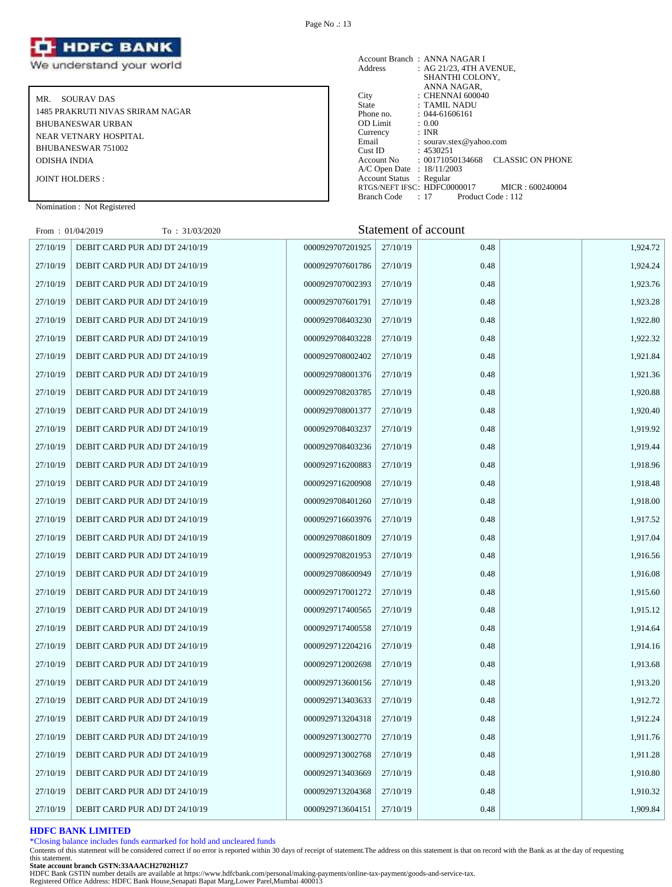**HDFC BANK**
We understand your world

MR. SOURAV DAS
1485 PRAKRUTI NIVAS SRIRAM NAGAR
BHUBANESWAR URBAN
NEAR VETNARY HOSPITAL
BHUBANESWAR 751002
ODISHA INDIA

JOINT HOLDERS :

Nomination : Not Registered

Account Branch : ANNA NAGAR I
Address : AG 21/23, 4TH AVENUE, SHANTHI COLONY, ANNA NAGAR,
City : CHENNAI 600040
State : TAMIL NADU
Phone no. : 044-61606161
OD Limit : 0.00
Currency : INR
Email : sourav.stex@yahoo.com
Cust ID : 4530251
Account No : 00171050134668 CLASSIC ON PHONE
A/C Open Date : 18/11/2003
Account Status : Regular
RTGS/NEFT IFSC: HDFC0000017 MICR : 600240004
Branch Code : 17 Product Code : 112

From : 01/04/2019 To : 31/03/2020

## Statement of account

| Date | Narration | Chq./Ref.No. | Value Dt | Withdrawal Amt. | Deposit Amt. | Closing Balance |
|---|---|---|---|---|---|---|
| 27/10/19 | DEBIT CARD PUR ADJ DT 24/10/19 | 0000929707201925 | 27/10/19 | 0.48 | | 1,924.72 |
| 27/10/19 | DEBIT CARD PUR ADJ DT 24/10/19 | 0000929707601786 | 27/10/19 | 0.48 | | 1,924.24 |
| 27/10/19 | DEBIT CARD PUR ADJ DT 24/10/19 | 0000929707002393 | 27/10/19 | 0.48 | | 1,923.76 |
| 27/10/19 | DEBIT CARD PUR ADJ DT 24/10/19 | 0000929707601791 | 27/10/19 | 0.48 | | 1,923.28 |
| 27/10/19 | DEBIT CARD PUR ADJ DT 24/10/19 | 0000929708403230 | 27/10/19 | 0.48 | | 1,922.80 |
| 27/10/19 | DEBIT CARD PUR ADJ DT 24/10/19 | 0000929708403228 | 27/10/19 | 0.48 | | 1,922.32 |
| 27/10/19 | DEBIT CARD PUR ADJ DT 24/10/19 | 0000929708002402 | 27/10/19 | 0.48 | | 1,921.84 |
| 27/10/19 | DEBIT CARD PUR ADJ DT 24/10/19 | 0000929708001376 | 27/10/19 | 0.48 | | 1,921.36 |
| 27/10/19 | DEBIT CARD PUR ADJ DT 24/10/19 | 0000929708203785 | 27/10/19 | 0.48 | | 1,920.88 |
| 27/10/19 | DEBIT CARD PUR ADJ DT 24/10/19 | 0000929708001377 | 27/10/19 | 0.48 | | 1,920.40 |
| 27/10/19 | DEBIT CARD PUR ADJ DT 24/10/19 | 0000929708403237 | 27/10/19 | 0.48 | | 1,919.92 |
| 27/10/19 | DEBIT CARD PUR ADJ DT 24/10/19 | 0000929708403236 | 27/10/19 | 0.48 | | 1,919.44 |
| 27/10/19 | DEBIT CARD PUR ADJ DT 24/10/19 | 0000929716200883 | 27/10/19 | 0.48 | | 1,918.96 |
| 27/10/19 | DEBIT CARD PUR ADJ DT 24/10/19 | 0000929716200908 | 27/10/19 | 0.48 | | 1,918.48 |
| 27/10/19 | DEBIT CARD PUR ADJ DT 24/10/19 | 0000929708401260 | 27/10/19 | 0.48 | | 1,918.00 |
| 27/10/19 | DEBIT CARD PUR ADJ DT 24/10/19 | 0000929716603976 | 27/10/19 | 0.48 | | 1,917.52 |
| 27/10/19 | DEBIT CARD PUR ADJ DT 24/10/19 | 0000929708601809 | 27/10/19 | 0.48 | | 1,917.04 |
| 27/10/19 | DEBIT CARD PUR ADJ DT 24/10/19 | 0000929708201953 | 27/10/19 | 0.48 | | 1,916.56 |
| 27/10/19 | DEBIT CARD PUR ADJ DT 24/10/19 | 0000929708600949 | 27/10/19 | 0.48 | | 1,916.08 |
| 27/10/19 | DEBIT CARD PUR ADJ DT 24/10/19 | 0000929717001272 | 27/10/19 | 0.48 | | 1,915.60 |
| 27/10/19 | DEBIT CARD PUR ADJ DT 24/10/19 | 0000929717400565 | 27/10/19 | 0.48 | | 1,915.12 |
| 27/10/19 | DEBIT CARD PUR ADJ DT 24/10/19 | 0000929717400558 | 27/10/19 | 0.48 | | 1,914.64 |
| 27/10/19 | DEBIT CARD PUR ADJ DT 24/10/19 | 0000929712204216 | 27/10/19 | 0.48 | | 1,914.16 |
| 27/10/19 | DEBIT CARD PUR ADJ DT 24/10/19 | 0000929712002698 | 27/10/19 | 0.48 | | 1,913.68 |
| 27/10/19 | DEBIT CARD PUR ADJ DT 24/10/19 | 0000929713600156 | 27/10/19 | 0.48 | | 1,913.20 |
| 27/10/19 | DEBIT CARD PUR ADJ DT 24/10/19 | 0000929713403633 | 27/10/19 | 0.48 | | 1,912.72 |
| 27/10/19 | DEBIT CARD PUR ADJ DT 24/10/19 | 0000929713204318 | 27/10/19 | 0.48 | | 1,912.24 |
| 27/10/19 | DEBIT CARD PUR ADJ DT 24/10/19 | 0000929713002770 | 27/10/19 | 0.48 | | 1,911.76 |
| 27/10/19 | DEBIT CARD PUR ADJ DT 24/10/19 | 0000929713002768 | 27/10/19 | 0.48 | | 1,911.28 |
| 27/10/19 | DEBIT CARD PUR ADJ DT 24/10/19 | 0000929713403669 | 27/10/19 | 0.48 | | 1,910.80 |
| 27/10/19 | DEBIT CARD PUR ADJ DT 24/10/19 | 0000929713204368 | 27/10/19 | 0.48 | | 1,910.32 |
| 27/10/19 | DEBIT CARD PUR ADJ DT 24/10/19 | 0000929713604151 | 27/10/19 | 0.48 | | 1,909.84 |

**HDFC BANK LIMITED**
*Closing balance includes funds earmarked for hold and uncleared funds
Contents of this statement will be considered correct if no error is reported within 30 days of receipt of statement.The address on this statement is that on record with the Bank as at the day of requesting this statement.
**State account branch GSTN:33AAACH2702H1Z7**
HDFC Bank GSTIN number details are available at https://www.hdfcbank.com/personal/making-payments/online-tax-payment/goods-and-service-tax.
Registered Office Address: HDFC Bank House,Senapati Bapat Marg,Lower Parel,Mumbai 400013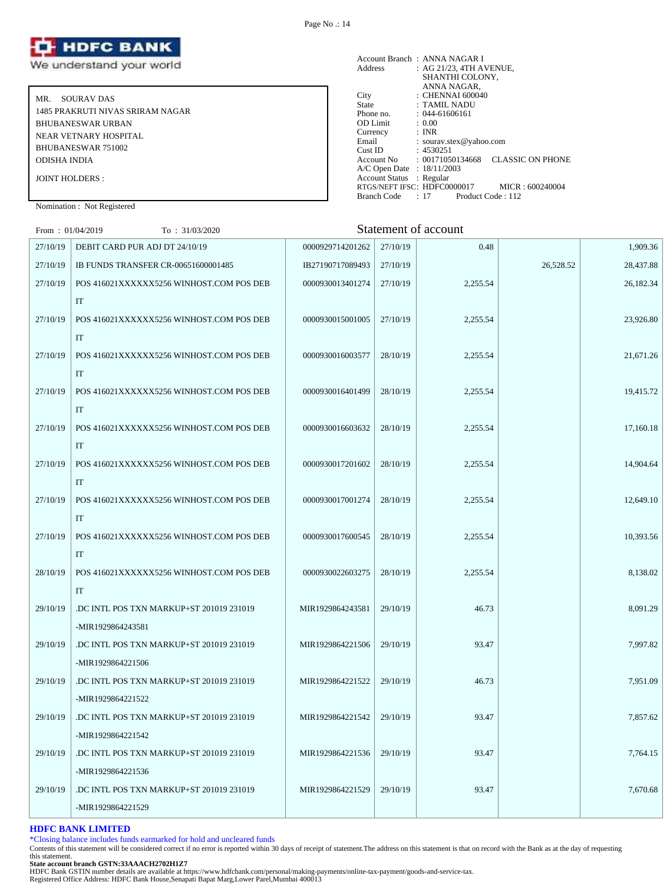# HDFC BANK

We understand your world

MR. SOURAV DAS
1485 PRAKRUTI NIVAS SRIRAM NAGAR
BHUBANESWAR URBAN
NEAR VETNARY HOSPITAL
BHUBANESWAR 751002
ODISHA INDIA

JOINT HOLDERS :

Nomination : Not Registered

Account Branch : ANNA NAGAR I
Address : AG 21/23, 4TH AVENUE, SHANTHI COLONY, ANNA NAGAR,
City : CHENNAI 600040
State : TAMIL NADU
Phone no. : 044-61606161
OD Limit : 0.00
Currency : INR
Email : sourav.stex@yahoo.com
Cust ID : 4530251
Account No : 00171050134668 CLASSIC ON PHONE
A/C Open Date : 18/11/2003
Account Status : Regular
RTGS/NEFT IFSC: HDFC0000017 MICR : 600240004
Branch Code : 17 Product Code : 112

From : 01/04/2019 To : 31/03/2020

## Statement of account

| Date | Narration | Chq./Ref.No. | Value Dt | Withdrawal Amt. | Deposit Amt. | Closing Balance |
|---|---|---|---|---|---|---|
| 27/10/19 | DEBIT CARD PUR ADJ DT 24/10/19 | 0000929714201262 | 27/10/19 | 0.48 | | 1,909.36 |
| 27/10/19 | IB FUNDS TRANSFER CR-00651600001485 | IB27190717089493 | 27/10/19 | | 26,528.52 | 28,437.88 |
| 27/10/19 | POS 416021XXXXXX5256 WINHOST.COM POS DEBIT | 0000930013401274 | 27/10/19 | 2,255.54 | | 26,182.34 |
| 27/10/19 | POS 416021XXXXXX5256 WINHOST.COM POS DEBIT | 0000930015001005 | 27/10/19 | 2,255.54 | | 23,926.80 |
| 27/10/19 | POS 416021XXXXXX5256 WINHOST.COM POS DEBIT | 0000930016003577 | 28/10/19 | 2,255.54 | | 21,671.26 |
| 27/10/19 | POS 416021XXXXXX5256 WINHOST.COM POS DEBIT | 0000930016401499 | 28/10/19 | 2,255.54 | | 19,415.72 |
| 27/10/19 | POS 416021XXXXXX5256 WINHOST.COM POS DEBIT | 0000930016603632 | 28/10/19 | 2,255.54 | | 17,160.18 |
| 27/10/19 | POS 416021XXXXXX5256 WINHOST.COM POS DEBIT | 0000930017201602 | 28/10/19 | 2,255.54 | | 14,904.64 |
| 27/10/19 | POS 416021XXXXXX5256 WINHOST.COM POS DEBIT | 0000930017001274 | 28/10/19 | 2,255.54 | | 12,649.10 |
| 27/10/19 | POS 416021XXXXXX5256 WINHOST.COM POS DEBIT | 0000930017600545 | 28/10/19 | 2,255.54 | | 10,393.56 |
| 28/10/19 | POS 416021XXXXXX5256 WINHOST.COM POS DEBIT | 0000930022603275 | 28/10/19 | 2,255.54 | | 8,138.02 |
| 29/10/19 | .DC INTL POS TXN MARKUP+ST 201019 231019 -MIR1929864243581 | MIR1929864243581 | 29/10/19 | 46.73 | | 8,091.29 |
| 29/10/19 | .DC INTL POS TXN MARKUP+ST 201019 231019 -MIR1929864221506 | MIR1929864221506 | 29/10/19 | 93.47 | | 7,997.82 |
| 29/10/19 | .DC INTL POS TXN MARKUP+ST 201019 231019 -MIR1929864221522 | MIR1929864221522 | 29/10/19 | 46.73 | | 7,951.09 |
| 29/10/19 | .DC INTL POS TXN MARKUP+ST 201019 231019 -MIR1929864221542 | MIR1929864221542 | 29/10/19 | 93.47 | | 7,857.62 |
| 29/10/19 | .DC INTL POS TXN MARKUP+ST 201019 231019 -MIR1929864221536 | MIR1929864221536 | 29/10/19 | 93.47 | | 7,764.15 |
| 29/10/19 | .DC INTL POS TXN MARKUP+ST 201019 231019 -MIR1929864221529 | MIR1929864221529 | 29/10/19 | 93.47 | | 7,670.68 |

**HDFC BANK LIMITED**

*Closing balance includes funds earmarked for hold and uncleared funds

Contents of this statement will be considered correct if no error is reported within 30 days of receipt of statement.The address on this statement is that on record with the Bank as at the day of requesting this statement.

**State account branch GSTN:33AAACH2702H1Z7**

HDFC Bank GSTIN number details are available at https://www.hdfcbank.com/personal/making-payments/online-tax-payment/goods-and-service-tax.

Registered Office Address: HDFC Bank House,Senapati Bapat Marg,Lower Parel,Mumbai 400013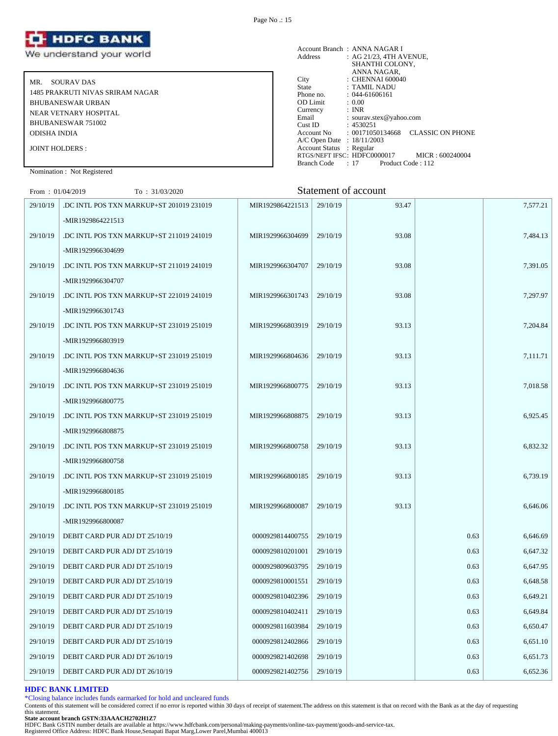MR. SOURAV DAS
1485 PRAKRUTI NIVAS SRIRAM NAGAR
BHUBANESWAR URBAN
NEAR VETNARY HOSPITAL
BHUBANESWAR 751002
ODISHA INDIA

JOINT HOLDERS :

Nomination : Not Registered

Account Branch : ANNA NAGAR I
Address : AG 21/23, 4TH AVENUE, SHANTHI COLONY, ANNA NAGAR,
City : CHENNAI 600040
State : TAMIL NADU
Phone no. : 044-61606161
OD Limit : 0.00
Currency : INR
Email : sourav.stex@yahoo.com
Cust ID : 4530251
Account No : 00171050134668 CLASSIC ON PHONE
A/C Open Date : 18/11/2003
Account Status : Regular
RTGS/NEFT IFSC: HDFC0000017 MICR : 600240004
Branch Code : 17 Product Code : 112

From : 01/04/2019 To : 31/03/2020

## Statement of account

| | | | | | | |
|---|---|---|---|---|---|---|
| 29/10/19 | .DC INTL POS TXN MARKUP+ST 201019 231019 -MIR1929864221513 | MIR1929864221513 | 29/10/19 | 93.47 | | 7,577.21 |
| 29/10/19 | .DC INTL POS TXN MARKUP+ST 211019 241019 -MIR1929966304699 | MIR1929966304699 | 29/10/19 | 93.08 | | 7,484.13 |
| 29/10/19 | .DC INTL POS TXN MARKUP+ST 211019 241019 -MIR1929966304707 | MIR1929966304707 | 29/10/19 | 93.08 | | 7,391.05 |
| 29/10/19 | .DC INTL POS TXN MARKUP+ST 221019 241019 -MIR1929966301743 | MIR1929966301743 | 29/10/19 | 93.08 | | 7,297.97 |
| 29/10/19 | .DC INTL POS TXN MARKUP+ST 231019 251019 -MIR1929966803919 | MIR1929966803919 | 29/10/19 | 93.13 | | 7,204.84 |
| 29/10/19 | .DC INTL POS TXN MARKUP+ST 231019 251019 -MIR1929966804636 | MIR1929966804636 | 29/10/19 | 93.13 | | 7,111.71 |
| 29/10/19 | .DC INTL POS TXN MARKUP+ST 231019 251019 -MIR1929966800775 | MIR1929966800775 | 29/10/19 | 93.13 | | 7,018.58 |
| 29/10/19 | .DC INTL POS TXN MARKUP+ST 231019 251019 -MIR1929966808875 | MIR1929966808875 | 29/10/19 | 93.13 | | 6,925.45 |
| 29/10/19 | .DC INTL POS TXN MARKUP+ST 231019 251019 -MIR1929966800758 | MIR1929966800758 | 29/10/19 | 93.13 | | 6,832.32 |
| 29/10/19 | .DC INTL POS TXN MARKUP+ST 231019 251019 -MIR1929966800185 | MIR1929966800185 | 29/10/19 | 93.13 | | 6,739.19 |
| 29/10/19 | .DC INTL POS TXN MARKUP+ST 231019 251019 -MIR1929966800087 | MIR1929966800087 | 29/10/19 | 93.13 | | 6,646.06 |
| 29/10/19 | DEBIT CARD PUR ADJ DT 25/10/19 | 0000929814400755 | 29/10/19 | | 0.63 | 6,646.69 |
| 29/10/19 | DEBIT CARD PUR ADJ DT 25/10/19 | 0000929810201001 | 29/10/19 | | 0.63 | 6,647.32 |
| 29/10/19 | DEBIT CARD PUR ADJ DT 25/10/19 | 0000929809603795 | 29/10/19 | | 0.63 | 6,647.95 |
| 29/10/19 | DEBIT CARD PUR ADJ DT 25/10/19 | 0000929810001551 | 29/10/19 | | 0.63 | 6,648.58 |
| 29/10/19 | DEBIT CARD PUR ADJ DT 25/10/19 | 0000929810402396 | 29/10/19 | | 0.63 | 6,649.21 |
| 29/10/19 | DEBIT CARD PUR ADJ DT 25/10/19 | 0000929810402411 | 29/10/19 | | 0.63 | 6,649.84 |
| 29/10/19 | DEBIT CARD PUR ADJ DT 25/10/19 | 0000929811603984 | 29/10/19 | | 0.63 | 6,650.47 |
| 29/10/19 | DEBIT CARD PUR ADJ DT 25/10/19 | 0000929812402866 | 29/10/19 | | 0.63 | 6,651.10 |
| 29/10/19 | DEBIT CARD PUR ADJ DT 26/10/19 | 0000929821402698 | 29/10/19 | | 0.63 | 6,651.73 |
| 29/10/19 | DEBIT CARD PUR ADJ DT 26/10/19 | 0000929821402756 | 29/10/19 | | 0.63 | 6,652.36 |

**HDFC BANK LIMITED**

*Closing balance includes funds earmarked for hold and uncleared funds

Contents of this statement will be considered correct if no error is reported within 30 days of receipt of statement.The address on this statement is that on record with the Bank as at the day of requesting this statement.

**State account branch GSTN:33AAACH2702H1Z7**

HDFC Bank GSTIN number details are available at https://www.hdfcbank.com/personal/making-payments/online-tax-payment/goods-and-service-tax.

Registered Office Address: HDFC Bank House,Senapati Bapat Marg,Lower Parel,Mumbai 400013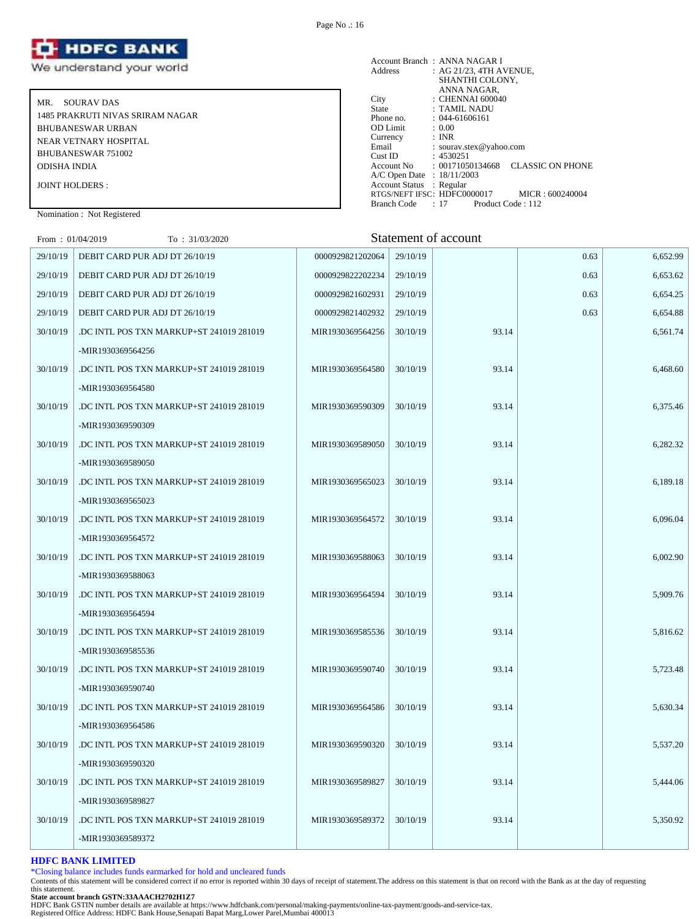**HDFC BANK**
We understand your world

MR. SOURAV DAS
1485 PRAKRUTI NIVAS SRIRAM NAGAR
BHUBANESWAR URBAN
NEAR VETNARY HOSPITAL
BHUBANESWAR 751002
ODISHA INDIA

JOINT HOLDERS :

Nomination : Not Registered

Account Branch : ANNA NAGAR I
Address : AG 21/23, 4TH AVENUE, SHANTHI COLONY, ANNA NAGAR,
City : CHENNAI 600040
State : TAMIL NADU
Phone no. : 044-61606161
OD Limit : 0.00
Currency : INR
Email : sourav.stex@yahoo.com
Cust ID : 4530251
Account No : 00171050134668 CLASSIC ON PHONE
A/C Open Date : 18/11/2003
Account Status : Regular
RTGS/NEFT IFSC: HDFC0000017 MICR : 600240004
Branch Code : 17 Product Code : 112

From : 01/04/2019 To : 31/03/2020

## Statement of account

| Date | Narration | Chq./Ref.No. | Value Dt | Withdrawal Amt. | Deposit Amt. | Closing Balance |
|---|---|---|---|---|---|---|
| 29/10/19 | DEBIT CARD PUR ADJ DT 26/10/19 | 0000929821202064 | 29/10/19 | | 0.63 | 6,652.99 |
| 29/10/19 | DEBIT CARD PUR ADJ DT 26/10/19 | 0000929822202234 | 29/10/19 | | 0.63 | 6,653.62 |
| 29/10/19 | DEBIT CARD PUR ADJ DT 26/10/19 | 0000929821602931 | 29/10/19 | | 0.63 | 6,654.25 |
| 29/10/19 | DEBIT CARD PUR ADJ DT 26/10/19 | 0000929821402932 | 29/10/19 | | 0.63 | 6,654.88 |
| 30/10/19 | .DC INTL POS TXN MARKUP+ST 241019 281019 -MIR1930369564256 | MIR1930369564256 | 30/10/19 | 93.14 | | 6,561.74 |
| 30/10/19 | .DC INTL POS TXN MARKUP+ST 241019 281019 -MIR1930369564580 | MIR1930369564580 | 30/10/19 | 93.14 | | 6,468.60 |
| 30/10/19 | .DC INTL POS TXN MARKUP+ST 241019 281019 -MIR1930369590309 | MIR1930369590309 | 30/10/19 | 93.14 | | 6,375.46 |
| 30/10/19 | .DC INTL POS TXN MARKUP+ST 241019 281019 -MIR1930369589050 | MIR1930369589050 | 30/10/19 | 93.14 | | 6,282.32 |
| 30/10/19 | .DC INTL POS TXN MARKUP+ST 241019 281019 -MIR1930369565023 | MIR1930369565023 | 30/10/19 | 93.14 | | 6,189.18 |
| 30/10/19 | .DC INTL POS TXN MARKUP+ST 241019 281019 -MIR1930369564572 | MIR1930369564572 | 30/10/19 | 93.14 | | 6,096.04 |
| 30/10/19 | .DC INTL POS TXN MARKUP+ST 241019 281019 -MIR1930369588063 | MIR1930369588063 | 30/10/19 | 93.14 | | 6,002.90 |
| 30/10/19 | .DC INTL POS TXN MARKUP+ST 241019 281019 -MIR1930369564594 | MIR1930369564594 | 30/10/19 | 93.14 | | 5,909.76 |
| 30/10/19 | .DC INTL POS TXN MARKUP+ST 241019 281019 -MIR1930369585536 | MIR1930369585536 | 30/10/19 | 93.14 | | 5,816.62 |
| 30/10/19 | .DC INTL POS TXN MARKUP+ST 241019 281019 -MIR1930369590740 | MIR1930369590740 | 30/10/19 | 93.14 | | 5,723.48 |
| 30/10/19 | .DC INTL POS TXN MARKUP+ST 241019 281019 -MIR1930369564586 | MIR1930369564586 | 30/10/19 | 93.14 | | 5,630.34 |
| 30/10/19 | .DC INTL POS TXN MARKUP+ST 241019 281019 -MIR1930369590320 | MIR1930369590320 | 30/10/19 | 93.14 | | 5,537.20 |
| 30/10/19 | .DC INTL POS TXN MARKUP+ST 241019 281019 -MIR1930369589827 | MIR1930369589827 | 30/10/19 | 93.14 | | 5,444.06 |
| 30/10/19 | .DC INTL POS TXN MARKUP+ST 241019 281019 -MIR1930369589372 | MIR1930369589372 | 30/10/19 | 93.14 | | 5,350.92 |

**HDFC BANK LIMITED**

*Closing balance includes funds earmarked for hold and uncleared funds

Contents of this statement will be considered correct if no error is reported within 30 days of receipt of statement.The address on this statement is that on record with the Bank as at the day of requesting this statement.

**State account branch GSTN:33AAACH2702H1Z7**

HDFC Bank GSTIN number details are available at https://www.hdfcbank.com/personal/making-payments/online-tax-payment/goods-and-service-tax.

Registered Office Address: HDFC Bank House,Senapati Bapat Marg,Lower Parel,Mumbai 400013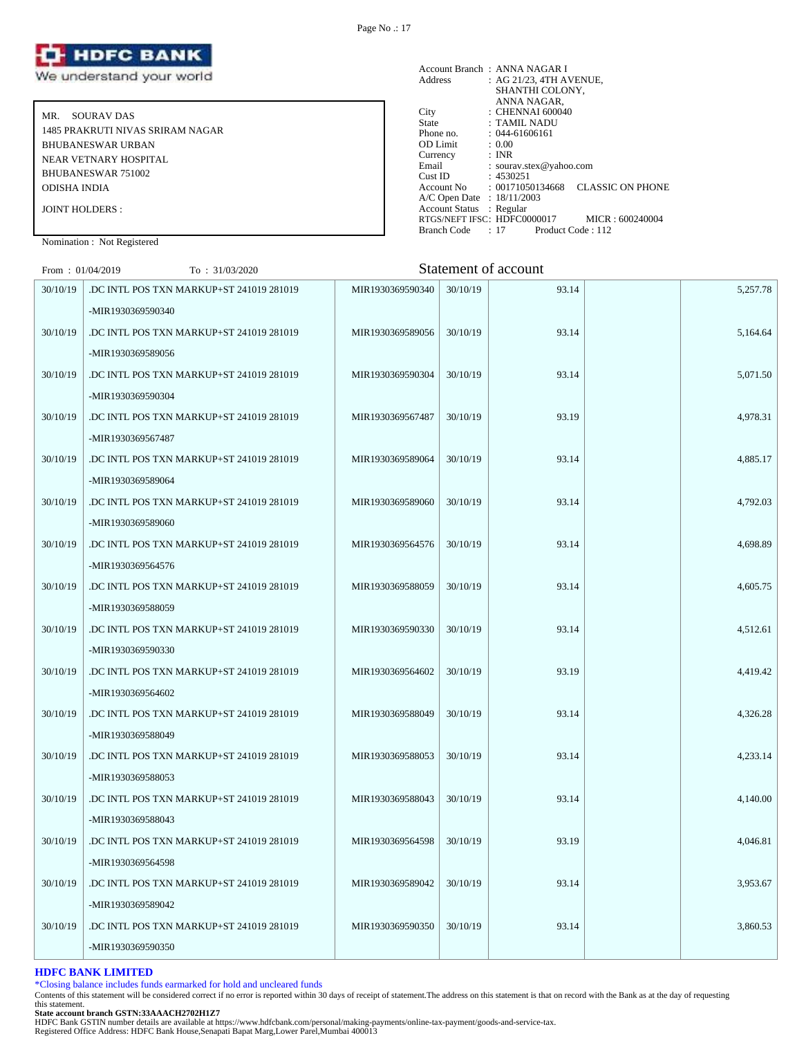**HDFC BANK**
We understand your world

MR. SOURAV DAS
1485 PRAKRUTI NIVAS SRIRAM NAGAR
BHUBANESWAR URBAN
NEAR VETNARY HOSPITAL
BHUBANESWAR 751002
ODISHA INDIA

JOINT HOLDERS :

Nomination : Not Registered

Account Branch : ANNA NAGAR I
Address : AG 21/23, 4TH AVENUE, SHANTHI COLONY, ANNA NAGAR,
City : CHENNAI 600040
State : TAMIL NADU
Phone no. : 044-61606161
OD Limit : 0.00
Currency : INR
Email : sourav.stex@yahoo.com
Cust ID : 4530251
Account No : 00171050134668 CLASSIC ON PHONE
A/C Open Date : 18/11/2003
Account Status : Regular
RTGS/NEFT IFSC: HDFC0000017 MICR : 600240004
Branch Code : 17 Product Code : 112

From : 01/04/2019 To : 31/03/2020

## Statement of account

| Date | Narration | Chq./Ref.No. | Value Dt | Withdrawal Amt. | Deposit Amt. | Closing Balance |
|---|---|---|---|---|---|---|
| 30/10/19 | .DC INTL POS TXN MARKUP+ST 241019 281019 -MIR1930369590340 | MIR1930369590340 | 30/10/19 | 93.14 | | 5,257.78 |
| 30/10/19 | .DC INTL POS TXN MARKUP+ST 241019 281019 -MIR1930369589056 | MIR1930369589056 | 30/10/19 | 93.14 | | 5,164.64 |
| 30/10/19 | .DC INTL POS TXN MARKUP+ST 241019 281019 -MIR1930369590304 | MIR1930369590304 | 30/10/19 | 93.14 | | 5,071.50 |
| 30/10/19 | .DC INTL POS TXN MARKUP+ST 241019 281019 -MIR1930369567487 | MIR1930369567487 | 30/10/19 | 93.19 | | 4,978.31 |
| 30/10/19 | .DC INTL POS TXN MARKUP+ST 241019 281019 -MIR1930369589064 | MIR1930369589064 | 30/10/19 | 93.14 | | 4,885.17 |
| 30/10/19 | .DC INTL POS TXN MARKUP+ST 241019 281019 -MIR1930369589060 | MIR1930369589060 | 30/10/19 | 93.14 | | 4,792.03 |
| 30/10/19 | .DC INTL POS TXN MARKUP+ST 241019 281019 -MIR1930369564576 | MIR1930369564576 | 30/10/19 | 93.14 | | 4,698.89 |
| 30/10/19 | .DC INTL POS TXN MARKUP+ST 241019 281019 -MIR1930369588059 | MIR1930369588059 | 30/10/19 | 93.14 | | 4,605.75 |
| 30/10/19 | .DC INTL POS TXN MARKUP+ST 241019 281019 -MIR1930369590330 | MIR1930369590330 | 30/10/19 | 93.14 | | 4,512.61 |
| 30/10/19 | .DC INTL POS TXN MARKUP+ST 241019 281019 -MIR1930369564602 | MIR1930369564602 | 30/10/19 | 93.19 | | 4,419.42 |
| 30/10/19 | .DC INTL POS TXN MARKUP+ST 241019 281019 -MIR1930369588049 | MIR1930369588049 | 30/10/19 | 93.14 | | 4,326.28 |
| 30/10/19 | .DC INTL POS TXN MARKUP+ST 241019 281019 -MIR1930369588053 | MIR1930369588053 | 30/10/19 | 93.14 | | 4,233.14 |
| 30/10/19 | .DC INTL POS TXN MARKUP+ST 241019 281019 -MIR1930369588043 | MIR1930369588043 | 30/10/19 | 93.14 | | 4,140.00 |
| 30/10/19 | .DC INTL POS TXN MARKUP+ST 241019 281019 -MIR1930369564598 | MIR1930369564598 | 30/10/19 | 93.19 | | 4,046.81 |
| 30/10/19 | .DC INTL POS TXN MARKUP+ST 241019 281019 -MIR1930369589042 | MIR1930369589042 | 30/10/19 | 93.14 | | 3,953.67 |
| 30/10/19 | .DC INTL POS TXN MARKUP+ST 241019 281019 -MIR1930369590350 | MIR1930369590350 | 30/10/19 | 93.14 | | 3,860.53 |

**HDFC BANK LIMITED**
*Closing balance includes funds earmarked for hold and uncleared funds
Contents of this statement will be considered correct if no error is reported within 30 days of receipt of statement.The address on this statement is that on record with the Bank as at the day of requesting this statement.
**State account branch GSTN:33AAACH2702H1Z7**
HDFC Bank GSTIN number details are available at https://www.hdfcbank.com/personal/making-payments/online-tax-payment/goods-and-service-tax.
Registered Office Address: HDFC Bank House,Senapati Bapat Marg,Lower Parel,Mumbai 400013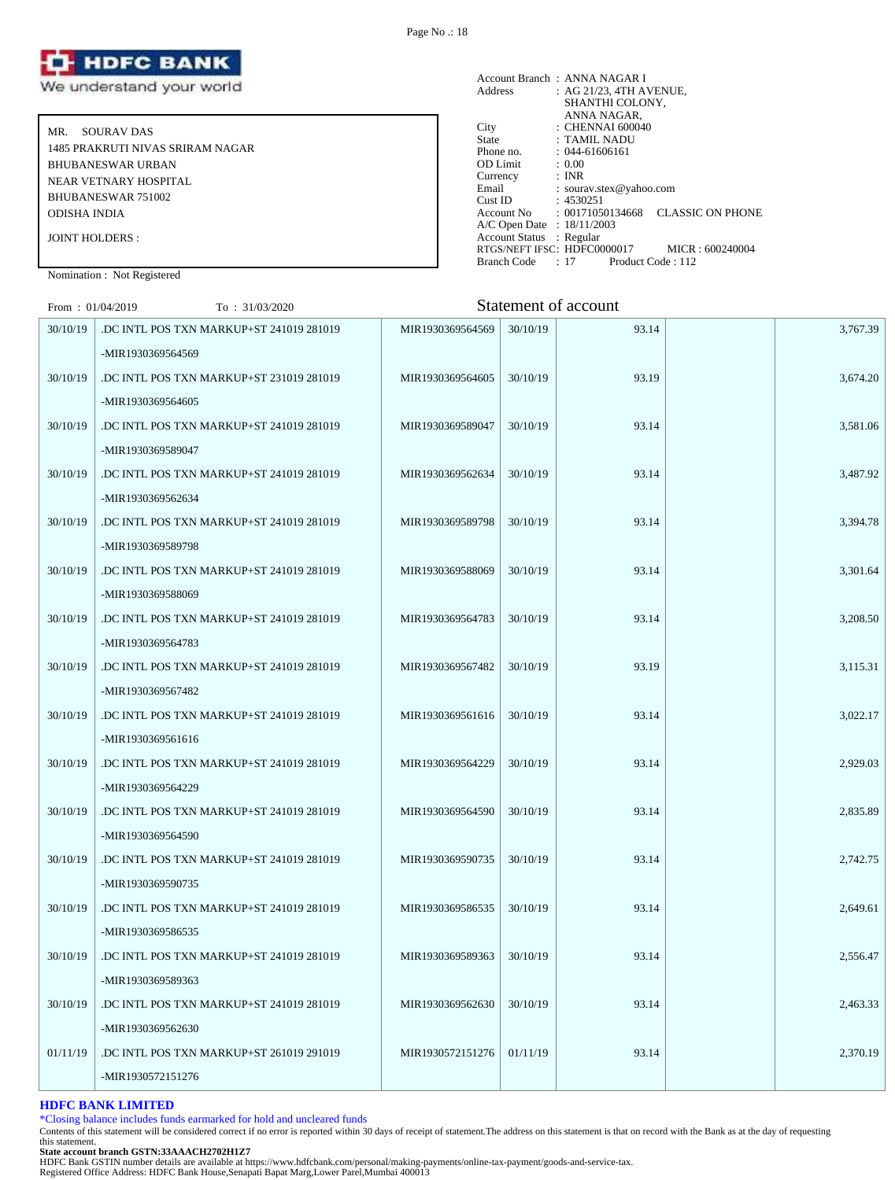**HDFC BANK**
We understand your world

MR. SOURAV DAS
1485 PRAKRUTI NIVAS SRIRAM NAGAR
BHUBANESWAR URBAN
NEAR VETNARY HOSPITAL
BHUBANESWAR 751002
ODISHA INDIA

JOINT HOLDERS :

Nomination : Not Registered

Account Branch : ANNA NAGAR I
Address : AG 21/23, 4TH AVENUE, SHANTHI COLONY, ANNA NAGAR,
City : CHENNAI 600040
State : TAMIL NADU
Phone no. : 044-61606161
OD Limit : 0.00
Currency : INR
Email : sourav.stex@yahoo.com
Cust ID : 4530251
Account No : 00171050134668 CLASSIC ON PHONE
A/C Open Date : 18/11/2003
Account Status : Regular
RTGS/NEFT IFSC: HDFC0000017 MICR : 600240004
Branch Code : 17 Product Code : 112

From : 01/04/2019 To : 31/03/2020

## Statement of account

| Date | Narration | Chq./Ref.No. | Value Dt | Withdrawal Amt. | Deposit Amt. | Closing Balance |
|---|---|---|---|---|---|---|
| 30/10/19 | .DC INTL POS TXN MARKUP+ST 241019 281019 -MIR1930369564569 | MIR1930369564569 | 30/10/19 | 93.14 | | 3,767.39 |
| 30/10/19 | .DC INTL POS TXN MARKUP+ST 231019 281019 -MIR1930369564605 | MIR1930369564605 | 30/10/19 | 93.19 | | 3,674.20 |
| 30/10/19 | .DC INTL POS TXN MARKUP+ST 241019 281019 -MIR1930369589047 | MIR1930369589047 | 30/10/19 | 93.14 | | 3,581.06 |
| 30/10/19 | .DC INTL POS TXN MARKUP+ST 241019 281019 -MIR1930369562634 | MIR1930369562634 | 30/10/19 | 93.14 | | 3,487.92 |
| 30/10/19 | .DC INTL POS TXN MARKUP+ST 241019 281019 -MIR1930369589798 | MIR1930369589798 | 30/10/19 | 93.14 | | 3,394.78 |
| 30/10/19 | .DC INTL POS TXN MARKUP+ST 241019 281019 -MIR1930369588069 | MIR1930369588069 | 30/10/19 | 93.14 | | 3,301.64 |
| 30/10/19 | .DC INTL POS TXN MARKUP+ST 241019 281019 -MIR1930369564783 | MIR1930369564783 | 30/10/19 | 93.14 | | 3,208.50 |
| 30/10/19 | .DC INTL POS TXN MARKUP+ST 241019 281019 -MIR1930369567482 | MIR1930369567482 | 30/10/19 | 93.19 | | 3,115.31 |
| 30/10/19 | .DC INTL POS TXN MARKUP+ST 241019 281019 -MIR1930369561616 | MIR1930369561616 | 30/10/19 | 93.14 | | 3,022.17 |
| 30/10/19 | .DC INTL POS TXN MARKUP+ST 241019 281019 -MIR1930369564229 | MIR1930369564229 | 30/10/19 | 93.14 | | 2,929.03 |
| 30/10/19 | .DC INTL POS TXN MARKUP+ST 241019 281019 -MIR1930369564590 | MIR1930369564590 | 30/10/19 | 93.14 | | 2,835.89 |
| 30/10/19 | .DC INTL POS TXN MARKUP+ST 241019 281019 -MIR1930369590735 | MIR1930369590735 | 30/10/19 | 93.14 | | 2,742.75 |
| 30/10/19 | .DC INTL POS TXN MARKUP+ST 241019 281019 -MIR1930369586535 | MIR1930369586535 | 30/10/19 | 93.14 | | 2,649.61 |
| 30/10/19 | .DC INTL POS TXN MARKUP+ST 241019 281019 -MIR1930369589363 | MIR1930369589363 | 30/10/19 | 93.14 | | 2,556.47 |
| 30/10/19 | .DC INTL POS TXN MARKUP+ST 241019 281019 -MIR1930369562630 | MIR1930369562630 | 30/10/19 | 93.14 | | 2,463.33 |
| 01/11/19 | .DC INTL POS TXN MARKUP+ST 261019 291019 -MIR1930572151276 | MIR1930572151276 | 01/11/19 | 93.14 | | 2,370.19 |

**HDFC BANK LIMITED**

*Closing balance includes funds earmarked for hold and uncleared funds

Contents of this statement will be considered correct if no error is reported within 30 days of receipt of statement.The address on this statement is that on record with the Bank as at the day of requesting this statement.

**State account branch GSTN:33AAACH2702H1Z7**

HDFC Bank GSTIN number details are available at https://www.hdfcbank.com/personal/making-payments/online-tax-payment/goods-and-service-tax.

Registered Office Address: HDFC Bank House,Senapati Bapat Marg,Lower Parel,Mumbai 400013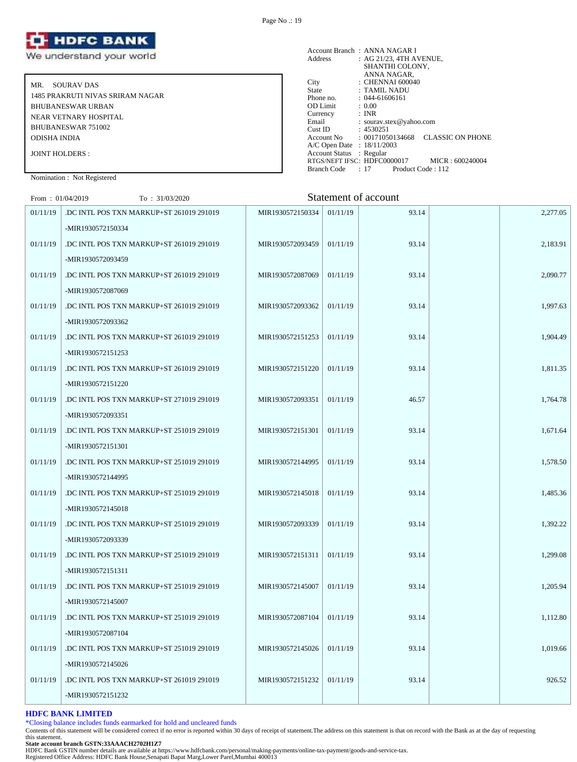**HDFC BANK**
We understand your world

MR. SOURAV DAS
1485 PRAKRUTI NIVAS SRIRAM NAGAR
BHUBANESWAR URBAN
NEAR VETNARY HOSPITAL
BHUBANESWAR 751002
ODISHA INDIA

JOINT HOLDERS :

Nomination : Not Registered

Account Branch : ANNA NAGAR I
Address : AG 21/23, 4TH AVENUE, SHANTHI COLONY, ANNA NAGAR,
City : CHENNAI 600040
State : TAMIL NADU
Phone no. : 044-61606161
OD Limit : 0.00
Currency : INR
Email : sourav.stex@yahoo.com
Cust ID : 4530251
Account No : 00171050134668 CLASSIC ON PHONE
A/C Open Date : 18/11/2003
Account Status : Regular
RTGS/NEFT IFSC: HDFC0000017 MICR : 600240004
Branch Code : 17 Product Code : 112

From : 01/04/2019 To : 31/03/2020

## Statement of account

| Date | Narration | Chq./Ref.No. | Value Dt | Withdrawal Amt. | Deposit Amt. | Closing Balance |
|---|---|---|---|---|---|---|
| 01/11/19 | .DC INTL POS TXN MARKUP+ST 261019 291019 -MIR1930572150334 | MIR1930572150334 | 01/11/19 | 93.14 | | 2,277.05 |
| 01/11/19 | .DC INTL POS TXN MARKUP+ST 261019 291019 -MIR1930572093459 | MIR1930572093459 | 01/11/19 | 93.14 | | 2,183.91 |
| 01/11/19 | .DC INTL POS TXN MARKUP+ST 261019 291019 -MIR1930572087069 | MIR1930572087069 | 01/11/19 | 93.14 | | 2,090.77 |
| 01/11/19 | .DC INTL POS TXN MARKUP+ST 261019 291019 -MIR1930572093362 | MIR1930572093362 | 01/11/19 | 93.14 | | 1,997.63 |
| 01/11/19 | .DC INTL POS TXN MARKUP+ST 261019 291019 -MIR1930572151253 | MIR1930572151253 | 01/11/19 | 93.14 | | 1,904.49 |
| 01/11/19 | .DC INTL POS TXN MARKUP+ST 261019 291019 -MIR1930572151220 | MIR1930572151220 | 01/11/19 | 93.14 | | 1,811.35 |
| 01/11/19 | .DC INTL POS TXN MARKUP+ST 271019 291019 -MIR1930572093351 | MIR1930572093351 | 01/11/19 | 46.57 | | 1,764.78 |
| 01/11/19 | .DC INTL POS TXN MARKUP+ST 251019 291019 -MIR1930572151301 | MIR1930572151301 | 01/11/19 | 93.14 | | 1,671.64 |
| 01/11/19 | .DC INTL POS TXN MARKUP+ST 251019 291019 -MIR1930572144995 | MIR1930572144995 | 01/11/19 | 93.14 | | 1,578.50 |
| 01/11/19 | .DC INTL POS TXN MARKUP+ST 251019 291019 -MIR1930572145018 | MIR1930572145018 | 01/11/19 | 93.14 | | 1,485.36 |
| 01/11/19 | .DC INTL POS TXN MARKUP+ST 251019 291019 -MIR1930572093339 | MIR1930572093339 | 01/11/19 | 93.14 | | 1,392.22 |
| 01/11/19 | .DC INTL POS TXN MARKUP+ST 251019 291019 -MIR1930572151311 | MIR1930572151311 | 01/11/19 | 93.14 | | 1,299.08 |
| 01/11/19 | .DC INTL POS TXN MARKUP+ST 251019 291019 -MIR1930572145007 | MIR1930572145007 | 01/11/19 | 93.14 | | 1,205.94 |
| 01/11/19 | .DC INTL POS TXN MARKUP+ST 251019 291019 -MIR1930572087104 | MIR1930572087104 | 01/11/19 | 93.14 | | 1,112.80 |
| 01/11/19 | .DC INTL POS TXN MARKUP+ST 251019 291019 -MIR1930572145026 | MIR1930572145026 | 01/11/19 | 93.14 | | 1,019.66 |
| 01/11/19 | .DC INTL POS TXN MARKUP+ST 261019 291019 -MIR1930572151232 | MIR1930572151232 | 01/11/19 | 93.14 | | 926.52 |

**HDFC BANK LIMITED**

*Closing balance includes funds earmarked for hold and uncleared funds

Contents of this statement will be considered correct if no error is reported within 30 days of receipt of statement.The address on this statement is that on record with the Bank as at the day of requesting this statement.

**State account branch GSTN:33AAACH2702H1Z7**

HDFC Bank GSTIN number details are available at https://www.hdfcbank.com/personal/making-payments/online-tax-payment/goods-and-service-tax.

Registered Office Address: HDFC Bank House,Senapati Bapat Marg,Lower Parel,Mumbai 400013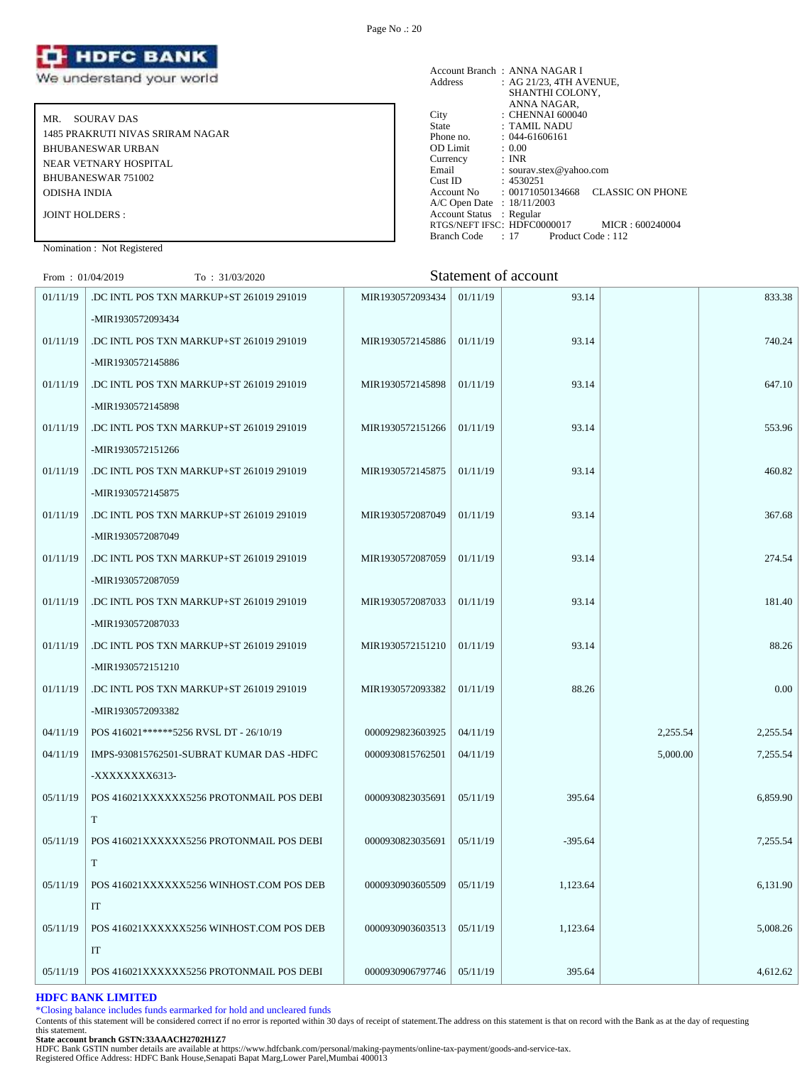HDFC BANK
We understand your world

MR. SOURAV DAS
1485 PRAKRUTI NIVAS SRIRAM NAGAR
BHUBANESWAR URBAN
NEAR VETNARY HOSPITAL
BHUBANESWAR 751002
ODISHA INDIA

JOINT HOLDERS :

Nomination : Not Registered

Account Branch : ANNA NAGAR I
Address : AG 21/23, 4TH AVENUE, SHANTHI COLONY, ANNA NAGAR,
City : CHENNAI 600040
State : TAMIL NADU
Phone no. : 044-61606161
OD Limit : 0.00
Currency : INR
Email : sourav.stex@yahoo.com
Cust ID : 4530251
Account No : 00171050134668 CLASSIC ON PHONE
A/C Open Date : 18/11/2003
Account Status : Regular
RTGS/NEFT IFSC: HDFC0000017 MICR : 600240004
Branch Code : 17 Product Code : 112

From : 01/04/2019 To : 31/03/2020

## Statement of account

| Date | Narration | Chq./Ref.No. | Value Dt | Withdrawal Amt. | Deposit Amt. | Closing Balance |
|---|---|---|---|---|---|---|
| 01/11/19 | .DC INTL POS TXN MARKUP+ST 261019 291019 -MIR1930572093434 | MIR1930572093434 | 01/11/19 | 93.14 | | 833.38 |
| 01/11/19 | .DC INTL POS TXN MARKUP+ST 261019 291019 -MIR1930572145886 | MIR1930572145886 | 01/11/19 | 93.14 | | 740.24 |
| 01/11/19 | .DC INTL POS TXN MARKUP+ST 261019 291019 -MIR1930572145898 | MIR1930572145898 | 01/11/19 | 93.14 | | 647.10 |
| 01/11/19 | .DC INTL POS TXN MARKUP+ST 261019 291019 -MIR1930572151266 | MIR1930572151266 | 01/11/19 | 93.14 | | 553.96 |
| 01/11/19 | .DC INTL POS TXN MARKUP+ST 261019 291019 -MIR1930572145875 | MIR1930572145875 | 01/11/19 | 93.14 | | 460.82 |
| 01/11/19 | .DC INTL POS TXN MARKUP+ST 261019 291019 -MIR1930572087049 | MIR1930572087049 | 01/11/19 | 93.14 | | 367.68 |
| 01/11/19 | .DC INTL POS TXN MARKUP+ST 261019 291019 -MIR1930572087059 | MIR1930572087059 | 01/11/19 | 93.14 | | 274.54 |
| 01/11/19 | .DC INTL POS TXN MARKUP+ST 261019 291019 -MIR1930572087033 | MIR1930572087033 | 01/11/19 | 93.14 | | 181.40 |
| 01/11/19 | .DC INTL POS TXN MARKUP+ST 261019 291019 -MIR1930572151210 | MIR1930572151210 | 01/11/19 | 93.14 | | 88.26 |
| 01/11/19 | .DC INTL POS TXN MARKUP+ST 261019 291019 -MIR1930572093382 | MIR1930572093382 | 01/11/19 | 88.26 | | 0.00 |
| 04/11/19 | POS 416021******5256 RVSL DT - 26/10/19 | 0000929823603925 | 04/11/19 | | 2,255.54 | 2,255.54 |
| 04/11/19 | IMPS-930815762501-SUBRAT KUMAR DAS -HDFC -XXXXXXXX6313- | 0000930815762501 | 04/11/19 | | 5,000.00 | 7,255.54 |
| 05/11/19 | POS 416021XXXXXX5256 PROTONMAIL POS DEBI T | 0000930823035691 | 05/11/19 | 395.64 | | 6,859.90 |
| 05/11/19 | POS 416021XXXXXX5256 PROTONMAIL POS DEBI T | 0000930823035691 | 05/11/19 | -395.64 | | 7,255.54 |
| 05/11/19 | POS 416021XXXXXX5256 WINHOST.COM POS DEB IT | 0000930903605509 | 05/11/19 | 1,123.64 | | 6,131.90 |
| 05/11/19 | POS 416021XXXXXX5256 WINHOST.COM POS DEB IT | 0000930903603513 | 05/11/19 | 1,123.64 | | 5,008.26 |
| 05/11/19 | POS 416021XXXXXX5256 PROTONMAIL POS DEBI | 0000930906797746 | 05/11/19 | 395.64 | | 4,612.62 |

**HDFC BANK LIMITED**

*Closing balance includes funds earmarked for hold and uncleared funds

Contents of this statement will be considered correct if no error is reported within 30 days of receipt of statement.The address on this statement is that on record with the Bank as at the day of requesting this statement.

**State account branch GSTN:33AAACH2702H1Z7**

HDFC Bank GSTIN number details are available at https://www.hdfcbank.com/personal/making-payments/online-tax-payment/goods-and-service-tax.

Registered Office Address: HDFC Bank House,Senapati Bapat Marg,Lower Parel,Mumbai 400013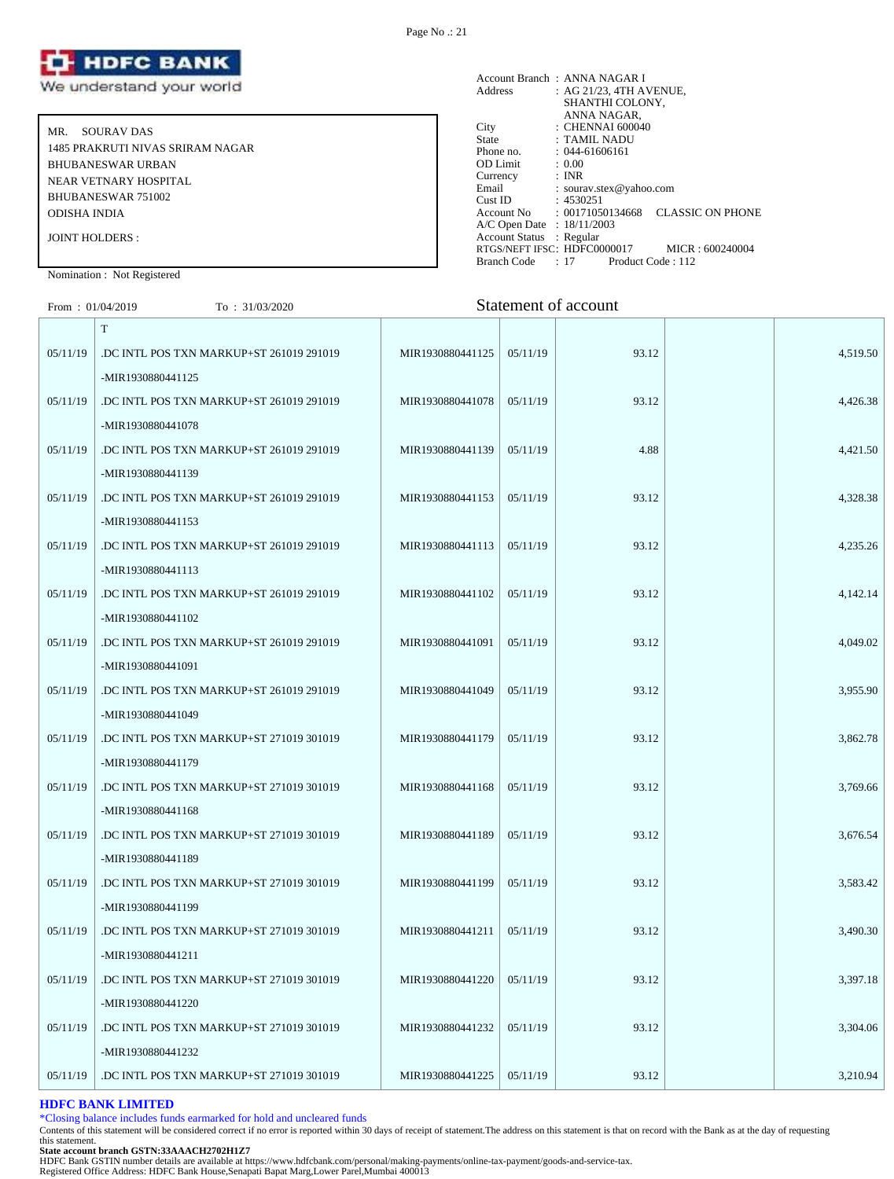![HDFC BANK - We understand your world]

| | |
|---|---|
| MR. SOURAV DAS | Account Branch : ANNA NAGAR I |
| 1485 PRAKRUTI NIVAS SRIRAM NAGAR | Address : AG 21/23, 4TH AVENUE, SHANTHI COLONY, ANNA NAGAR, |
| BHUBANESWAR URBAN | City : CHENNAI 600040 |
| NEAR VETNARY HOSPITAL | State : TAMIL NADU |
| BHUBANESWAR 751002 | Phone no. : 044-61606161 |
| ODISHA INDIA | OD Limit : 0.00 |
| JOINT HOLDERS : | Currency : INR |
| | Email : sourav.stex@yahoo.com |
| | Cust ID : 4530251 |
| | Account No : 00171050134668 CLASSIC ON PHONE |
| | A/C Open Date : 18/11/2003 |
| | Account Status : Regular |
| | RTGS/NEFT IFSC: HDFC0000017 MICR : 600240004 |
| | Branch Code : 17 Product Code : 112 |

Nomination : Not Registered

From : 01/04/2019 To : 31/03/2020

## Statement of account

| | | | | | | |
|---|---|---|---|---|---|---|
| | T | | | | | |
| 05/11/19 | .DC INTL POS TXN MARKUP+ST 261019 291019 -MIR1930880441125 | MIR1930880441125 | 05/11/19 | 93.12 | | 4,519.50 |
| 05/11/19 | .DC INTL POS TXN MARKUP+ST 261019 291019 -MIR1930880441078 | MIR1930880441078 | 05/11/19 | 93.12 | | 4,426.38 |
| 05/11/19 | .DC INTL POS TXN MARKUP+ST 261019 291019 -MIR1930880441139 | MIR1930880441139 | 05/11/19 | 4.88 | | 4,421.50 |
| 05/11/19 | .DC INTL POS TXN MARKUP+ST 261019 291019 -MIR1930880441153 | MIR1930880441153 | 05/11/19 | 93.12 | | 4,328.38 |
| 05/11/19 | .DC INTL POS TXN MARKUP+ST 261019 291019 -MIR1930880441113 | MIR1930880441113 | 05/11/19 | 93.12 | | 4,235.26 |
| 05/11/19 | .DC INTL POS TXN MARKUP+ST 261019 291019 -MIR1930880441102 | MIR1930880441102 | 05/11/19 | 93.12 | | 4,142.14 |
| 05/11/19 | .DC INTL POS TXN MARKUP+ST 261019 291019 -MIR1930880441091 | MIR1930880441091 | 05/11/19 | 93.12 | | 4,049.02 |
| 05/11/19 | .DC INTL POS TXN MARKUP+ST 261019 291019 -MIR1930880441049 | MIR1930880441049 | 05/11/19 | 93.12 | | 3,955.90 |
| 05/11/19 | .DC INTL POS TXN MARKUP+ST 271019 301019 -MIR1930880441179 | MIR1930880441179 | 05/11/19 | 93.12 | | 3,862.78 |
| 05/11/19 | .DC INTL POS TXN MARKUP+ST 271019 301019 -MIR1930880441168 | MIR1930880441168 | 05/11/19 | 93.12 | | 3,769.66 |
| 05/11/19 | .DC INTL POS TXN MARKUP+ST 271019 301019 -MIR1930880441189 | MIR1930880441189 | 05/11/19 | 93.12 | | 3,676.54 |
| 05/11/19 | .DC INTL POS TXN MARKUP+ST 271019 301019 -MIR1930880441199 | MIR1930880441199 | 05/11/19 | 93.12 | | 3,583.42 |
| 05/11/19 | .DC INTL POS TXN MARKUP+ST 271019 301019 -MIR1930880441211 | MIR1930880441211 | 05/11/19 | 93.12 | | 3,490.30 |
| 05/11/19 | .DC INTL POS TXN MARKUP+ST 271019 301019 -MIR1930880441220 | MIR1930880441220 | 05/11/19 | 93.12 | | 3,397.18 |
| 05/11/19 | .DC INTL POS TXN MARKUP+ST 271019 301019 -MIR1930880441232 | MIR1930880441232 | 05/11/19 | 93.12 | | 3,304.06 |
| 05/11/19 | .DC INTL POS TXN MARKUP+ST 271019 301019 | MIR1930880441225 | 05/11/19 | 93.12 | | 3,210.94 |

**HDFC BANK LIMITED**

*Closing balance includes funds earmarked for hold and uncleared funds

Contents of this statement will be considered correct if no error is reported within 30 days of receipt of statement.The address on this statement is that on record with the Bank as at the day of requesting this statement.

**State account branch GSTN:33AAACH2702H1Z7**

HDFC Bank GSTIN number details are available at https://www.hdfcbank.com/personal/making-payments/online-tax-payment/goods-and-service-tax.

Registered Office Address: HDFC Bank House,Senapati Bapat Marg,Lower Parel,Mumbai 400013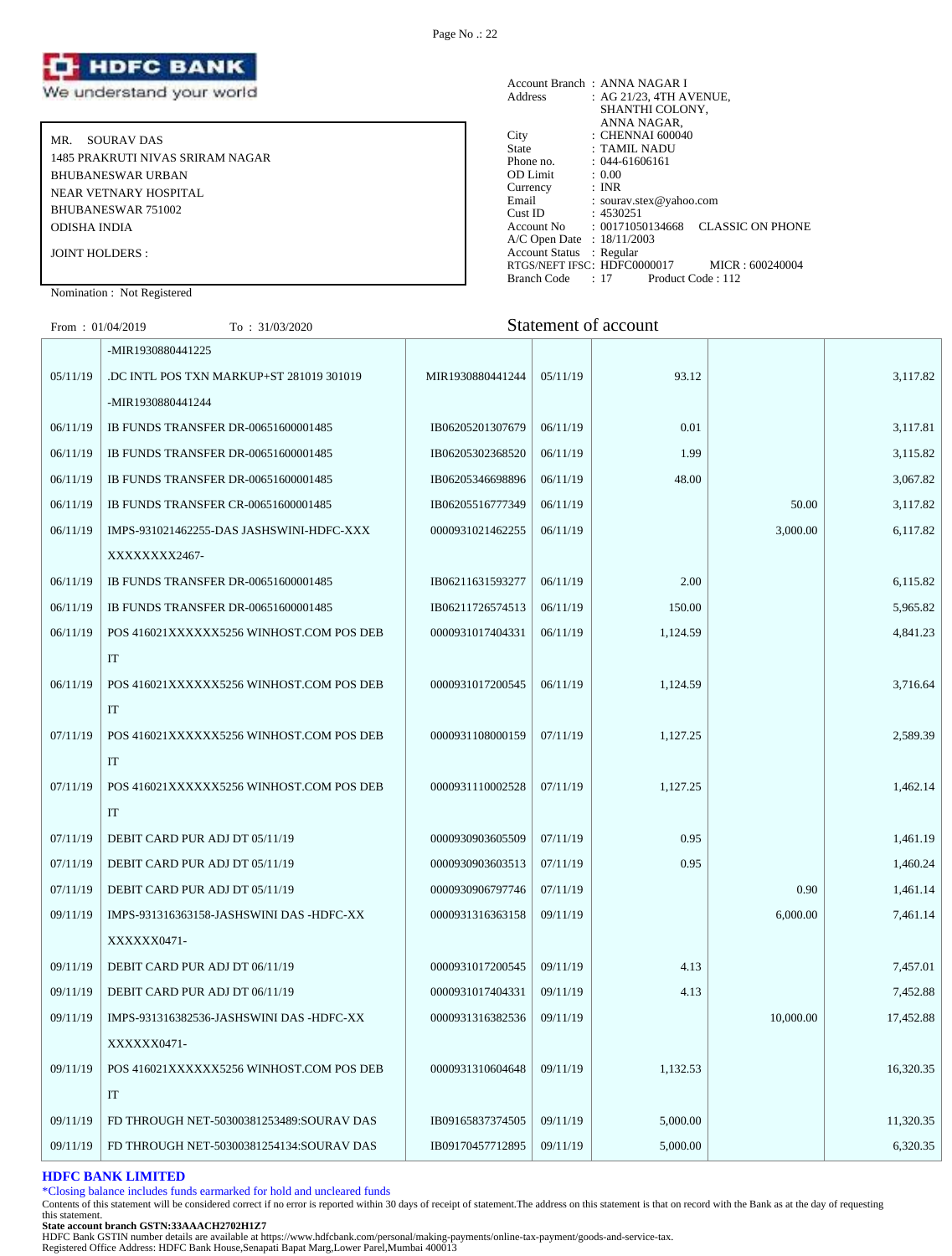# HDFC BANK

We understand your world

MR. SOURAV DAS
1485 PRAKRUTI NIVAS SRIRAM NAGAR
BHUBANESWAR URBAN
NEAR VETNARY HOSPITAL
BHUBANESWAR 751002
ODISHA INDIA

JOINT HOLDERS :

Nomination : Not Registered

Account Branch : ANNA NAGAR I
Address : AG 21/23, 4TH AVENUE, SHANTHI COLONY, ANNA NAGAR,
City : CHENNAI 600040
State : TAMIL NADU
Phone no. : 044-61606161
OD Limit : 0.00
Currency : INR
Email : sourav.stex@yahoo.com
Cust ID : 4530251
Account No : 00171050134668 CLASSIC ON PHONE
A/C Open Date : 18/11/2003
Account Status : Regular
RTGS/NEFT IFSC: HDFC0000017 MICR : 600240004
Branch Code : 17 Product Code : 112

From : 01/04/2019 To : 31/03/2020

## Statement of account

| Date | Narration | Chq./Ref.No. | Value Dt | Withdrawal Amt. | Deposit Amt. | Closing Balance |
|---|---|---|---|---|---|---|
| | -MIR1930880441225 | | | | | |
| 05/11/19 | .DC INTL POS TXN MARKUP+ST 281019 301019 -MIR1930880441244 | MIR1930880441244 | 05/11/19 | 93.12 | | 3,117.82 |
| 06/11/19 | IB FUNDS TRANSFER DR-00651600001485 | IB06205201307679 | 06/11/19 | 0.01 | | 3,117.81 |
| 06/11/19 | IB FUNDS TRANSFER DR-00651600001485 | IB06205302368520 | 06/11/19 | 1.99 | | 3,115.82 |
| 06/11/19 | IB FUNDS TRANSFER DR-00651600001485 | IB06205346698896 | 06/11/19 | 48.00 | | 3,067.82 |
| 06/11/19 | IB FUNDS TRANSFER CR-00651600001485 | IB06205516777349 | 06/11/19 | | 50.00 | 3,117.82 |
| 06/11/19 | IMPS-931021462255-DAS JASHSWINI-HDFC-XXX XXXXXXXX2467- | 0000931021462255 | 06/11/19 | | 3,000.00 | 6,117.82 |
| 06/11/19 | IB FUNDS TRANSFER DR-00651600001485 | IB06211631593277 | 06/11/19 | 2.00 | | 6,115.82 |
| 06/11/19 | IB FUNDS TRANSFER DR-00651600001485 | IB06211726574513 | 06/11/19 | 150.00 | | 5,965.82 |
| 06/11/19 | POS 416021XXXXXX5256 WINHOST.COM POS DEBIT | 0000931017404331 | 06/11/19 | 1,124.59 | | 4,841.23 |
| 06/11/19 | POS 416021XXXXXX5256 WINHOST.COM POS DEBIT | 0000931017200545 | 06/11/19 | 1,124.59 | | 3,716.64 |
| 07/11/19 | POS 416021XXXXXX5256 WINHOST.COM POS DEBIT | 0000931108000159 | 07/11/19 | 1,127.25 | | 2,589.39 |
| 07/11/19 | POS 416021XXXXXX5256 WINHOST.COM POS DEBIT | 0000931110002528 | 07/11/19 | 1,127.25 | | 1,462.14 |
| 07/11/19 | DEBIT CARD PUR ADJ DT 05/11/19 | 0000930903605509 | 07/11/19 | 0.95 | | 1,461.19 |
| 07/11/19 | DEBIT CARD PUR ADJ DT 05/11/19 | 0000930903603513 | 07/11/19 | 0.95 | | 1,460.24 |
| 07/11/19 | DEBIT CARD PUR ADJ DT 05/11/19 | 0000930906797746 | 07/11/19 | | 0.90 | 1,461.14 |
| 09/11/19 | IMPS-931316363158-JASHSWINI DAS -HDFC-XX XXXXXX0471- | 0000931316363158 | 09/11/19 | | 6,000.00 | 7,461.14 |
| 09/11/19 | DEBIT CARD PUR ADJ DT 06/11/19 | 0000931017200545 | 09/11/19 | 4.13 | | 7,457.01 |
| 09/11/19 | DEBIT CARD PUR ADJ DT 06/11/19 | 0000931017404331 | 09/11/19 | 4.13 | | 7,452.88 |
| 09/11/19 | IMPS-931316382536-JASHSWINI DAS -HDFC-XX XXXXXX0471- | 0000931316382536 | 09/11/19 | | 10,000.00 | 17,452.88 |
| 09/11/19 | POS 416021XXXXXX5256 WINHOST.COM POS DEBIT | 0000931310604648 | 09/11/19 | 1,132.53 | | 16,320.35 |
| 09/11/19 | FD THROUGH NET-50300381253489:SOURAV DAS | IB09165837374505 | 09/11/19 | 5,000.00 | | 11,320.35 |
| 09/11/19 | FD THROUGH NET-50300381254134:SOURAV DAS | IB09170457712895 | 09/11/19 | 5,000.00 | | 6,320.35 |

**HDFC BANK LIMITED**

*Closing balance includes funds earmarked for hold and uncleared funds

Contents of this statement will be considered correct if no error is reported within 30 days of receipt of statement.The address on this statement is that on record with the Bank as at the day of requesting this statement.

**State account branch GSTN:33AAACH2702H1Z7**

HDFC Bank GSTIN number details are available at https://www.hdfcbank.com/personal/making-payments/online-tax-payment/goods-and-service-tax.

Registered Office Address: HDFC Bank House,Senapati Bapat Marg,Lower Parel,Mumbai 400013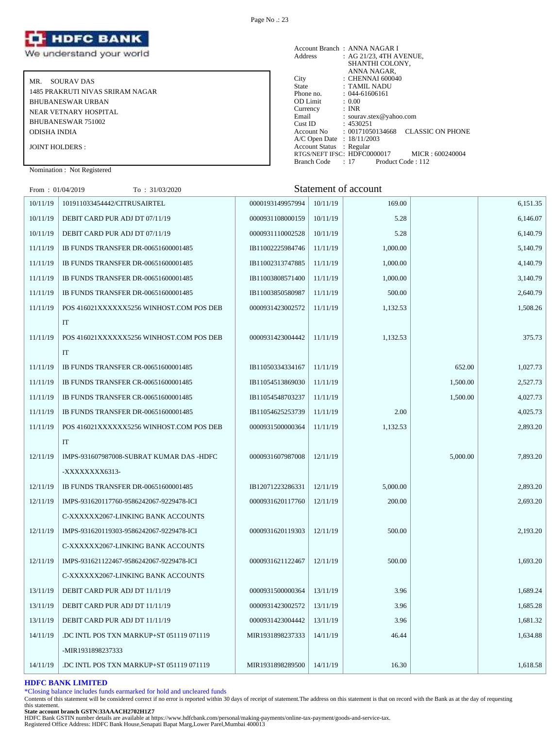**HDFC BANK**
We understand your world

MR. SOURAV DAS
1485 PRAKRUTI NIVAS SRIRAM NAGAR
BHUBANESWAR URBAN
NEAR VETNARY HOSPITAL
BHUBANESWAR 751002
ODISHA INDIA

JOINT HOLDERS :

Nomination : Not Registered

Account Branch : ANNA NAGAR I
Address : AG 21/23, 4TH AVENUE, SHANTHI COLONY, ANNA NAGAR,
City : CHENNAI 600040
State : TAMIL NADU
Phone no. : 044-61606161
OD Limit : 0.00
Currency : INR
Email : sourav.stex@yahoo.com
Cust ID : 4530251
Account No : 00171050134668 CLASSIC ON PHONE
A/C Open Date : 18/11/2003
Account Status : Regular
RTGS/NEFT IFSC: HDFC0000017 MICR : 600240004
Branch Code : 17 Product Code : 112

From : 01/04/2019 To : 31/03/2020

## Statement of account

| Date | Narration | Chq./Ref.No. | Value Dt | Withdrawal Amt. | Deposit Amt. | Closing Balance |
|---|---|---|---|---|---|---|
| 10/11/19 | 101911033454442/CITRUSAIRTEL | 0000193149957994 | 10/11/19 | 169.00 | | 6,151.35 |
| 10/11/19 | DEBIT CARD PUR ADJ DT 07/11/19 | 0000931108000159 | 10/11/19 | 5.28 | | 6,146.07 |
| 10/11/19 | DEBIT CARD PUR ADJ DT 07/11/19 | 0000931110002528 | 10/11/19 | 5.28 | | 6,140.79 |
| 11/11/19 | IB FUNDS TRANSFER DR-00651600001485 | IB11002225984746 | 11/11/19 | 1,000.00 | | 5,140.79 |
| 11/11/19 | IB FUNDS TRANSFER DR-00651600001485 | IB11002313747885 | 11/11/19 | 1,000.00 | | 4,140.79 |
| 11/11/19 | IB FUNDS TRANSFER DR-00651600001485 | IB11003808571400 | 11/11/19 | 1,000.00 | | 3,140.79 |
| 11/11/19 | IB FUNDS TRANSFER DR-00651600001485 | IB11003850580987 | 11/11/19 | 500.00 | | 2,640.79 |
| 11/11/19 | POS 416021XXXXXX5256 WINHOST.COM POS DEBIT | 0000931423002572 | 11/11/19 | 1,132.53 | | 1,508.26 |
| 11/11/19 | POS 416021XXXXXX5256 WINHOST.COM POS DEBIT | 0000931423004442 | 11/11/19 | 1,132.53 | | 375.73 |
| 11/11/19 | IB FUNDS TRANSFER CR-00651600001485 | IB11050334334167 | 11/11/19 | | 652.00 | 1,027.73 |
| 11/11/19 | IB FUNDS TRANSFER CR-00651600001485 | IB11054513869030 | 11/11/19 | | 1,500.00 | 2,527.73 |
| 11/11/19 | IB FUNDS TRANSFER CR-00651600001485 | IB11054548703237 | 11/11/19 | | 1,500.00 | 4,027.73 |
| 11/11/19 | IB FUNDS TRANSFER DR-00651600001485 | IB11054625253739 | 11/11/19 | 2.00 | | 4,025.73 |
| 11/11/19 | POS 416021XXXXXX5256 WINHOST.COM POS DEBIT | 0000931500000364 | 11/11/19 | 1,132.53 | | 2,893.20 |
| 12/11/19 | IMPS-931607987008-SUBRAT KUMAR DAS -HDFC -XXXXXXXX6313- | 0000931607987008 | 12/11/19 | | 5,000.00 | 7,893.20 |
| 12/11/19 | IB FUNDS TRANSFER DR-00651600001485 | IB12071223286331 | 12/11/19 | 5,000.00 | | 2,893.20 |
| 12/11/19 | IMPS-931620117760-9586242067-9229478-ICIC-XXXXXX2067-LINKING BANK ACCOUNTS | 0000931620117760 | 12/11/19 | 200.00 | | 2,693.20 |
| 12/11/19 | IMPS-931620119303-9586242067-9229478-ICIC-XXXXXX2067-LINKING BANK ACCOUNTS | 0000931620119303 | 12/11/19 | 500.00 | | 2,193.20 |
| 12/11/19 | IMPS-931621122467-9586242067-9229478-ICIC-XXXXXX2067-LINKING BANK ACCOUNTS | 0000931621122467 | 12/11/19 | 500.00 | | 1,693.20 |
| 13/11/19 | DEBIT CARD PUR ADJ DT 11/11/19 | 0000931500000364 | 13/11/19 | 3.96 | | 1,689.24 |
| 13/11/19 | DEBIT CARD PUR ADJ DT 11/11/19 | 0000931423002572 | 13/11/19 | 3.96 | | 1,685.28 |
| 13/11/19 | DEBIT CARD PUR ADJ DT 11/11/19 | 0000931423004442 | 13/11/19 | 3.96 | | 1,681.32 |
| 14/11/19 | .DC INTL POS TXN MARKUP+ST 051119 071119 -MIR1931898237333 | MIR1931898237333 | 14/11/19 | 46.44 | | 1,634.88 |
| 14/11/19 | .DC INTL POS TXN MARKUP+ST 051119 071119 | MIR1931898289500 | 14/11/19 | 16.30 | | 1,618.58 |

**HDFC BANK LIMITED**

*Closing balance includes funds earmarked for hold and uncleared funds

Contents of this statement will be considered correct if no error is reported within 30 days of receipt of statement.The address on this statement is that on record with the Bank as at the day of requesting this statement.

**State account branch GSTN:33AAACH2702H1Z7**

HDFC Bank GSTIN number details are available at https://www.hdfcbank.com/personal/making-payments/online-tax-payment/goods-and-service-tax.

Registered Office Address: HDFC Bank House,Senapati Bapat Marg,Lower Parel,Mumbai 400013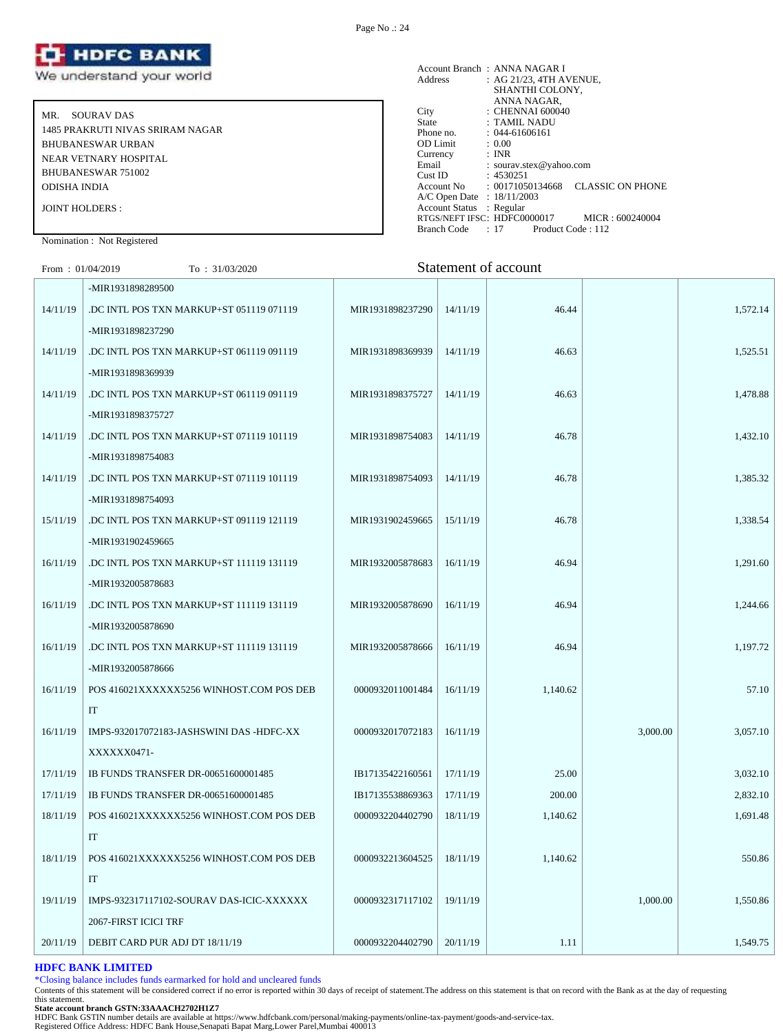**HDFC BANK**
We understand your world

MR. SOURAV DAS
1485 PRAKRUTI NIVAS SRIRAM NAGAR
BHUBANESWAR URBAN
NEAR VETNARY HOSPITAL
BHUBANESWAR 751002
ODISHA INDIA

JOINT HOLDERS :

Nomination : Not Registered

Account Branch : ANNA NAGAR I
Address : AG 21/23, 4TH AVENUE, SHANTHI COLONY, ANNA NAGAR,
City : CHENNAI 600040
State : TAMIL NADU
Phone no. : 044-61606161
OD Limit : 0.00
Currency : INR
Email : sourav.stex@yahoo.com
Cust ID : 4530251
Account No : 00171050134668 CLASSIC ON PHONE
A/C Open Date : 18/11/2003
Account Status : Regular
RTGS/NEFT IFSC: HDFC0000017 MICR : 600240004
Branch Code : 17 Product Code : 112

From : 01/04/2019 To : 31/03/2020

## Statement of account

| Date | Narration | Chq./Ref.No. | Value Dt | Withdrawal Amt. | Deposit Amt. | Closing Balance |
|---|---|---|---|---|---|---|
| | -MIR1931898289500 | | | | | |
| 14/11/19 | .DC INTL POS TXN MARKUP+ST 051119 071119 -MIR1931898237290 | MIR1931898237290 | 14/11/19 | 46.44 | | 1,572.14 |
| 14/11/19 | .DC INTL POS TXN MARKUP+ST 061119 091119 -MIR1931898369939 | MIR1931898369939 | 14/11/19 | 46.63 | | 1,525.51 |
| 14/11/19 | .DC INTL POS TXN MARKUP+ST 061119 091119 -MIR1931898375727 | MIR1931898375727 | 14/11/19 | 46.63 | | 1,478.88 |
| 14/11/19 | .DC INTL POS TXN MARKUP+ST 071119 101119 -MIR1931898754083 | MIR1931898754083 | 14/11/19 | 46.78 | | 1,432.10 |
| 14/11/19 | .DC INTL POS TXN MARKUP+ST 071119 101119 -MIR1931898754093 | MIR1931898754093 | 14/11/19 | 46.78 | | 1,385.32 |
| 15/11/19 | .DC INTL POS TXN MARKUP+ST 091119 121119 -MIR1931902459665 | MIR1931902459665 | 15/11/19 | 46.78 | | 1,338.54 |
| 16/11/19 | .DC INTL POS TXN MARKUP+ST 111119 131119 -MIR1932005878683 | MIR1932005878683 | 16/11/19 | 46.94 | | 1,291.60 |
| 16/11/19 | .DC INTL POS TXN MARKUP+ST 111119 131119 -MIR1932005878690 | MIR1932005878690 | 16/11/19 | 46.94 | | 1,244.66 |
| 16/11/19 | .DC INTL POS TXN MARKUP+ST 111119 131119 -MIR1932005878666 | MIR1932005878666 | 16/11/19 | 46.94 | | 1,197.72 |
| 16/11/19 | POS 416021XXXXXX5256 WINHOST.COM POS DEBIT | 0000932011001484 | 16/11/19 | 1,140.62 | | 57.10 |
| 16/11/19 | IMPS-932017072183-JASHSWINI DAS -HDFC-XXXXXXXX0471- | 0000932017072183 | 16/11/19 | | 3,000.00 | 3,057.10 |
| 17/11/19 | IB FUNDS TRANSFER DR-00651600001485 | IB17135422160561 | 17/11/19 | 25.00 | | 3,032.10 |
| 17/11/19 | IB FUNDS TRANSFER DR-00651600001485 | IB17135538869363 | 17/11/19 | 200.00 | | 2,832.10 |
| 18/11/19 | POS 416021XXXXXX5256 WINHOST.COM POS DEBIT | 0000932204402790 | 18/11/19 | 1,140.62 | | 1,691.48 |
| 18/11/19 | POS 416021XXXXXX5256 WINHOST.COM POS DEBIT | 0000932213604525 | 18/11/19 | 1,140.62 | | 550.86 |
| 19/11/19 | IMPS-932317117102-SOURAV DAS-ICIC-XXXXXX2067-FIRST ICICI TRF | 0000932317117102 | 19/11/19 | | 1,000.00 | 1,550.86 |
| 20/11/19 | DEBIT CARD PUR ADJ DT 18/11/19 | 0000932204402790 | 20/11/19 | 1.11 | | 1,549.75 |

**HDFC BANK LIMITED**
*Closing balance includes funds earmarked for hold and uncleared funds
Contents of this statement will be considered correct if no error is reported within 30 days of receipt of statement.The address on this statement is that on record with the Bank as at the day of requesting this statement.
**State account branch GSTN:33AAACH2702H1Z7**
HDFC Bank GSTIN number details are available at https://www.hdfcbank.com/personal/making-payments/online-tax-payment/goods-and-service-tax.
Registered Office Address: HDFC Bank House,Senapati Bapat Marg,Lower Parel,Mumbai 400013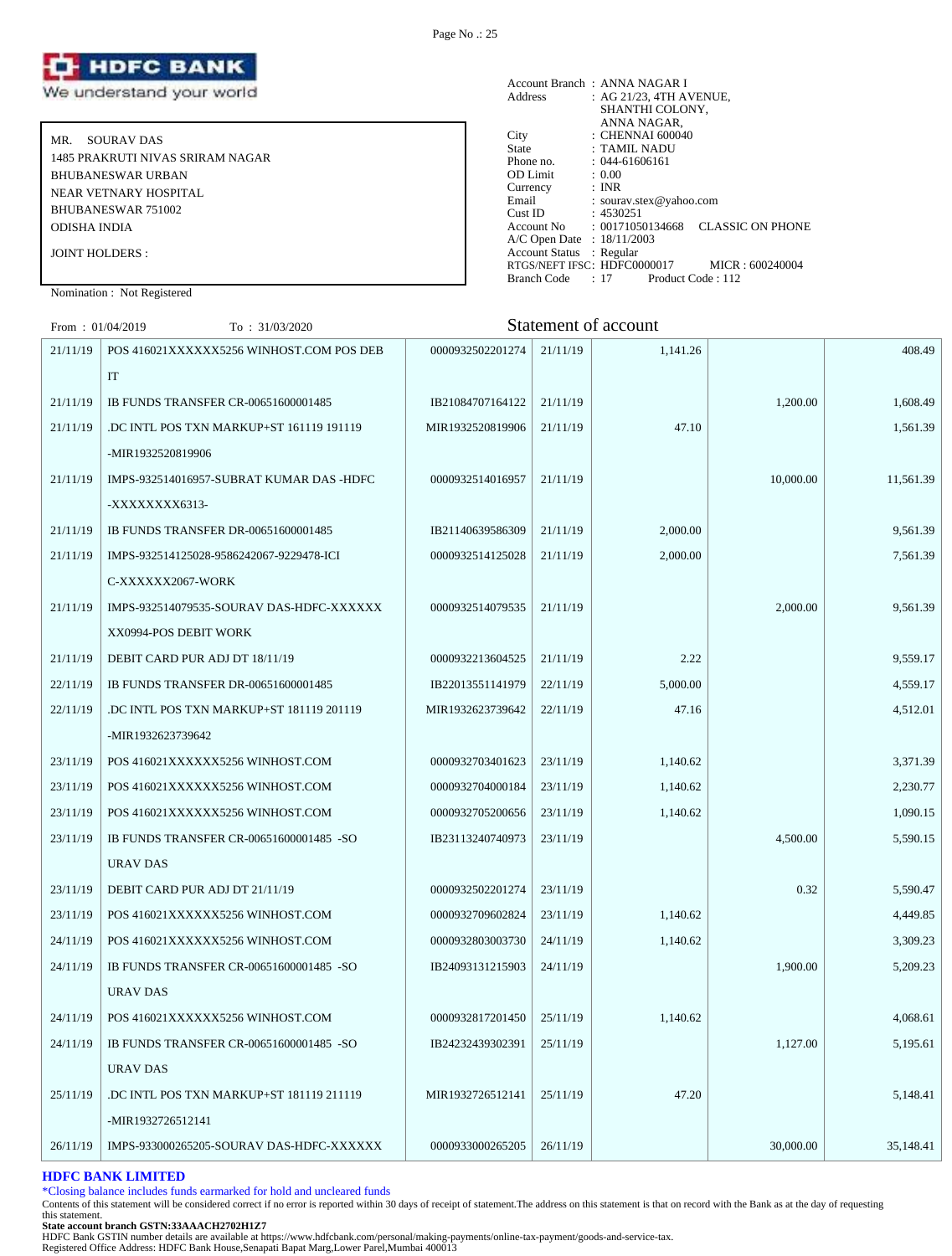![HDFC BANK — We understand your world]

MR. SOURAV DAS
1485 PRAKRUTI NIVAS SRIRAM NAGAR
BHUBANESWAR URBAN
NEAR VETNARY HOSPITAL
BHUBANESWAR 751002
ODISHA INDIA

JOINT HOLDERS :

Nomination : Not Registered

Account Branch : ANNA NAGAR I
Address : AG 21/23, 4TH AVENUE, SHANTHI COLONY, ANNA NAGAR,
City : CHENNAI 600040
State : TAMIL NADU
Phone no. : 044-61606161
OD Limit : 0.00
Currency : INR
Email : sourav.stex@yahoo.com
Cust ID : 4530251
Account No : 00171050134668 CLASSIC ON PHONE
A/C Open Date : 18/11/2003
Account Status : Regular
RTGS/NEFT IFSC: HDFC0000017 MICR : 600240004
Branch Code : 17 Product Code : 112

From : 01/04/2019 To : 31/03/2020

## Statement of account

| Date | Narration | Chq./Ref.No. | Value Dt | Withdrawal Amt. | Deposit Amt. | Closing Balance |
|---|---|---|---|---|---|---|
| 21/11/19 | POS 416021XXXXXX5256 WINHOST.COM POS DEBIT | 0000932502201274 | 21/11/19 | 1,141.26 | | 408.49 |
| 21/11/19 | IB FUNDS TRANSFER CR-00651600001485 | IB21084707164122 | 21/11/19 | | 1,200.00 | 1,608.49 |
| 21/11/19 | .DC INTL POS TXN MARKUP+ST 161119 191119 -MIR1932520819906 | MIR1932520819906 | 21/11/19 | 47.10 | | 1,561.39 |
| 21/11/19 | IMPS-932514016957-SUBRAT KUMAR DAS -HDFC -XXXXXXXX6313- | 0000932514016957 | 21/11/19 | | 10,000.00 | 11,561.39 |
| 21/11/19 | IB FUNDS TRANSFER DR-00651600001485 | IB21140639586309 | 21/11/19 | 2,000.00 | | 9,561.39 |
| 21/11/19 | IMPS-932514125028-9586242067-9229478-ICI C-XXXXXX2067-WORK | 0000932514125028 | 21/11/19 | 2,000.00 | | 7,561.39 |
| 21/11/19 | IMPS-932514079535-SOURAV DAS-HDFC-XXXXXX XX0994-POS DEBIT WORK | 0000932514079535 | 21/11/19 | | 2,000.00 | 9,561.39 |
| 21/11/19 | DEBIT CARD PUR ADJ DT 18/11/19 | 0000932213604525 | 21/11/19 | 2.22 | | 9,559.17 |
| 22/11/19 | IB FUNDS TRANSFER DR-00651600001485 | IB22013551141979 | 22/11/19 | 5,000.00 | | 4,559.17 |
| 22/11/19 | .DC INTL POS TXN MARKUP+ST 181119 201119 -MIR1932623739642 | MIR1932623739642 | 22/11/19 | 47.16 | | 4,512.01 |
| 23/11/19 | POS 416021XXXXXX5256 WINHOST.COM | 0000932703401623 | 23/11/19 | 1,140.62 | | 3,371.39 |
| 23/11/19 | POS 416021XXXXXX5256 WINHOST.COM | 0000932704000184 | 23/11/19 | 1,140.62 | | 2,230.77 |
| 23/11/19 | POS 416021XXXXXX5256 WINHOST.COM | 0000932705200656 | 23/11/19 | 1,140.62 | | 1,090.15 |
| 23/11/19 | IB FUNDS TRANSFER CR-00651600001485 -SO URAV DAS | IB23113240740973 | 23/11/19 | | 4,500.00 | 5,590.15 |
| 23/11/19 | DEBIT CARD PUR ADJ DT 21/11/19 | 0000932502201274 | 23/11/19 | | 0.32 | 5,590.47 |
| 23/11/19 | POS 416021XXXXXX5256 WINHOST.COM | 0000932709602824 | 23/11/19 | 1,140.62 | | 4,449.85 |
| 24/11/19 | POS 416021XXXXXX5256 WINHOST.COM | 0000932803003730 | 24/11/19 | 1,140.62 | | 3,309.23 |
| 24/11/19 | IB FUNDS TRANSFER CR-00651600001485 -SO URAV DAS | IB24093131215903 | 24/11/19 | | 1,900.00 | 5,209.23 |
| 24/11/19 | POS 416021XXXXXX5256 WINHOST.COM | 0000932817201450 | 25/11/19 | 1,140.62 | | 4,068.61 |
| 24/11/19 | IB FUNDS TRANSFER CR-00651600001485 -SO URAV DAS | IB24232439302391 | 25/11/19 | | 1,127.00 | 5,195.61 |
| 25/11/19 | .DC INTL POS TXN MARKUP+ST 181119 211119 -MIR1932726512141 | MIR1932726512141 | 25/11/19 | 47.20 | | 5,148.41 |
| 26/11/19 | IMPS-933000265205-SOURAV DAS-HDFC-XXXXXX | 0000933000265205 | 26/11/19 | | 30,000.00 | 35,148.41 |

**HDFC BANK LIMITED**

*Closing balance includes funds earmarked for hold and uncleared funds

Contents of this statement will be considered correct if no error is reported within 30 days of receipt of statement.The address on this statement is that on record with the Bank as at the day of requesting this statement.

**State account branch GSTN:33AAACH2702H1Z7**

HDFC Bank GSTIN number details are available at https://www.hdfcbank.com/personal/making-payments/online-tax-payment/goods-and-service-tax.

Registered Office Address: HDFC Bank House,Senapati Bapat Marg,Lower Parel,Mumbai 400013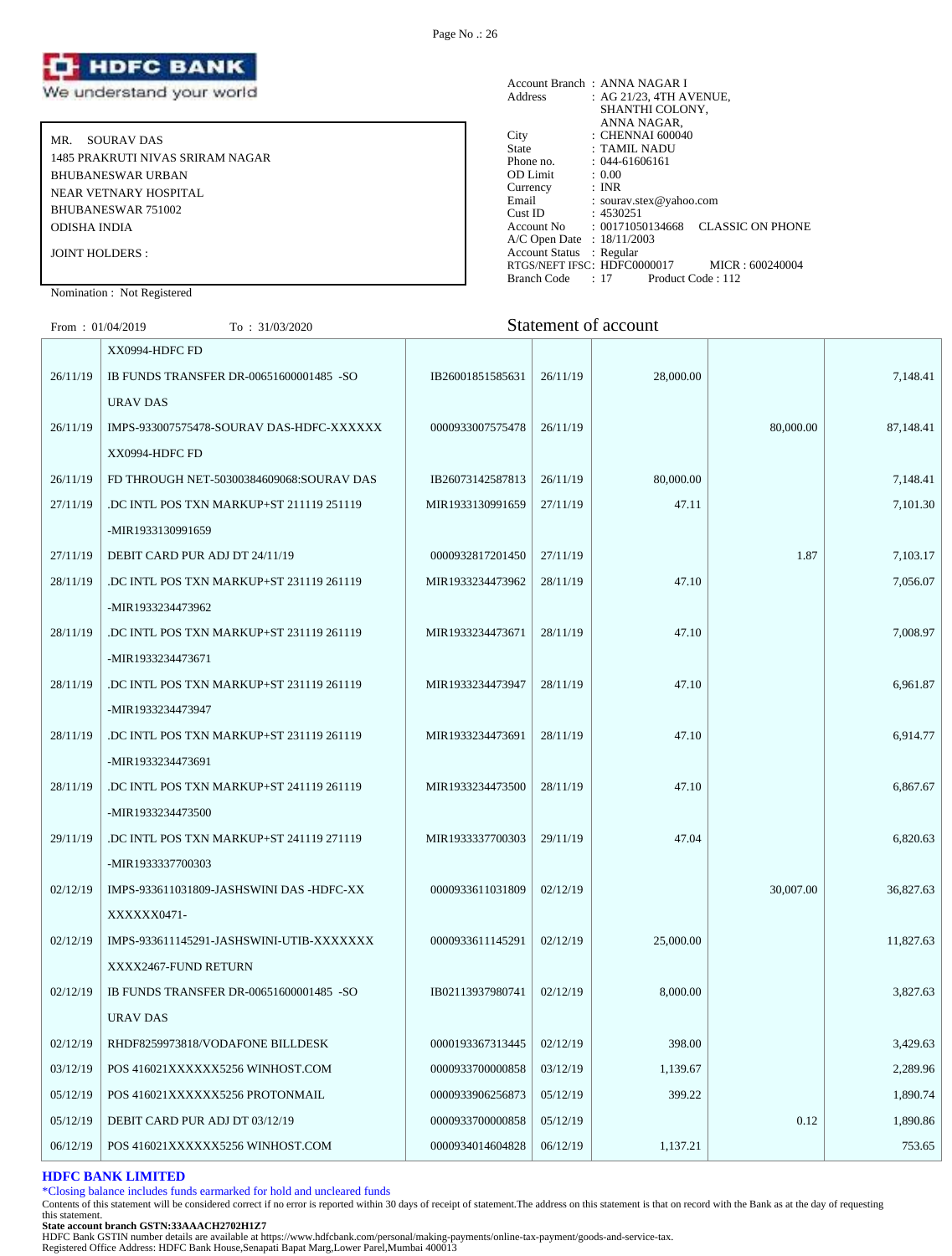# HDFC BANK
We understand your world

MR. SOURAV DAS
1485 PRAKRUTI NIVAS SRIRAM NAGAR
BHUBANESWAR URBAN
NEAR VETNARY HOSPITAL
BHUBANESWAR 751002
ODISHA INDIA

JOINT HOLDERS :

Nomination : Not Registered

Account Branch : ANNA NAGAR I
Address : AG 21/23, 4TH AVENUE, SHANTHI COLONY, ANNA NAGAR,
City : CHENNAI 600040
State : TAMIL NADU
Phone no. : 044-61606161
OD Limit : 0.00
Currency : INR
Email : sourav.stex@yahoo.com
Cust ID : 4530251
Account No : 00171050134668 CLASSIC ON PHONE
A/C Open Date : 18/11/2003
Account Status : Regular
RTGS/NEFT IFSC: HDFC0000017 MICR : 600240004
Branch Code : 17 Product Code : 112

From : 01/04/2019 To : 31/03/2020

## Statement of account

| Date | Narration | Chq./Ref.No. | Value Dt | Withdrawal Amt. | Deposit Amt. | Closing Balance |
|---|---|---|---|---|---|---|
| | XX0994-HDFC FD | | | | | |
| 26/11/19 | IB FUNDS TRANSFER DR-00651600001485 -SOURAV DAS | IB26001851585631 | 26/11/19 | 28,000.00 | | 7,148.41 |
| 26/11/19 | IMPS-933007575478-SOURAV DAS-HDFC-XXXXXXXX0994-HDFC FD | 0000933007575478 | 26/11/19 | | 80,000.00 | 87,148.41 |
| 26/11/19 | FD THROUGH NET-50300384609068:SOURAV DAS | IB26073142587813 | 26/11/19 | 80,000.00 | | 7,148.41 |
| 27/11/19 | .DC INTL POS TXN MARKUP+ST 211119 251119 -MIR1933130991659 | MIR1933130991659 | 27/11/19 | 47.11 | | 7,101.30 |
| 27/11/19 | DEBIT CARD PUR ADJ DT 24/11/19 | 0000932817201450 | 27/11/19 | | 1.87 | 7,103.17 |
| 28/11/19 | .DC INTL POS TXN MARKUP+ST 231119 261119 -MIR1933234473962 | MIR1933234473962 | 28/11/19 | 47.10 | | 7,056.07 |
| 28/11/19 | .DC INTL POS TXN MARKUP+ST 231119 261119 -MIR1933234473671 | MIR1933234473671 | 28/11/19 | 47.10 | | 7,008.97 |
| 28/11/19 | .DC INTL POS TXN MARKUP+ST 231119 261119 -MIR1933234473947 | MIR1933234473947 | 28/11/19 | 47.10 | | 6,961.87 |
| 28/11/19 | .DC INTL POS TXN MARKUP+ST 231119 261119 -MIR1933234473691 | MIR1933234473691 | 28/11/19 | 47.10 | | 6,914.77 |
| 28/11/19 | .DC INTL POS TXN MARKUP+ST 241119 261119 -MIR1933234473500 | MIR1933234473500 | 28/11/19 | 47.10 | | 6,867.67 |
| 29/11/19 | .DC INTL POS TXN MARKUP+ST 241119 271119 -MIR1933337700303 | MIR1933337700303 | 29/11/19 | 47.04 | | 6,820.63 |
| 02/12/19 | IMPS-933611031809-JASHSWINI DAS -HDFC-XXXXXXXX0471- | 0000933611031809 | 02/12/19 | | 30,007.00 | 36,827.63 |
| 02/12/19 | IMPS-933611145291-JASHSWINI-UTIB-XXXXXXXXXXX2467-FUND RETURN | 0000933611145291 | 02/12/19 | 25,000.00 | | 11,827.63 |
| 02/12/19 | IB FUNDS TRANSFER DR-00651600001485 -SOURAV DAS | IB02113937980741 | 02/12/19 | 8,000.00 | | 3,827.63 |
| 02/12/19 | RHDF8259973818/VODAFONE BILLDESK | 0000193367313445 | 02/12/19 | 398.00 | | 3,429.63 |
| 03/12/19 | POS 416021XXXXXX5256 WINHOST.COM | 0000933700000858 | 03/12/19 | 1,139.67 | | 2,289.96 |
| 05/12/19 | POS 416021XXXXXX5256 PROTONMAIL | 0000933906256873 | 05/12/19 | 399.22 | | 1,890.74 |
| 05/12/19 | DEBIT CARD PUR ADJ DT 03/12/19 | 0000933700000858 | 05/12/19 | | 0.12 | 1,890.86 |
| 06/12/19 | POS 416021XXXXXX5256 WINHOST.COM | 0000934014604828 | 06/12/19 | 1,137.21 | | 753.65 |

**HDFC BANK LIMITED**

*Closing balance includes funds earmarked for hold and uncleared funds

Contents of this statement will be considered correct if no error is reported within 30 days of receipt of statement.The address on this statement is that on record with the Bank as at the day of requesting this statement.

**State account branch GSTN:33AAACH2702H1Z7**

HDFC Bank GSTIN number details are available at https://www.hdfcbank.com/personal/making-payments/online-tax-payment/goods-and-service-tax.

Registered Office Address: HDFC Bank House,Senapati Bapat Marg,Lower Parel,Mumbai 400013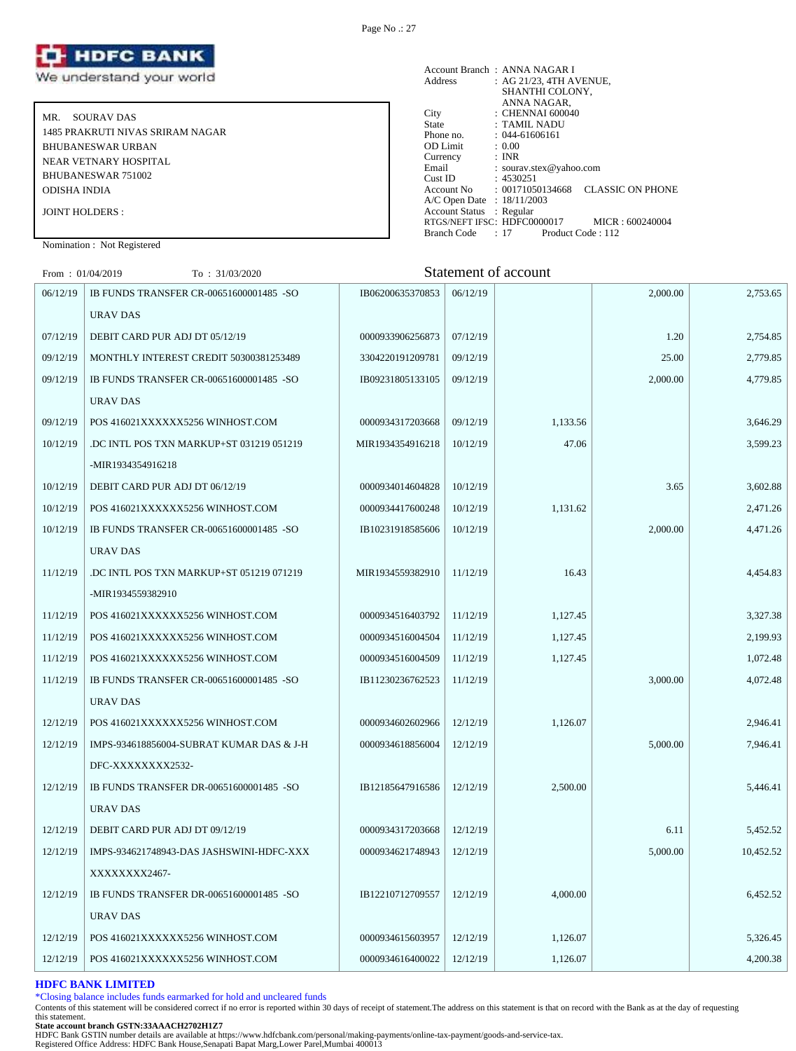![HDFC BANK - We understand your world]

MR. SOURAV DAS
1485 PRAKRUTI NIVAS SRIRAM NAGAR
BHUBANESWAR URBAN
NEAR VETNARY HOSPITAL
BHUBANESWAR 751002
ODISHA INDIA

JOINT HOLDERS :

Nomination : Not Registered

Account Branch : ANNA NAGAR I
Address : AG 21/23, 4TH AVENUE, SHANTHI COLONY, ANNA NAGAR,
City : CHENNAI 600040
State : TAMIL NADU
Phone no. : 044-61606161
OD Limit : 0.00
Currency : INR
Email : sourav.stex@yahoo.com
Cust ID : 4530251
Account No : 00171050134668 CLASSIC ON PHONE
A/C Open Date : 18/11/2003
Account Status : Regular
RTGS/NEFT IFSC: HDFC0000017 MICR : 600240004
Branch Code : 17 Product Code : 112

From : 01/04/2019 To : 31/03/2020

## Statement of account

| Date | Narration | Chq./Ref.No. | Value Dt | Withdrawal Amt. | Deposit Amt. | Closing Balance |
|---|---|---|---|---|---|---|
| 06/12/19 | IB FUNDS TRANSFER CR-00651600001485 -SOURAV DAS | IB06200635370853 | 06/12/19 | | 2,000.00 | 2,753.65 |
| 07/12/19 | DEBIT CARD PUR ADJ DT 05/12/19 | 0000933906256873 | 07/12/19 | | 1.20 | 2,754.85 |
| 09/12/19 | MONTHLY INTEREST CREDIT 50300381253489 | 3304220191209781 | 09/12/19 | | 25.00 | 2,779.85 |
| 09/12/19 | IB FUNDS TRANSFER CR-00651600001485 -SOURAV DAS | IB09231805133105 | 09/12/19 | | 2,000.00 | 4,779.85 |
| 09/12/19 | POS 416021XXXXXX5256 WINHOST.COM | 0000934317203668 | 09/12/19 | 1,133.56 | | 3,646.29 |
| 10/12/19 | .DC INTL POS TXN MARKUP+ST 031219 051219 -MIR1934354916218 | MIR1934354916218 | 10/12/19 | 47.06 | | 3,599.23 |
| 10/12/19 | DEBIT CARD PUR ADJ DT 06/12/19 | 0000934014604828 | 10/12/19 | | 3.65 | 3,602.88 |
| 10/12/19 | POS 416021XXXXXX5256 WINHOST.COM | 0000934417600248 | 10/12/19 | 1,131.62 | | 2,471.26 |
| 10/12/19 | IB FUNDS TRANSFER CR-00651600001485 -SOURAV DAS | IB10231918585606 | 10/12/19 | | 2,000.00 | 4,471.26 |
| 11/12/19 | .DC INTL POS TXN MARKUP+ST 051219 071219 -MIR1934559382910 | MIR1934559382910 | 11/12/19 | 16.43 | | 4,454.83 |
| 11/12/19 | POS 416021XXXXXX5256 WINHOST.COM | 0000934516403792 | 11/12/19 | 1,127.45 | | 3,327.38 |
| 11/12/19 | POS 416021XXXXXX5256 WINHOST.COM | 0000934516004504 | 11/12/19 | 1,127.45 | | 2,199.93 |
| 11/12/19 | POS 416021XXXXXX5256 WINHOST.COM | 0000934516004509 | 11/12/19 | 1,127.45 | | 1,072.48 |
| 11/12/19 | IB FUNDS TRANSFER CR-00651600001485 -SOURAV DAS | IB11230236762523 | 11/12/19 | | 3,000.00 | 4,072.48 |
| 12/12/19 | POS 416021XXXXXX5256 WINHOST.COM | 0000934602602966 | 12/12/19 | 1,126.07 | | 2,946.41 |
| 12/12/19 | IMPS-934618856004-SUBRAT KUMAR DAS & J-HDFC-XXXXXXXX2532- | 0000934618856004 | 12/12/19 | | 5,000.00 | 7,946.41 |
| 12/12/19 | IB FUNDS TRANSFER DR-00651600001485 -SOURAV DAS | IB12185647916586 | 12/12/19 | 2,500.00 | | 5,446.41 |
| 12/12/19 | DEBIT CARD PUR ADJ DT 09/12/19 | 0000934317203668 | 12/12/19 | | 6.11 | 5,452.52 |
| 12/12/19 | IMPS-934621748943-DAS JASHSWINI-HDFC-XXXXXXXXXX2467- | 0000934621748943 | 12/12/19 | | 5,000.00 | 10,452.52 |
| 12/12/19 | IB FUNDS TRANSFER DR-00651600001485 -SOURAV DAS | IB12210712709557 | 12/12/19 | 4,000.00 | | 6,452.52 |
| 12/12/19 | POS 416021XXXXXX5256 WINHOST.COM | 0000934615603957 | 12/12/19 | 1,126.07 | | 5,326.45 |
| 12/12/19 | POS 416021XXXXXX5256 WINHOST.COM | 0000934616400022 | 12/12/19 | 1,126.07 | | 4,200.38 |

**HDFC BANK LIMITED**

*Closing balance includes funds earmarked for hold and uncleared funds

Contents of this statement will be considered correct if no error is reported within 30 days of receipt of statement.The address on this statement is that on record with the Bank as at the day of requesting this statement.

**State account branch GSTN:33AAACH2702H1Z7**

HDFC Bank GSTIN number details are available at https://www.hdfcbank.com/personal/making-payments/online-tax-payment/goods-and-service-tax.

Registered Office Address: HDFC Bank House,Senapati Bapat Marg,Lower Parel,Mumbai 400013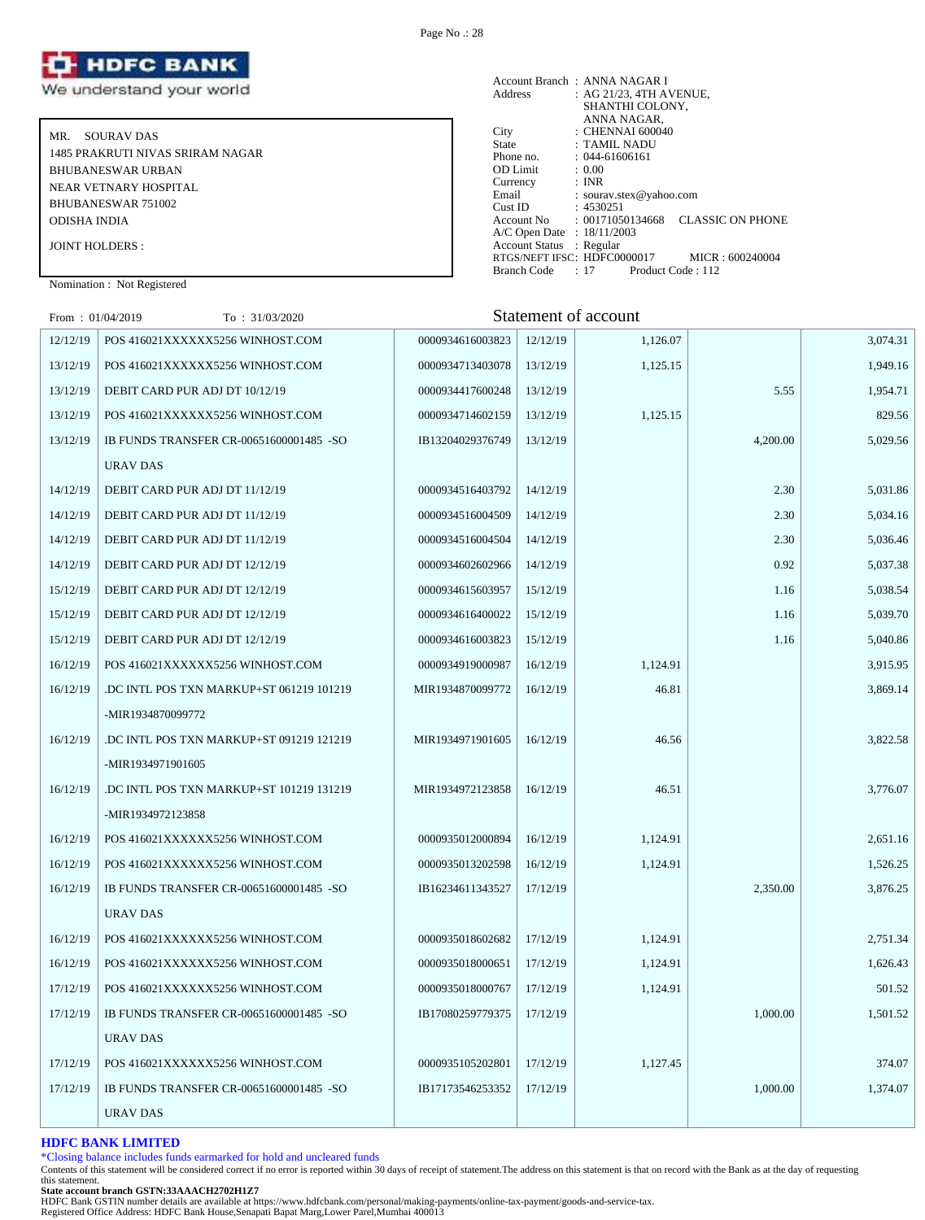![HDFC BANK — We understand your world]

MR. SOURAV DAS
1485 PRAKRUTI NIVAS SRIRAM NAGAR
BHUBANESWAR URBAN
NEAR VETNARY HOSPITAL
BHUBANESWAR 751002
ODISHA INDIA

JOINT HOLDERS :

Nomination : Not Registered

Account Branch : ANNA NAGAR I
Address : AG 21/23, 4TH AVENUE, SHANTHI COLONY, ANNA NAGAR,
City : CHENNAI 600040
State : TAMIL NADU
Phone no. : 044-61606161
OD Limit : 0.00
Currency : INR
Email : sourav.stex@yahoo.com
Cust ID : 4530251
Account No : 00171050134668 CLASSIC ON PHONE
A/C Open Date : 18/11/2003
Account Status : Regular
RTGS/NEFT IFSC: HDFC0000017 MICR : 600240004
Branch Code : 17 Product Code : 112

From : 01/04/2019 To : 31/03/2020

## Statement of account

| Date | Narration | Chq./Ref.No. | Value Dt | Withdrawal Amt. | Deposit Amt. | Closing Balance |
|---|---|---|---|---|---|---|
| 12/12/19 | POS 416021XXXXXX5256 WINHOST.COM | 0000934616003823 | 12/12/19 | 1,126.07 | | 3,074.31 |
| 13/12/19 | POS 416021XXXXXX5256 WINHOST.COM | 0000934713403078 | 13/12/19 | 1,125.15 | | 1,949.16 |
| 13/12/19 | DEBIT CARD PUR ADJ DT 10/12/19 | 0000934417600248 | 13/12/19 | | 5.55 | 1,954.71 |
| 13/12/19 | POS 416021XXXXXX5256 WINHOST.COM | 0000934714602159 | 13/12/19 | 1,125.15 | | 829.56 |
| 13/12/19 | IB FUNDS TRANSFER CR-00651600001485 -SOURAV DAS | IB13204029376749 | 13/12/19 | | 4,200.00 | 5,029.56 |
| 14/12/19 | DEBIT CARD PUR ADJ DT 11/12/19 | 0000934516403792 | 14/12/19 | | 2.30 | 5,031.86 |
| 14/12/19 | DEBIT CARD PUR ADJ DT 11/12/19 | 0000934516004509 | 14/12/19 | | 2.30 | 5,034.16 |
| 14/12/19 | DEBIT CARD PUR ADJ DT 11/12/19 | 0000934516004504 | 14/12/19 | | 2.30 | 5,036.46 |
| 14/12/19 | DEBIT CARD PUR ADJ DT 12/12/19 | 0000934602602966 | 14/12/19 | | 0.92 | 5,037.38 |
| 15/12/19 | DEBIT CARD PUR ADJ DT 12/12/19 | 0000934615603957 | 15/12/19 | | 1.16 | 5,038.54 |
| 15/12/19 | DEBIT CARD PUR ADJ DT 12/12/19 | 0000934616400022 | 15/12/19 | | 1.16 | 5,039.70 |
| 15/12/19 | DEBIT CARD PUR ADJ DT 12/12/19 | 0000934616003823 | 15/12/19 | | 1.16 | 5,040.86 |
| 16/12/19 | POS 416021XXXXXX5256 WINHOST.COM | 0000934919000987 | 16/12/19 | 1,124.91 | | 3,915.95 |
| 16/12/19 | .DC INTL POS TXN MARKUP+ST 061219 101219 -MIR1934870099772 | MIR1934870099772 | 16/12/19 | 46.81 | | 3,869.14 |
| 16/12/19 | .DC INTL POS TXN MARKUP+ST 091219 121219 -MIR1934971901605 | MIR1934971901605 | 16/12/19 | 46.56 | | 3,822.58 |
| 16/12/19 | .DC INTL POS TXN MARKUP+ST 101219 131219 -MIR1934972123858 | MIR1934972123858 | 16/12/19 | 46.51 | | 3,776.07 |
| 16/12/19 | POS 416021XXXXXX5256 WINHOST.COM | 0000935012000894 | 16/12/19 | 1,124.91 | | 2,651.16 |
| 16/12/19 | POS 416021XXXXXX5256 WINHOST.COM | 0000935013202598 | 16/12/19 | 1,124.91 | | 1,526.25 |
| 16/12/19 | IB FUNDS TRANSFER CR-00651600001485 -SOURAV DAS | IB16234611343527 | 17/12/19 | | 2,350.00 | 3,876.25 |
| 16/12/19 | POS 416021XXXXXX5256 WINHOST.COM | 0000935018602682 | 17/12/19 | 1,124.91 | | 2,751.34 |
| 16/12/19 | POS 416021XXXXXX5256 WINHOST.COM | 0000935018000651 | 17/12/19 | 1,124.91 | | 1,626.43 |
| 17/12/19 | POS 416021XXXXXX5256 WINHOST.COM | 0000935018000767 | 17/12/19 | 1,124.91 | | 501.52 |
| 17/12/19 | IB FUNDS TRANSFER CR-00651600001485 -SOURAV DAS | IB17080259779375 | 17/12/19 | | 1,000.00 | 1,501.52 |
| 17/12/19 | POS 416021XXXXXX5256 WINHOST.COM | 0000935105202801 | 17/12/19 | 1,127.45 | | 374.07 |
| 17/12/19 | IB FUNDS TRANSFER CR-00651600001485 -SOURAV DAS | IB17173546253352 | 17/12/19 | | 1,000.00 | 1,374.07 |

**HDFC BANK LIMITED**

*Closing balance includes funds earmarked for hold and uncleared funds

Contents of this statement will be considered correct if no error is reported within 30 days of receipt of statement.The address on this statement is that on record with the Bank as at the day of requesting this statement.

**State account branch GSTN:33AAACH2702H1Z7**

HDFC Bank GSTIN number details are available at https://www.hdfcbank.com/personal/making-payments/online-tax-payment/goods-and-service-tax.

Registered Office Address: HDFC Bank House,Senapati Bapat Marg,Lower Parel,Mumbai 400013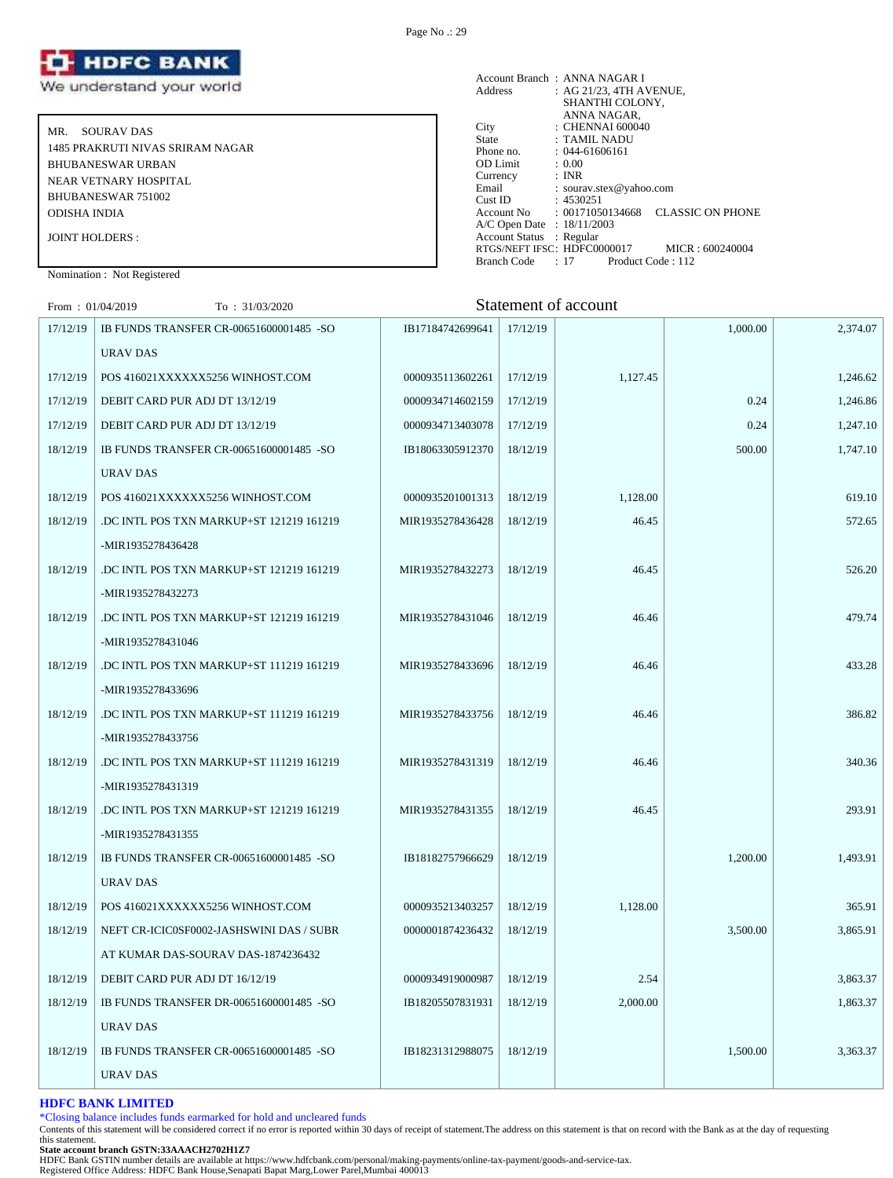![HDFC BANK - We understand your world]

| | |
|---|---|
| MR. SOURAV DAS | |
| 1485 PRAKRUTI NIVAS SRIRAM NAGAR | |
| BHUBANESWAR URBAN | |
| NEAR VETNARY HOSPITAL | |
| BHUBANESWAR 751002 | |
| ODISHA INDIA | |
| JOINT HOLDERS : | |

Nomination : Not Registered

Account Branch : ANNA NAGAR I
Address : AG 21/23, 4TH AVENUE, SHANTHI COLONY, ANNA NAGAR,
City : CHENNAI 600040
State : TAMIL NADU
Phone no. : 044-61606161
OD Limit : 0.00
Currency : INR
Email : sourav.stex@yahoo.com
Cust ID : 4530251
Account No : 00171050134668 CLASSIC ON PHONE
A/C Open Date : 18/11/2003
Account Status : Regular
RTGS/NEFT IFSC: HDFC0000017 MICR : 600240004
Branch Code : 17 Product Code : 112

From : 01/04/2019 To : 31/03/2020

## Statement of account

| Date | Narration | Chq./Ref.No. | Value Dt | Withdrawal Amt. | Deposit Amt. | Closing Balance |
|---|---|---|---|---|---|---|
| 17/12/19 | IB FUNDS TRANSFER CR-00651600001485 -SOURAV DAS | IB17184742699641 | 17/12/19 | | 1,000.00 | 2,374.07 |
| 17/12/19 | POS 416021XXXXXX5256 WINHOST.COM | 0000935113602261 | 17/12/19 | 1,127.45 | | 1,246.62 |
| 17/12/19 | DEBIT CARD PUR ADJ DT 13/12/19 | 0000934714602159 | 17/12/19 | | 0.24 | 1,246.86 |
| 17/12/19 | DEBIT CARD PUR ADJ DT 13/12/19 | 0000934713403078 | 17/12/19 | | 0.24 | 1,247.10 |
| 18/12/19 | IB FUNDS TRANSFER CR-00651600001485 -SOURAV DAS | IB18063305912370 | 18/12/19 | | 500.00 | 1,747.10 |
| 18/12/19 | POS 416021XXXXXX5256 WINHOST.COM | 0000935201001313 | 18/12/19 | 1,128.00 | | 619.10 |
| 18/12/19 | .DC INTL POS TXN MARKUP+ST 121219 161219 -MIR1935278436428 | MIR1935278436428 | 18/12/19 | 46.45 | | 572.65 |
| 18/12/19 | .DC INTL POS TXN MARKUP+ST 121219 161219 -MIR1935278432273 | MIR1935278432273 | 18/12/19 | 46.45 | | 526.20 |
| 18/12/19 | .DC INTL POS TXN MARKUP+ST 121219 161219 -MIR1935278431046 | MIR1935278431046 | 18/12/19 | 46.46 | | 479.74 |
| 18/12/19 | .DC INTL POS TXN MARKUP+ST 111219 161219 -MIR1935278433696 | MIR1935278433696 | 18/12/19 | 46.46 | | 433.28 |
| 18/12/19 | .DC INTL POS TXN MARKUP+ST 111219 161219 -MIR1935278433756 | MIR1935278433756 | 18/12/19 | 46.46 | | 386.82 |
| 18/12/19 | .DC INTL POS TXN MARKUP+ST 111219 161219 -MIR1935278431319 | MIR1935278431319 | 18/12/19 | 46.46 | | 340.36 |
| 18/12/19 | .DC INTL POS TXN MARKUP+ST 121219 161219 -MIR1935278431355 | MIR1935278431355 | 18/12/19 | 46.45 | | 293.91 |
| 18/12/19 | IB FUNDS TRANSFER CR-00651600001485 -SOURAV DAS | IB18182757966629 | 18/12/19 | | 1,200.00 | 1,493.91 |
| 18/12/19 | POS 416021XXXXXX5256 WINHOST.COM | 0000935213403257 | 18/12/19 | 1,128.00 | | 365.91 |
| 18/12/19 | NEFT CR-ICIC0SF0002-JASHSWINI DAS / SUBRAT KUMAR DAS-SOURAV DAS-1874236432 | 0000001874236432 | 18/12/19 | | 3,500.00 | 3,865.91 |
| 18/12/19 | DEBIT CARD PUR ADJ DT 16/12/19 | 0000934919000987 | 18/12/19 | 2.54 | | 3,863.37 |
| 18/12/19 | IB FUNDS TRANSFER DR-00651600001485 -SOURAV DAS | IB18205507831931 | 18/12/19 | 2,000.00 | | 1,863.37 |
| 18/12/19 | IB FUNDS TRANSFER CR-00651600001485 -SOURAV DAS | IB18231312988075 | 18/12/19 | | 1,500.00 | 3,363.37 |

**HDFC BANK LIMITED**

*Closing balance includes funds earmarked for hold and uncleared funds

Contents of this statement will be considered correct if no error is reported within 30 days of receipt of statement.The address on this statement is that on record with the Bank as at the day of requesting this statement.

**State account branch GSTN:33AAACH2702H1Z7**

HDFC Bank GSTIN number details are available at https://www.hdfcbank.com/personal/making-payments/online-tax-payment/goods-and-service-tax.

Registered Office Address: HDFC Bank House,Senapati Bapat Marg,Lower Parel,Mumbai 400013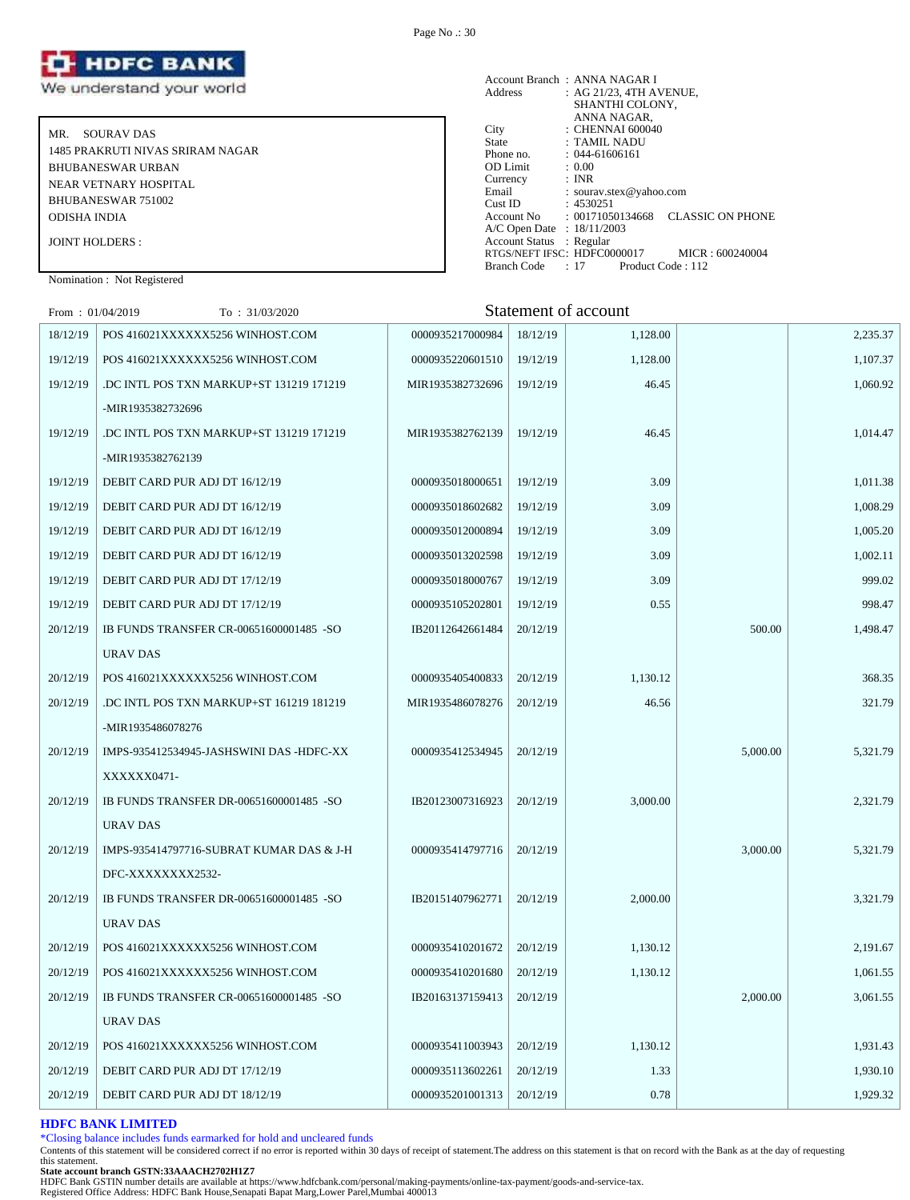![HDFC BANK - We understand your world]

| | |
|---|---|
| MR. SOURAV DAS | |
| 1485 PRAKRUTI NIVAS SRIRAM NAGAR | |
| BHUBANESWAR URBAN | |
| NEAR VETNARY HOSPITAL | |
| BHUBANESWAR 751002 | |
| ODISHA INDIA | |
| JOINT HOLDERS : | |

Nomination : Not Registered

Account Branch : ANNA NAGAR I
Address : AG 21/23, 4TH AVENUE, SHANTHI COLONY, ANNA NAGAR,
City : CHENNAI 600040
State : TAMIL NADU
Phone no. : 044-61606161
OD Limit : 0.00
Currency : INR
Email : sourav.stex@yahoo.com
Cust ID : 4530251
Account No : 00171050134668 CLASSIC ON PHONE
A/C Open Date : 18/11/2003
Account Status : Regular
RTGS/NEFT IFSC: HDFC0000017 MICR : 600240004
Branch Code : 17 Product Code : 112

From : 01/04/2019 To : 31/03/2020

## Statement of account

| Date | Narration | Chq./Ref.No. | Value Dt | Withdrawal Amt. | Deposit Amt. | Closing Balance |
|---|---|---|---|---|---|---|
| 18/12/19 | POS 416021XXXXXX5256 WINHOST.COM | 0000935217000984 | 18/12/19 | 1,128.00 | | 2,235.37 |
| 19/12/19 | POS 416021XXXXXX5256 WINHOST.COM | 0000935220601510 | 19/12/19 | 1,128.00 | | 1,107.37 |
| 19/12/19 | .DC INTL POS TXN MARKUP+ST 131219 171219 -MIR1935382732696 | MIR1935382732696 | 19/12/19 | 46.45 | | 1,060.92 |
| 19/12/19 | .DC INTL POS TXN MARKUP+ST 131219 171219 -MIR1935382762139 | MIR1935382762139 | 19/12/19 | 46.45 | | 1,014.47 |
| 19/12/19 | DEBIT CARD PUR ADJ DT 16/12/19 | 0000935018000651 | 19/12/19 | 3.09 | | 1,011.38 |
| 19/12/19 | DEBIT CARD PUR ADJ DT 16/12/19 | 0000935018602682 | 19/12/19 | 3.09 | | 1,008.29 |
| 19/12/19 | DEBIT CARD PUR ADJ DT 16/12/19 | 0000935012000894 | 19/12/19 | 3.09 | | 1,005.20 |
| 19/12/19 | DEBIT CARD PUR ADJ DT 16/12/19 | 0000935013202598 | 19/12/19 | 3.09 | | 1,002.11 |
| 19/12/19 | DEBIT CARD PUR ADJ DT 17/12/19 | 0000935018000767 | 19/12/19 | 3.09 | | 999.02 |
| 19/12/19 | DEBIT CARD PUR ADJ DT 17/12/19 | 0000935105202801 | 19/12/19 | 0.55 | | 998.47 |
| 20/12/19 | IB FUNDS TRANSFER CR-00651600001485 -SOURAV DAS | IB20112642661484 | 20/12/19 | | 500.00 | 1,498.47 |
| 20/12/19 | POS 416021XXXXXX5256 WINHOST.COM | 0000935405400833 | 20/12/19 | 1,130.12 | | 368.35 |
| 20/12/19 | .DC INTL POS TXN MARKUP+ST 161219 181219 -MIR1935486078276 | MIR1935486078276 | 20/12/19 | 46.56 | | 321.79 |
| 20/12/19 | IMPS-935412534945-JASHSWINI DAS -HDFC-XXXXXXXX0471- | 0000935412534945 | 20/12/19 | | 5,000.00 | 5,321.79 |
| 20/12/19 | IB FUNDS TRANSFER DR-00651600001485 -SOURAV DAS | IB20123007316923 | 20/12/19 | 3,000.00 | | 2,321.79 |
| 20/12/19 | IMPS-935414797716-SUBRAT KUMAR DAS & J-HDFC-XXXXXXXX2532- | 0000935414797716 | 20/12/19 | | 3,000.00 | 5,321.79 |
| 20/12/19 | IB FUNDS TRANSFER DR-00651600001485 -SOURAV DAS | IB20151407962771 | 20/12/19 | 2,000.00 | | 3,321.79 |
| 20/12/19 | POS 416021XXXXXX5256 WINHOST.COM | 0000935410201672 | 20/12/19 | 1,130.12 | | 2,191.67 |
| 20/12/19 | POS 416021XXXXXX5256 WINHOST.COM | 0000935410201680 | 20/12/19 | 1,130.12 | | 1,061.55 |
| 20/12/19 | IB FUNDS TRANSFER CR-00651600001485 -SOURAV DAS | IB20163137159413 | 20/12/19 | | 2,000.00 | 3,061.55 |
| 20/12/19 | POS 416021XXXXXX5256 WINHOST.COM | 0000935411003943 | 20/12/19 | 1,130.12 | | 1,931.43 |
| 20/12/19 | DEBIT CARD PUR ADJ DT 17/12/19 | 0000935113602261 | 20/12/19 | 1.33 | | 1,930.10 |
| 20/12/19 | DEBIT CARD PUR ADJ DT 18/12/19 | 0000935201001313 | 20/12/19 | 0.78 | | 1,929.32 |

**HDFC BANK LIMITED**

*Closing balance includes funds earmarked for hold and uncleared funds

Contents of this statement will be considered correct if no error is reported within 30 days of receipt of statement.The address on this statement is that on record with the Bank as at the day of requesting this statement.

**State account branch GSTN:33AAACH2702H1Z7**

HDFC Bank GSTIN number details are available at https://www.hdfcbank.com/personal/making-payments/online-tax-payment/goods-and-service-tax.

Registered Office Address: HDFC Bank House,Senapati Bapat Marg,Lower Parel,Mumbai 400013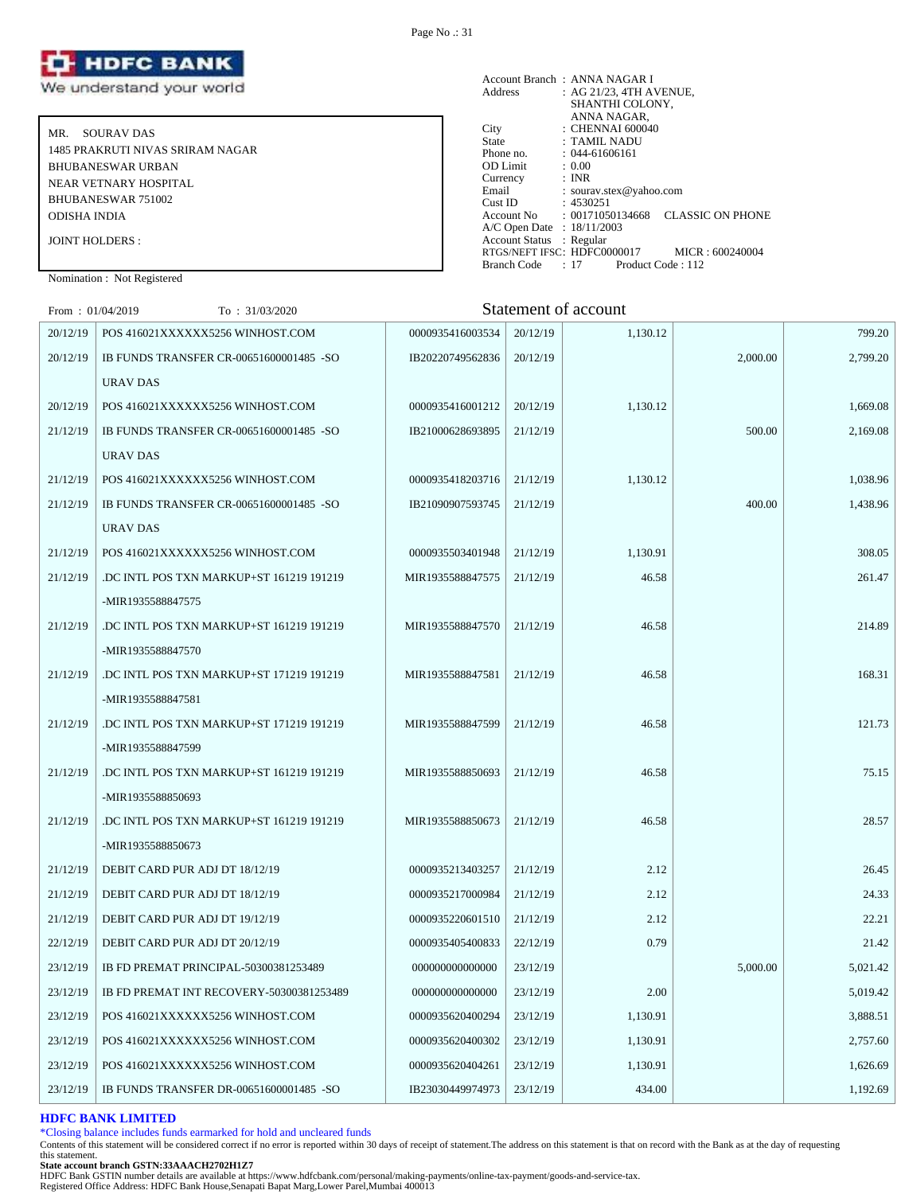![HDFC BANK We understand your world]

MR. SOURAV DAS
1485 PRAKRUTI NIVAS SRIRAM NAGAR
BHUBANESWAR URBAN
NEAR VETNARY HOSPITAL
BHUBANESWAR 751002
ODISHA INDIA

JOINT HOLDERS :

Nomination : Not Registered

Account Branch : ANNA NAGAR I
Address : AG 21/23, 4TH AVENUE, SHANTHI COLONY, ANNA NAGAR,
City : CHENNAI 600040
State : TAMIL NADU
Phone no. : 044-61606161
OD Limit : 0.00
Currency : INR
Email : sourav.stex@yahoo.com
Cust ID : 4530251
Account No : 00171050134668 CLASSIC ON PHONE
A/C Open Date : 18/11/2003
Account Status : Regular
RTGS/NEFT IFSC: HDFC0000017 MICR : 600240004
Branch Code : 17 Product Code : 112

From : 01/04/2019 To : 31/03/2020

## Statement of account

| Date | Narration | Chq./Ref.No. | Value Dt | Withdrawal Amt. | Deposit Amt. | Closing Balance |
|---|---|---|---|---|---|---|
| 20/12/19 | POS 416021XXXXXX5256 WINHOST.COM | 0000935416003534 | 20/12/19 | 1,130.12 | | 799.20 |
| 20/12/19 | IB FUNDS TRANSFER CR-00651600001485 -SOURAV DAS | IB20220749562836 | 20/12/19 | | 2,000.00 | 2,799.20 |
| 20/12/19 | POS 416021XXXXXX5256 WINHOST.COM | 0000935416001212 | 20/12/19 | 1,130.12 | | 1,669.08 |
| 21/12/19 | IB FUNDS TRANSFER CR-00651600001485 -SOURAV DAS | IB21000628693895 | 21/12/19 | | 500.00 | 2,169.08 |
| 21/12/19 | POS 416021XXXXXX5256 WINHOST.COM | 0000935418203716 | 21/12/19 | 1,130.12 | | 1,038.96 |
| 21/12/19 | IB FUNDS TRANSFER CR-00651600001485 -SOURAV DAS | IB21090907593745 | 21/12/19 | | 400.00 | 1,438.96 |
| 21/12/19 | POS 416021XXXXXX5256 WINHOST.COM | 0000935503401948 | 21/12/19 | 1,130.91 | | 308.05 |
| 21/12/19 | .DC INTL POS TXN MARKUP+ST 161219 191219 -MIR1935588847575 | MIR1935588847575 | 21/12/19 | 46.58 | | 261.47 |
| 21/12/19 | .DC INTL POS TXN MARKUP+ST 161219 191219 -MIR1935588847570 | MIR1935588847570 | 21/12/19 | 46.58 | | 214.89 |
| 21/12/19 | .DC INTL POS TXN MARKUP+ST 171219 191219 -MIR1935588847581 | MIR1935588847581 | 21/12/19 | 46.58 | | 168.31 |
| 21/12/19 | .DC INTL POS TXN MARKUP+ST 171219 191219 -MIR1935588847599 | MIR1935588847599 | 21/12/19 | 46.58 | | 121.73 |
| 21/12/19 | .DC INTL POS TXN MARKUP+ST 161219 191219 -MIR1935588850693 | MIR1935588850693 | 21/12/19 | 46.58 | | 75.15 |
| 21/12/19 | .DC INTL POS TXN MARKUP+ST 161219 191219 -MIR1935588850673 | MIR1935588850673 | 21/12/19 | 46.58 | | 28.57 |
| 21/12/19 | DEBIT CARD PUR ADJ DT 18/12/19 | 0000935213403257 | 21/12/19 | 2.12 | | 26.45 |
| 21/12/19 | DEBIT CARD PUR ADJ DT 18/12/19 | 0000935217000984 | 21/12/19 | 2.12 | | 24.33 |
| 21/12/19 | DEBIT CARD PUR ADJ DT 19/12/19 | 0000935220601510 | 21/12/19 | 2.12 | | 22.21 |
| 22/12/19 | DEBIT CARD PUR ADJ DT 20/12/19 | 0000935405400833 | 22/12/19 | 0.79 | | 21.42 |
| 23/12/19 | IB FD PREMAT PRINCIPAL-50300381253489 | 000000000000000 | 23/12/19 | | 5,000.00 | 5,021.42 |
| 23/12/19 | IB FD PREMAT INT RECOVERY-50300381253489 | 000000000000000 | 23/12/19 | 2.00 | | 5,019.42 |
| 23/12/19 | POS 416021XXXXXX5256 WINHOST.COM | 0000935620400294 | 23/12/19 | 1,130.91 | | 3,888.51 |
| 23/12/19 | POS 416021XXXXXX5256 WINHOST.COM | 0000935620400302 | 23/12/19 | 1,130.91 | | 2,757.60 |
| 23/12/19 | POS 416021XXXXXX5256 WINHOST.COM | 0000935620404261 | 23/12/19 | 1,130.91 | | 1,626.69 |
| 23/12/19 | IB FUNDS TRANSFER DR-00651600001485 -SO | IB23030449974973 | 23/12/19 | 434.00 | | 1,192.69 |

**HDFC BANK LIMITED**

*Closing balance includes funds earmarked for hold and uncleared funds

Contents of this statement will be considered correct if no error is reported within 30 days of receipt of statement.The address on this statement is that on record with the Bank as at the day of requesting this statement.

**State account branch GSTN:33AAACH2702H1Z7**

HDFC Bank GSTIN number details are available at https://www.hdfcbank.com/personal/making-payments/online-tax-payment/goods-and-service-tax.

Registered Office Address: HDFC Bank House,Senapati Bapat Marg,Lower Parel,Mumbai 400013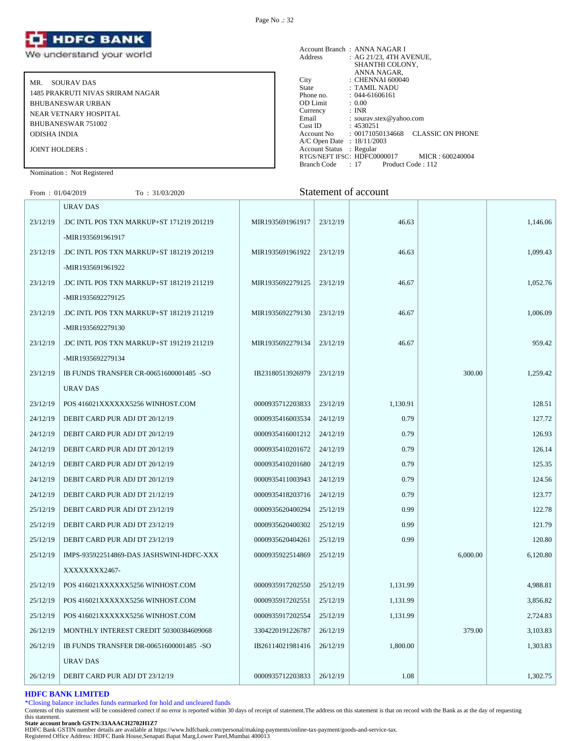# HDFC BANK
We understand your world

MR. SOURAV DAS
1485 PRAKRUTI NIVAS SRIRAM NAGAR
BHUBANESWAR URBAN
NEAR VETNARY HOSPITAL
BHUBANESWAR 751002
ODISHA INDIA

JOINT HOLDERS :

Nomination : Not Registered

Account Branch : ANNA NAGAR I
Address : AG 21/23, 4TH AVENUE, SHANTHI COLONY, ANNA NAGAR,
City : CHENNAI 600040
State : TAMIL NADU
Phone no. : 044-61606161
OD Limit : 0.00
Currency : INR
Email : sourav.stex@yahoo.com
Cust ID : 4530251
Account No : 00171050134668 CLASSIC ON PHONE
A/C Open Date : 18/11/2003
Account Status : Regular
RTGS/NEFT IFSC: HDFC0000017 MICR : 600240004
Branch Code : 17 Product Code : 112

From : 01/04/2019 To : 31/03/2020

## Statement of account

| Date | Narration | Chq./Ref.No. | Value Dt | Withdrawal Amt. | Deposit Amt. | Closing Balance |
|---|---|---|---|---|---|---|
| | URAV DAS | | | | | |
| 23/12/19 | .DC INTL POS TXN MARKUP+ST 171219 201219 -MIR1935691961917 | MIR1935691961917 | 23/12/19 | 46.63 | | 1,146.06 |
| 23/12/19 | .DC INTL POS TXN MARKUP+ST 181219 201219 -MIR1935691961922 | MIR1935691961922 | 23/12/19 | 46.63 | | 1,099.43 |
| 23/12/19 | .DC INTL POS TXN MARKUP+ST 181219 211219 -MIR1935692279125 | MIR1935692279125 | 23/12/19 | 46.67 | | 1,052.76 |
| 23/12/19 | .DC INTL POS TXN MARKUP+ST 181219 211219 -MIR1935692279130 | MIR1935692279130 | 23/12/19 | 46.67 | | 1,006.09 |
| 23/12/19 | .DC INTL POS TXN MARKUP+ST 191219 211219 -MIR1935692279134 | MIR1935692279134 | 23/12/19 | 46.67 | | 959.42 |
| 23/12/19 | IB FUNDS TRANSFER CR-00651600001485 -SO URAV DAS | IB23180513926979 | 23/12/19 | | 300.00 | 1,259.42 |
| 23/12/19 | POS 416021XXXXXX5256 WINHOST.COM | 0000935712203833 | 23/12/19 | 1,130.91 | | 128.51 |
| 24/12/19 | DEBIT CARD PUR ADJ DT 20/12/19 | 0000935416003534 | 24/12/19 | 0.79 | | 127.72 |
| 24/12/19 | DEBIT CARD PUR ADJ DT 20/12/19 | 0000935416001212 | 24/12/19 | 0.79 | | 126.93 |
| 24/12/19 | DEBIT CARD PUR ADJ DT 20/12/19 | 0000935410201672 | 24/12/19 | 0.79 | | 126.14 |
| 24/12/19 | DEBIT CARD PUR ADJ DT 20/12/19 | 0000935410201680 | 24/12/19 | 0.79 | | 125.35 |
| 24/12/19 | DEBIT CARD PUR ADJ DT 20/12/19 | 0000935411003943 | 24/12/19 | 0.79 | | 124.56 |
| 24/12/19 | DEBIT CARD PUR ADJ DT 21/12/19 | 0000935418203716 | 24/12/19 | 0.79 | | 123.77 |
| 25/12/19 | DEBIT CARD PUR ADJ DT 23/12/19 | 0000935620400294 | 25/12/19 | 0.99 | | 122.78 |
| 25/12/19 | DEBIT CARD PUR ADJ DT 23/12/19 | 0000935620400302 | 25/12/19 | 0.99 | | 121.79 |
| 25/12/19 | DEBIT CARD PUR ADJ DT 23/12/19 | 0000935620404261 | 25/12/19 | 0.99 | | 120.80 |
| 25/12/19 | IMPS-935922514869-DAS JASHSWINI-HDFC-XXX XXXXXXXX2467- | 0000935922514869 | 25/12/19 | | 6,000.00 | 6,120.80 |
| 25/12/19 | POS 416021XXXXXX5256 WINHOST.COM | 0000935917202550 | 25/12/19 | 1,131.99 | | 4,988.81 |
| 25/12/19 | POS 416021XXXXXX5256 WINHOST.COM | 0000935917202551 | 25/12/19 | 1,131.99 | | 3,856.82 |
| 25/12/19 | POS 416021XXXXXX5256 WINHOST.COM | 0000935917202554 | 25/12/19 | 1,131.99 | | 2,724.83 |
| 26/12/19 | MONTHLY INTEREST CREDIT 50300384609068 | 3304220191226787 | 26/12/19 | | 379.00 | 3,103.83 |
| 26/12/19 | IB FUNDS TRANSFER DR-00651600001485 -SO URAV DAS | IB26114021981416 | 26/12/19 | 1,800.00 | | 1,303.83 |
| 26/12/19 | DEBIT CARD PUR ADJ DT 23/12/19 | 0000935712203833 | 26/12/19 | 1.08 | | 1,302.75 |

**HDFC BANK LIMITED**

*Closing balance includes funds earmarked for hold and uncleared funds

Contents of this statement will be considered correct if no error is reported within 30 days of receipt of statement.The address on this statement is that on record with the Bank as at the day of requesting this statement.

**State account branch GSTN:33AAACH2702H1Z7**

HDFC Bank GSTIN number details are available at https://www.hdfcbank.com/personal/making-payments/online-tax-payment/goods-and-service-tax.

Registered Office Address: HDFC Bank House,Senapati Bapat Marg,Lower Parel,Mumbai 400013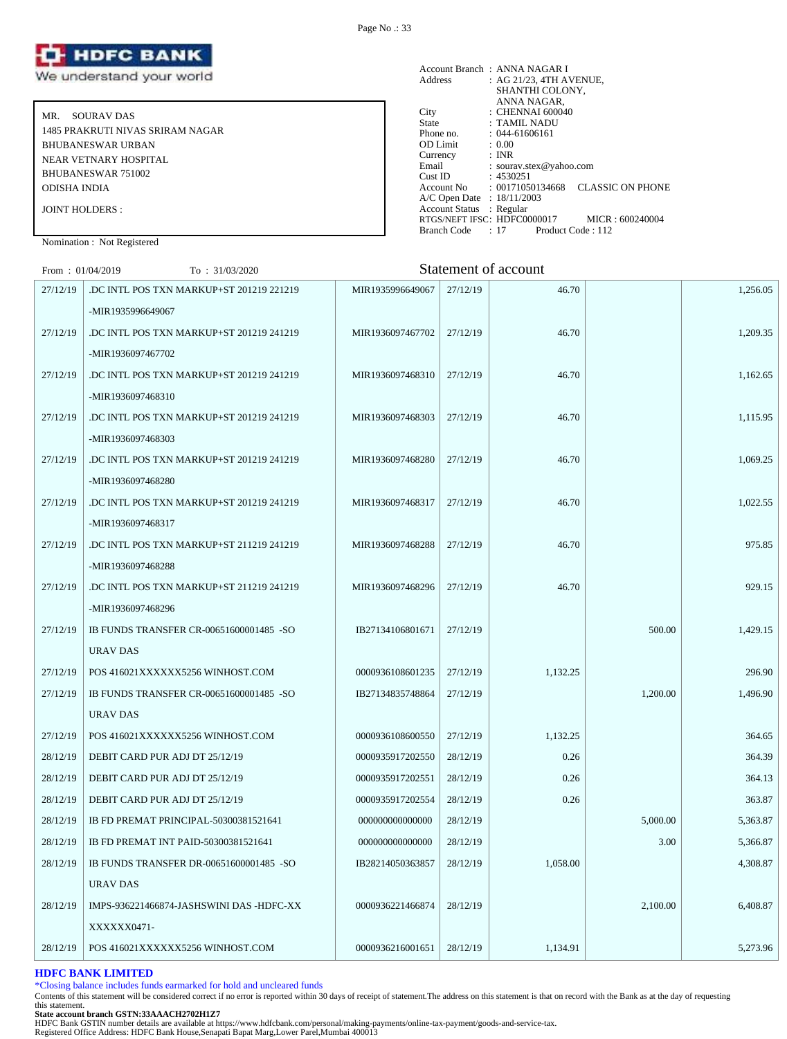![HDFC BANK We understand your world]

| | |
|---|---|
| MR. SOUROV DAS | |

MR. SOURAV DAS
1485 PRAKRUTI NIVAS SRIRAM NAGAR
BHUBANESWAR URBAN
NEAR VETNARY HOSPITAL
BHUBANESWAR 751002
ODISHA INDIA

JOINT HOLDERS :

Nomination : Not Registered

Account Branch : ANNA NAGAR I
Address : AG 21/23, 4TH AVENUE, SHANTHI COLONY, ANNA NAGAR,
City : CHENNAI 600040
State : TAMIL NADU
Phone no. : 044-61606161
OD Limit : 0.00
Currency : INR
Email : sourav.stex@yahoo.com
Cust ID : 4530251
Account No : 00171050134668 CLASSIC ON PHONE
A/C Open Date : 18/11/2003
Account Status : Regular
RTGS/NEFT IFSC: HDFC0000017 MICR : 600240004
Branch Code : 17 Product Code : 112

From : 01/04/2019 To : 31/03/2020

## Statement of account

| Date | Narration | Chq./Ref.No. | Value Dt | Withdrawal Amt. | Deposit Amt. | Closing Balance |
|---|---|---|---|---|---|---|
| 27/12/19 | .DC INTL POS TXN MARKUP+ST 201219 221219 -MIR1935996649067 | MIR1935996649067 | 27/12/19 | 46.70 | | 1,256.05 |
| 27/12/19 | .DC INTL POS TXN MARKUP+ST 201219 241219 -MIR1936097467702 | MIR1936097467702 | 27/12/19 | 46.70 | | 1,209.35 |
| 27/12/19 | .DC INTL POS TXN MARKUP+ST 201219 241219 -MIR1936097468310 | MIR1936097468310 | 27/12/19 | 46.70 | | 1,162.65 |
| 27/12/19 | .DC INTL POS TXN MARKUP+ST 201219 241219 -MIR1936097468303 | MIR1936097468303 | 27/12/19 | 46.70 | | 1,115.95 |
| 27/12/19 | .DC INTL POS TXN MARKUP+ST 201219 241219 -MIR1936097468280 | MIR1936097468280 | 27/12/19 | 46.70 | | 1,069.25 |
| 27/12/19 | .DC INTL POS TXN MARKUP+ST 201219 241219 -MIR1936097468317 | MIR1936097468317 | 27/12/19 | 46.70 | | 1,022.55 |
| 27/12/19 | .DC INTL POS TXN MARKUP+ST 211219 241219 -MIR1936097468288 | MIR1936097468288 | 27/12/19 | 46.70 | | 975.85 |
| 27/12/19 | .DC INTL POS TXN MARKUP+ST 211219 241219 -MIR1936097468296 | MIR1936097468296 | 27/12/19 | 46.70 | | 929.15 |
| 27/12/19 | IB FUNDS TRANSFER CR-00651600001485 -SOURAV DAS | IB27134106801671 | 27/12/19 | | 500.00 | 1,429.15 |
| 27/12/19 | POS 416021XXXXXX5256 WINHOST.COM | 0000936108601235 | 27/12/19 | 1,132.25 | | 296.90 |
| 27/12/19 | IB FUNDS TRANSFER CR-00651600001485 -SOURAV DAS | IB27134835748864 | 27/12/19 | | 1,200.00 | 1,496.90 |
| 27/12/19 | POS 416021XXXXXX5256 WINHOST.COM | 0000936108600550 | 27/12/19 | 1,132.25 | | 364.65 |
| 28/12/19 | DEBIT CARD PUR ADJ DT 25/12/19 | 0000935917202550 | 28/12/19 | 0.26 | | 364.39 |
| 28/12/19 | DEBIT CARD PUR ADJ DT 25/12/19 | 0000935917202551 | 28/12/19 | 0.26 | | 364.13 |
| 28/12/19 | DEBIT CARD PUR ADJ DT 25/12/19 | 0000935917202554 | 28/12/19 | 0.26 | | 363.87 |
| 28/12/19 | IB FD PREMAT PRINCIPAL-50300381521641 | 000000000000000 | 28/12/19 | | 5,000.00 | 5,363.87 |
| 28/12/19 | IB FD PREMAT INT PAID-50300381521641 | 000000000000000 | 28/12/19 | | 3.00 | 5,366.87 |
| 28/12/19 | IB FUNDS TRANSFER DR-00651600001485 -SOURAV DAS | IB28214050363857 | 28/12/19 | 1,058.00 | | 4,308.87 |
| 28/12/19 | IMPS-936221466874-JASHSWINI DAS -HDFC-XXXXXXXX0471- | 0000936221466874 | 28/12/19 | | 2,100.00 | 6,408.87 |
| 28/12/19 | POS 416021XXXXXX5256 WINHOST.COM | 0000936216001651 | 28/12/19 | 1,134.91 | | 5,273.96 |

**HDFC BANK LIMITED**

*Closing balance includes funds earmarked for hold and uncleared funds

Contents of this statement will be considered correct if no error is reported within 30 days of receipt of statement.The address on this statement is that on record with the Bank as at the day of requesting this statement.

**State account branch GSTN:33AAACH2702H1Z7**

HDFC Bank GSTIN number details are available at https://www.hdfcbank.com/personal/making-payments/online-tax-payment/goods-and-service-tax.

Registered Office Address: HDFC Bank House,Senapati Bapat Marg,Lower Parel,Mumbai 400013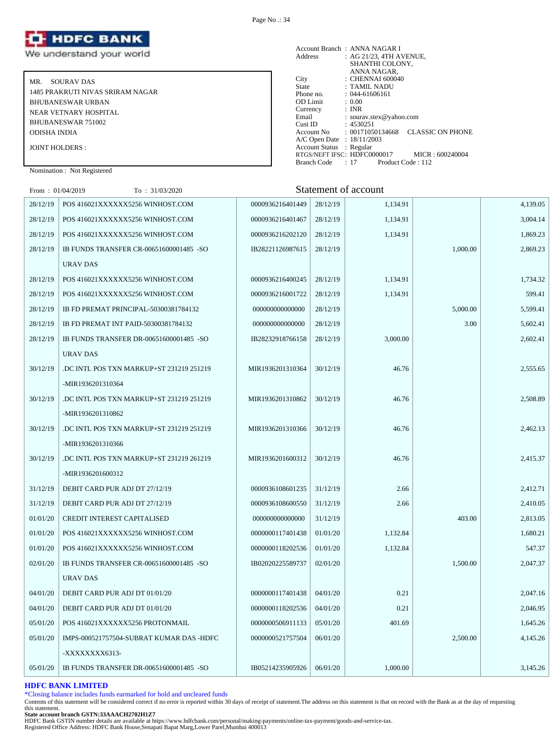![HDFC BANK — We understand your world]

| | |
|---|---|
| Account Branch | : ANNA NAGAR I |
| Address | : AG 21/23, 4TH AVENUE, SHANTHI COLONY, ANNA NAGAR, |
| City | : CHENNAI 600040 |
| State | : TAMIL NADU |
| Phone no. | : 044-61606161 |
| OD Limit | : 0.00 |
| Currency | : INR |
| Email | : sourav.stex@yahoo.com |
| Cust ID | : 4530251 |
| Account No | : 00171050134668 CLASSIC ON PHONE |
| A/C Open Date | : 18/11/2003 |
| Account Status | : Regular |
| RTGS/NEFT IFSC | : HDFC0000017 MICR : 600240004 |
| Branch Code | : 17 Product Code : 112 |

MR. SOURAV DAS
1485 PRAKRUTI NIVAS SRIRAM NAGAR
BHUBANESWAR URBAN
NEAR VETNARY HOSPITAL
BHUBANESWAR 751002
ODISHA INDIA

JOINT HOLDERS :

Nomination : Not Registered

From : 01/04/2019 To : 31/03/2020

## Statement of account

| Date | Narration | Chq./Ref.No. | Value Dt | Withdrawal Amt. | Deposit Amt. | Closing Balance |
|---|---|---|---|---|---|---|
| 28/12/19 | POS 416021XXXXXX5256 WINHOST.COM | 0000936216401449 | 28/12/19 | 1,134.91 | | 4,139.05 |
| 28/12/19 | POS 416021XXXXXX5256 WINHOST.COM | 0000936216401467 | 28/12/19 | 1,134.91 | | 3,004.14 |
| 28/12/19 | POS 416021XXXXXX5256 WINHOST.COM | 0000936216202120 | 28/12/19 | 1,134.91 | | 1,869.23 |
| 28/12/19 | IB FUNDS TRANSFER CR-00651600001485 -SOURAV DAS | IB28221126987615 | 28/12/19 | | 1,000.00 | 2,869.23 |
| 28/12/19 | POS 416021XXXXXX5256 WINHOST.COM | 0000936216400245 | 28/12/19 | 1,134.91 | | 1,734.32 |
| 28/12/19 | POS 416021XXXXXX5256 WINHOST.COM | 0000936216001722 | 28/12/19 | 1,134.91 | | 599.41 |
| 28/12/19 | IB FD PREMAT PRINCIPAL-50300381784132 | 000000000000000 | 28/12/19 | | 5,000.00 | 5,599.41 |
| 28/12/19 | IB FD PREMAT INT PAID-50300381784132 | 000000000000000 | 28/12/19 | | 3.00 | 5,602.41 |
| 28/12/19 | IB FUNDS TRANSFER DR-00651600001485 -SOURAV DAS | IB28232918766158 | 28/12/19 | 3,000.00 | | 2,602.41 |
| 30/12/19 | .DC INTL POS TXN MARKUP+ST 231219 251219 -MIR1936201310364 | MIR1936201310364 | 30/12/19 | 46.76 | | 2,555.65 |
| 30/12/19 | .DC INTL POS TXN MARKUP+ST 231219 251219 -MIR1936201310862 | MIR1936201310862 | 30/12/19 | 46.76 | | 2,508.89 |
| 30/12/19 | .DC INTL POS TXN MARKUP+ST 231219 251219 -MIR1936201310366 | MIR1936201310366 | 30/12/19 | 46.76 | | 2,462.13 |
| 30/12/19 | .DC INTL POS TXN MARKUP+ST 231219 261219 -MIR1936201600312 | MIR1936201600312 | 30/12/19 | 46.76 | | 2,415.37 |
| 31/12/19 | DEBIT CARD PUR ADJ DT 27/12/19 | 0000936108601235 | 31/12/19 | 2.66 | | 2,412.71 |
| 31/12/19 | DEBIT CARD PUR ADJ DT 27/12/19 | 0000936108600550 | 31/12/19 | 2.66 | | 2,410.05 |
| 01/01/20 | CREDIT INTEREST CAPITALISED | 000000000000000 | 31/12/19 | | 403.00 | 2,813.05 |
| 01/01/20 | POS 416021XXXXXX5256 WINHOST.COM | 0000000117401438 | 01/01/20 | 1,132.84 | | 1,680.21 |
| 01/01/20 | POS 416021XXXXXX5256 WINHOST.COM | 0000000118202536 | 01/01/20 | 1,132.84 | | 547.37 |
| 02/01/20 | IB FUNDS TRANSFER CR-00651600001485 -SOURAV DAS | IB02020225589737 | 02/01/20 | | 1,500.00 | 2,047.37 |
| 04/01/20 | DEBIT CARD PUR ADJ DT 01/01/20 | 0000000117401438 | 04/01/20 | 0.21 | | 2,047.16 |
| 04/01/20 | DEBIT CARD PUR ADJ DT 01/01/20 | 0000000118202536 | 04/01/20 | 0.21 | | 2,046.95 |
| 05/01/20 | POS 416021XXXXXX5256 PROTONMAIL | 0000000506911133 | 05/01/20 | 401.69 | | 1,645.26 |
| 05/01/20 | IMPS-000521757504-SUBRAT KUMAR DAS -HDFC -XXXXXXXX6313- | 0000000521757504 | 06/01/20 | | 2,500.00 | 4,145.26 |
| 05/01/20 | IB FUNDS TRANSFER DR-00651600001485 -SO | IB05214235905926 | 06/01/20 | 1,000.00 | | 3,145.26 |

**HDFC BANK LIMITED**

*Closing balance includes funds earmarked for hold and uncleared funds

Contents of this statement will be considered correct if no error is reported within 30 days of receipt of statement.The address on this statement is that on record with the Bank as at the day of requesting this statement.

**State account branch GSTN:33AAACH2702H1Z7**

HDFC Bank GSTIN number details are available at https://www.hdfcbank.com/personal/making-payments/online-tax-payment/goods-and-service-tax.

Registered Office Address: HDFC Bank House,Senapati Bapat Marg,Lower Parel,Mumbai 400013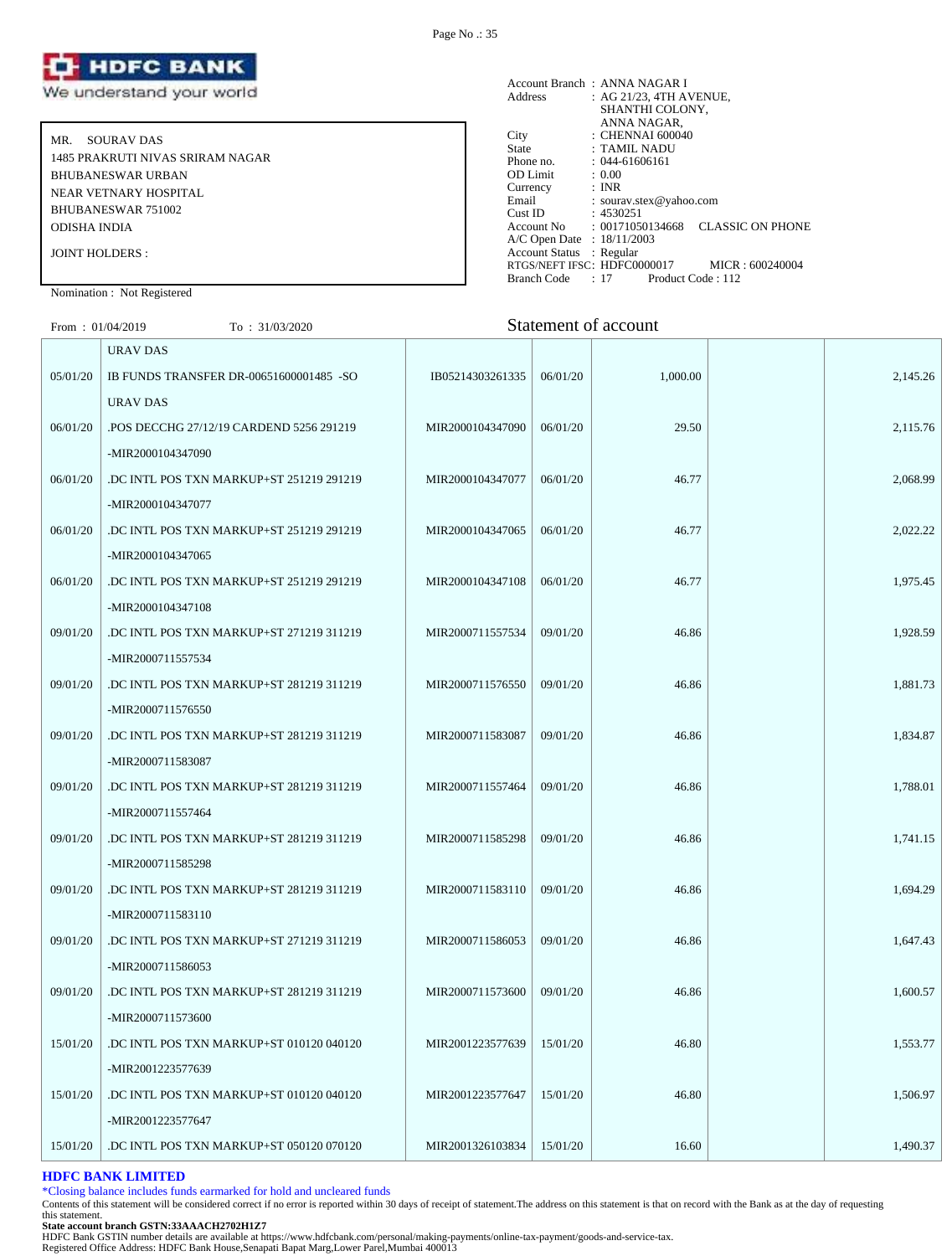**HDFC BANK**
We understand your world

MR. SOURAV DAS
1485 PRAKRUTI NIVAS SRIRAM NAGAR
BHUBANESWAR URBAN
NEAR VETNARY HOSPITAL
BHUBANESWAR 751002
ODISHA INDIA

JOINT HOLDERS :

Nomination : Not Registered

Account Branch : ANNA NAGAR I
Address : AG 21/23, 4TH AVENUE, SHANTHI COLONY, ANNA NAGAR,
City : CHENNAI 600040
State : TAMIL NADU
Phone no. : 044-61606161
OD Limit : 0.00
Currency : INR
Email : sourav.stex@yahoo.com
Cust ID : 4530251
Account No : 00171050134668 CLASSIC ON PHONE
A/C Open Date : 18/11/2003
Account Status : Regular
RTGS/NEFT IFSC: HDFC0000017 MICR : 600240004
Branch Code : 17 Product Code : 112

From : 01/04/2019 To : 31/03/2020

## Statement of account

| | | | | | | |
|---|---|---|---|---|---|---|
| | URAV DAS | | | | | |
| 05/01/20 | IB FUNDS TRANSFER DR-00651600001485 -SO URAV DAS | IB05214303261335 | 06/01/20 | 1,000.00 | | 2,145.26 |
| 06/01/20 | .POS DECCHG 27/12/19 CARDEND 5256 291219 -MIR2000104347090 | MIR2000104347090 | 06/01/20 | 29.50 | | 2,115.76 |
| 06/01/20 | .DC INTL POS TXN MARKUP+ST 251219 291219 -MIR2000104347077 | MIR2000104347077 | 06/01/20 | 46.77 | | 2,068.99 |
| 06/01/20 | .DC INTL POS TXN MARKUP+ST 251219 291219 -MIR2000104347065 | MIR2000104347065 | 06/01/20 | 46.77 | | 2,022.22 |
| 06/01/20 | .DC INTL POS TXN MARKUP+ST 251219 291219 -MIR2000104347108 | MIR2000104347108 | 06/01/20 | 46.77 | | 1,975.45 |
| 09/01/20 | .DC INTL POS TXN MARKUP+ST 271219 311219 -MIR2000711557534 | MIR2000711557534 | 09/01/20 | 46.86 | | 1,928.59 |
| 09/01/20 | .DC INTL POS TXN MARKUP+ST 281219 311219 -MIR2000711576550 | MIR2000711576550 | 09/01/20 | 46.86 | | 1,881.73 |
| 09/01/20 | .DC INTL POS TXN MARKUP+ST 281219 311219 -MIR2000711583087 | MIR2000711583087 | 09/01/20 | 46.86 | | 1,834.87 |
| 09/01/20 | .DC INTL POS TXN MARKUP+ST 281219 311219 -MIR2000711557464 | MIR2000711557464 | 09/01/20 | 46.86 | | 1,788.01 |
| 09/01/20 | .DC INTL POS TXN MARKUP+ST 281219 311219 -MIR2000711585298 | MIR2000711585298 | 09/01/20 | 46.86 | | 1,741.15 |
| 09/01/20 | .DC INTL POS TXN MARKUP+ST 281219 311219 -MIR2000711583110 | MIR2000711583110 | 09/01/20 | 46.86 | | 1,694.29 |
| 09/01/20 | .DC INTL POS TXN MARKUP+ST 271219 311219 -MIR2000711586053 | MIR2000711586053 | 09/01/20 | 46.86 | | 1,647.43 |
| 09/01/20 | .DC INTL POS TXN MARKUP+ST 281219 311219 -MIR2000711573600 | MIR2000711573600 | 09/01/20 | 46.86 | | 1,600.57 |
| 15/01/20 | .DC INTL POS TXN MARKUP+ST 010120 040120 -MIR2001223577639 | MIR2001223577639 | 15/01/20 | 46.80 | | 1,553.77 |
| 15/01/20 | .DC INTL POS TXN MARKUP+ST 010120 040120 -MIR2001223577647 | MIR2001223577647 | 15/01/20 | 46.80 | | 1,506.97 |
| 15/01/20 | .DC INTL POS TXN MARKUP+ST 050120 070120 | MIR2001326103834 | 15/01/20 | 16.60 | | 1,490.37 |

**HDFC BANK LIMITED**

*Closing balance includes funds earmarked for hold and uncleared funds

Contents of this statement will be considered correct if no error is reported within 30 days of receipt of statement.The address on this statement is that on record with the Bank as at the day of requesting this statement.

**State account branch GSTN:33AAACH2702H1Z7**

HDFC Bank GSTIN number details are available at https://www.hdfcbank.com/personal/making-payments/online-tax-payment/goods-and-service-tax.

Registered Office Address: HDFC Bank House,Senapati Bapat Marg,Lower Parel,Mumbai 400013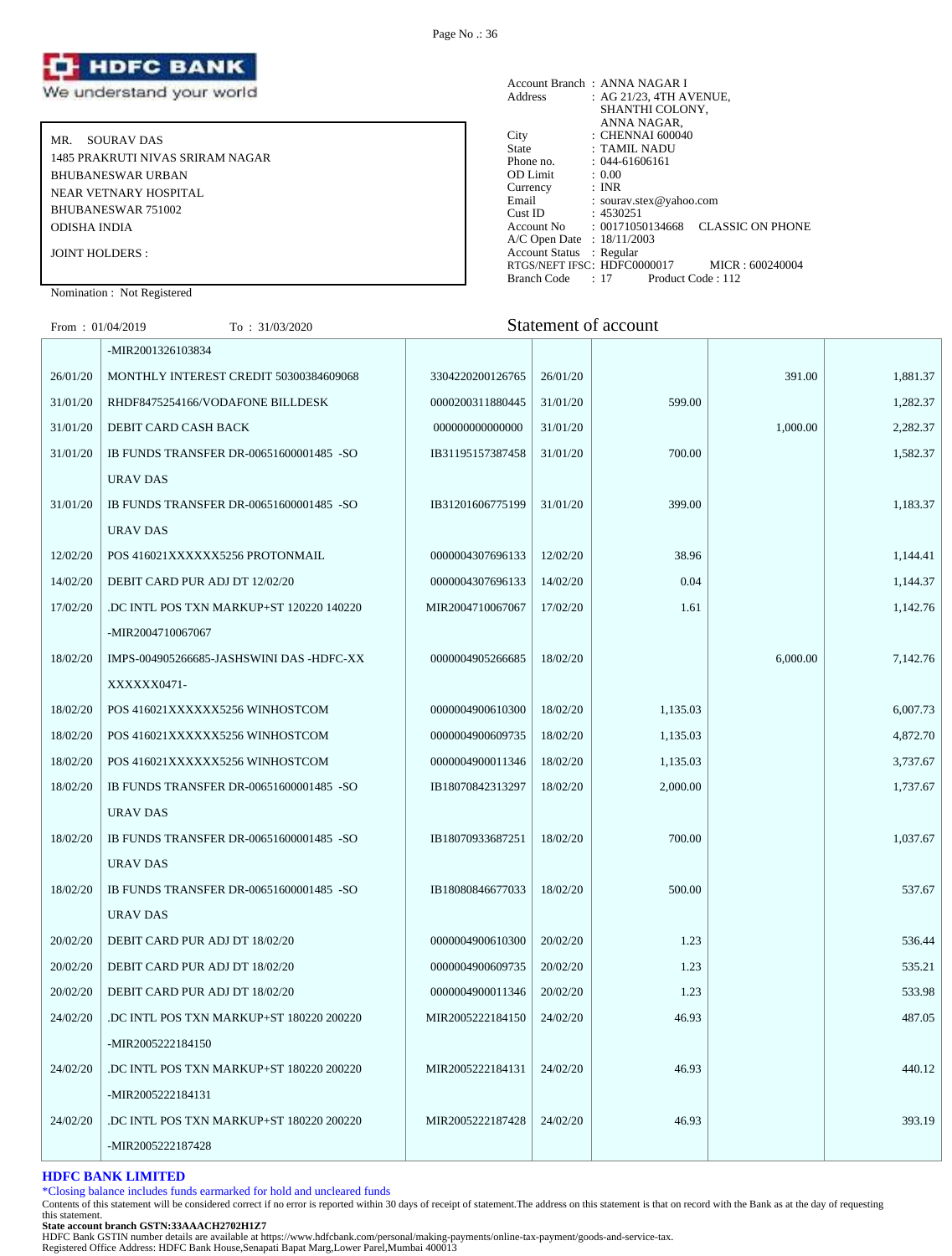**HDFC BANK**
We understand your world

MR. SOURAV DAS
1485 PRAKRUTI NIVAS SRIRAM NAGAR
BHUBANESWAR URBAN
NEAR VETNARY HOSPITAL
BHUBANESWAR 751002
ODISHA INDIA

JOINT HOLDERS :

Nomination : Not Registered

Account Branch : ANNA NAGAR I
Address : AG 21/23, 4TH AVENUE, SHANTHI COLONY, ANNA NAGAR,
City : CHENNAI 600040
State : TAMIL NADU
Phone no. : 044-61606161
OD Limit : 0.00
Currency : INR
Email : sourav.stex@yahoo.com
Cust ID : 4530251
Account No : 00171050134668 CLASSIC ON PHONE
A/C Open Date : 18/11/2003
Account Status : Regular
RTGS/NEFT IFSC: HDFC0000017 MICR : 600240004
Branch Code : 17 Product Code : 112

From : 01/04/2019 To : 31/03/2020

## Statement of account

| Date | Narration | Chq./Ref.No. | Value Dt | Withdrawal Amt. | Deposit Amt. | Closing Balance |
|---|---|---|---|---|---|---|
| | -MIR2001326103834 | | | | | |
| 26/01/20 | MONTHLY INTEREST CREDIT 50300384609068 | 3304220200126765 | 26/01/20 | | 391.00 | 1,881.37 |
| 31/01/20 | RHDF8475254166/VODAFONE BILLDESK | 0000200311880445 | 31/01/20 | 599.00 | | 1,282.37 |
| 31/01/20 | DEBIT CARD CASH BACK | 000000000000000 | 31/01/20 | | 1,000.00 | 2,282.37 |
| 31/01/20 | IB FUNDS TRANSFER DR-00651600001485 -SOURAV DAS | IB31195157387458 | 31/01/20 | 700.00 | | 1,582.37 |
| 31/01/20 | IB FUNDS TRANSFER DR-00651600001485 -SOURAV DAS | IB31201606775199 | 31/01/20 | 399.00 | | 1,183.37 |
| 12/02/20 | POS 416021XXXXXX5256 PROTONMAIL | 0000004307696133 | 12/02/20 | 38.96 | | 1,144.41 |
| 14/02/20 | DEBIT CARD PUR ADJ DT 12/02/20 | 0000004307696133 | 14/02/20 | 0.04 | | 1,144.37 |
| 17/02/20 | .DC INTL POS TXN MARKUP+ST 120220 140220 -MIR2004710067067 | MIR2004710067067 | 17/02/20 | 1.61 | | 1,142.76 |
| 18/02/20 | IMPS-004905266685-JASHSWINI DAS -HDFC-XXXXXXXX0471- | 0000004905266685 | 18/02/20 | | 6,000.00 | 7,142.76 |
| 18/02/20 | POS 416021XXXXXX5256 WINHOSTCOM | 0000004900610300 | 18/02/20 | 1,135.03 | | 6,007.73 |
| 18/02/20 | POS 416021XXXXXX5256 WINHOSTCOM | 0000004900609735 | 18/02/20 | 1,135.03 | | 4,872.70 |
| 18/02/20 | POS 416021XXXXXX5256 WINHOSTCOM | 0000004900011346 | 18/02/20 | 1,135.03 | | 3,737.67 |
| 18/02/20 | IB FUNDS TRANSFER DR-00651600001485 -SOURAV DAS | IB18070842313297 | 18/02/20 | 2,000.00 | | 1,737.67 |
| 18/02/20 | IB FUNDS TRANSFER DR-00651600001485 -SOURAV DAS | IB18070933687251 | 18/02/20 | 700.00 | | 1,037.67 |
| 18/02/20 | IB FUNDS TRANSFER DR-00651600001485 -SOURAV DAS | IB18080846677033 | 18/02/20 | 500.00 | | 537.67 |
| 20/02/20 | DEBIT CARD PUR ADJ DT 18/02/20 | 0000004900610300 | 20/02/20 | 1.23 | | 536.44 |
| 20/02/20 | DEBIT CARD PUR ADJ DT 18/02/20 | 0000004900609735 | 20/02/20 | 1.23 | | 535.21 |
| 20/02/20 | DEBIT CARD PUR ADJ DT 18/02/20 | 0000004900011346 | 20/02/20 | 1.23 | | 533.98 |
| 24/02/20 | .DC INTL POS TXN MARKUP+ST 180220 200220 -MIR2005222184150 | MIR2005222184150 | 24/02/20 | 46.93 | | 487.05 |
| 24/02/20 | .DC INTL POS TXN MARKUP+ST 180220 200220 -MIR2005222184131 | MIR2005222184131 | 24/02/20 | 46.93 | | 440.12 |
| 24/02/20 | .DC INTL POS TXN MARKUP+ST 180220 200220 -MIR2005222187428 | MIR2005222187428 | 24/02/20 | 46.93 | | 393.19 |

**HDFC BANK LIMITED**

*Closing balance includes funds earmarked for hold and uncleared funds

Contents of this statement will be considered correct if no error is reported within 30 days of receipt of statement.The address on this statement is that on record with the Bank as at the day of requesting this statement.

**State account branch GSTN:33AAACH2702H1Z7**

HDFC Bank GSTIN number details are available at https://www.hdfcbank.com/personal/making-payments/online-tax-payment/goods-and-service-tax.

Registered Office Address: HDFC Bank House,Senapati Bapat Marg,Lower Parel,Mumbai 400013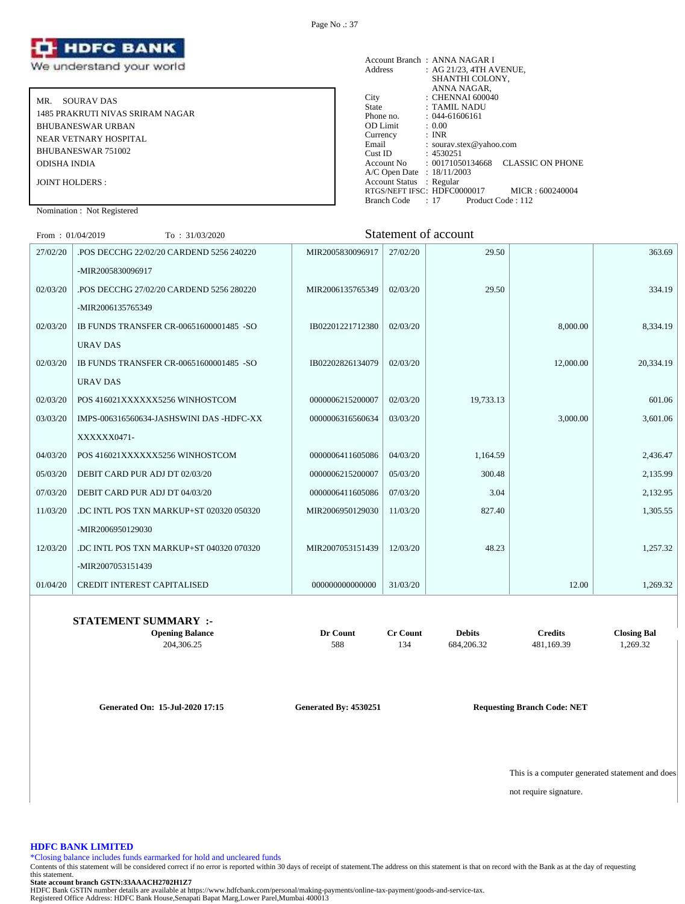**HDFC BANK**
We understand your world

MR. SOURAV DAS
1485 PRAKRUTI NIVAS SRIRAM NAGAR
BHUBANESWAR URBAN
NEAR VETNARY HOSPITAL
BHUBANESWAR 751002
ODISHA INDIA

JOINT HOLDERS :

Nomination : Not Registered

Account Branch : ANNA NAGAR I
Address : AG 21/23, 4TH AVENUE, SHANTHI COLONY, ANNA NAGAR,
City : CHENNAI 600040
State : TAMIL NADU
Phone no. : 044-61606161
OD Limit : 0.00
Currency : INR
Email : sourav.stex@yahoo.com
Cust ID : 4530251
Account No : 00171050134668 CLASSIC ON PHONE
A/C Open Date : 18/11/2003
Account Status : Regular
RTGS/NEFT IFSC: HDFC0000017 MICR : 600240004
Branch Code : 17 Product Code : 112

From : 01/04/2019 To : 31/03/2020

## Statement of account

| | | | | | | |
|---|---|---|---|---|---|---|
| 27/02/20 | .POS DECCHG 22/02/20 CARDEND 5256 240220 -MIR2005830096917 | MIR2005830096917 | 27/02/20 | 29.50 | | 363.69 |
| 02/03/20 | .POS DECCHG 27/02/20 CARDEND 5256 280220 -MIR2006135765349 | MIR2006135765349 | 02/03/20 | 29.50 | | 334.19 |
| 02/03/20 | IB FUNDS TRANSFER CR-00651600001485 -SOURAV DAS | IB02201221712380 | 02/03/20 | | 8,000.00 | 8,334.19 |
| 02/03/20 | IB FUNDS TRANSFER CR-00651600001485 -SOURAV DAS | IB02202826134079 | 02/03/20 | | 12,000.00 | 20,334.19 |
| 02/03/20 | POS 416021XXXXXX5256 WINHOSTCOM | 0000006215200007 | 02/03/20 | 19,733.13 | | 601.06 |
| 03/03/20 | IMPS-006316560634-JASHSWINI DAS -HDFC-XXXXXXXX0471- | 0000006316560634 | 03/03/20 | | 3,000.00 | 3,601.06 |
| 04/03/20 | POS 416021XXXXXX5256 WINHOSTCOM | 0000006411605086 | 04/03/20 | 1,164.59 | | 2,436.47 |
| 05/03/20 | DEBIT CARD PUR ADJ DT 02/03/20 | 0000006215200007 | 05/03/20 | 300.48 | | 2,135.99 |
| 07/03/20 | DEBIT CARD PUR ADJ DT 04/03/20 | 0000006411605086 | 07/03/20 | 3.04 | | 2,132.95 |
| 11/03/20 | .DC INTL POS TXN MARKUP+ST 020320 050320 -MIR2006950129030 | MIR2006950129030 | 11/03/20 | 827.40 | | 1,305.55 |
| 12/03/20 | .DC INTL POS TXN MARKUP+ST 040320 070320 -MIR2007053151439 | MIR2007053151439 | 12/03/20 | 48.23 | | 1,257.32 |
| 01/04/20 | CREDIT INTEREST CAPITALISED | 000000000000000 | 31/03/20 | | 12.00 | 1,269.32 |

### STATEMENT SUMMARY :-

| Opening Balance | Dr Count | Cr Count | Debits | Credits | Closing Bal |
|---|---|---|---|---|---|
| 204,306.25 | 588 | 134 | 684,206.32 | 481,169.39 | 1,269.32 |

**Generated On: 15-Jul-2020 17:15** **Generated By: 4530251** **Requesting Branch Code: NET**

This is a computer generated statement and does not require signature.

**HDFC BANK LIMITED**
*Closing balance includes funds earmarked for hold and uncleared funds
Contents of this statement will be considered correct if no error is reported within 30 days of receipt of statement.The address on this statement is that on record with the Bank as at the day of requesting this statement.
**State account branch GSTN:33AAACH2702H1Z7**
HDFC Bank GSTIN number details are available at https://www.hdfcbank.com/personal/making-payments/online-tax-payment/goods-and-service-tax.
Registered Office Address: HDFC Bank House,Senapati Bapat Marg,Lower Parel,Mumbai 400013